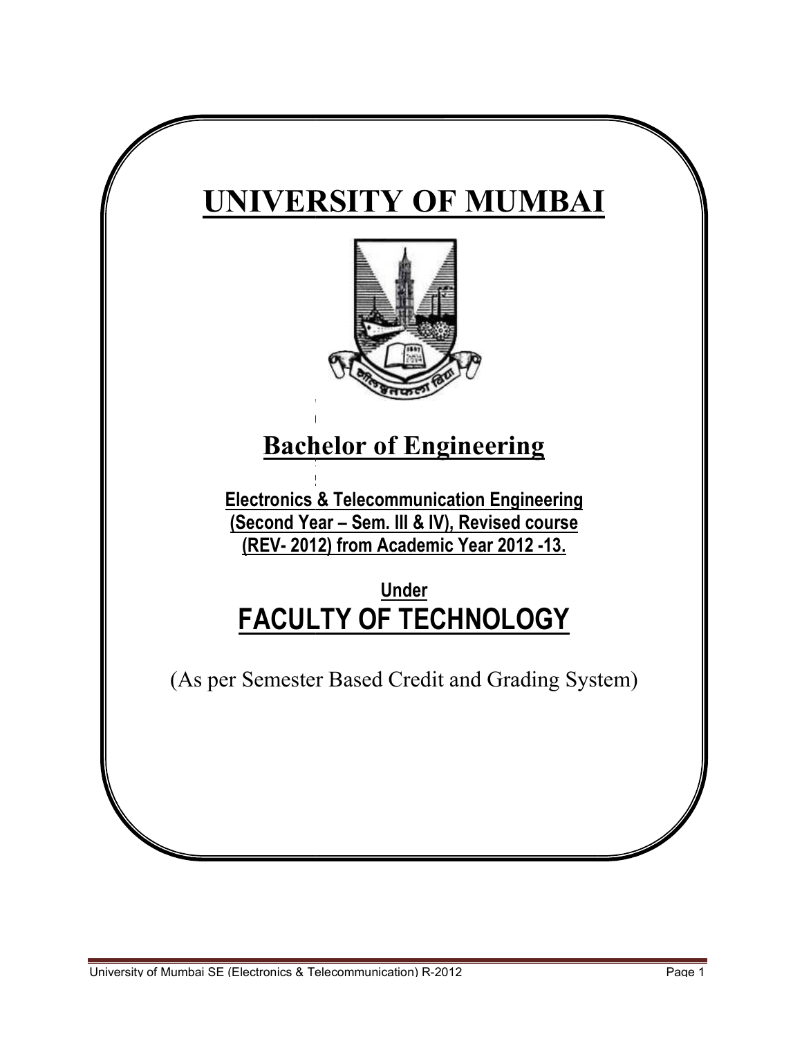# UNIVERSITY OF MUMBAI

## Bachelor of Engineering

**Electronics & Telecommunication Engineering**
**(Second Year – Sem. III & IV), Revised course**
**(REV- 2012) from Academic Year 2012 -13.**

**Under**

## FACULTY OF TECHNOLOGY

(As per Semester Based Credit and Grading System)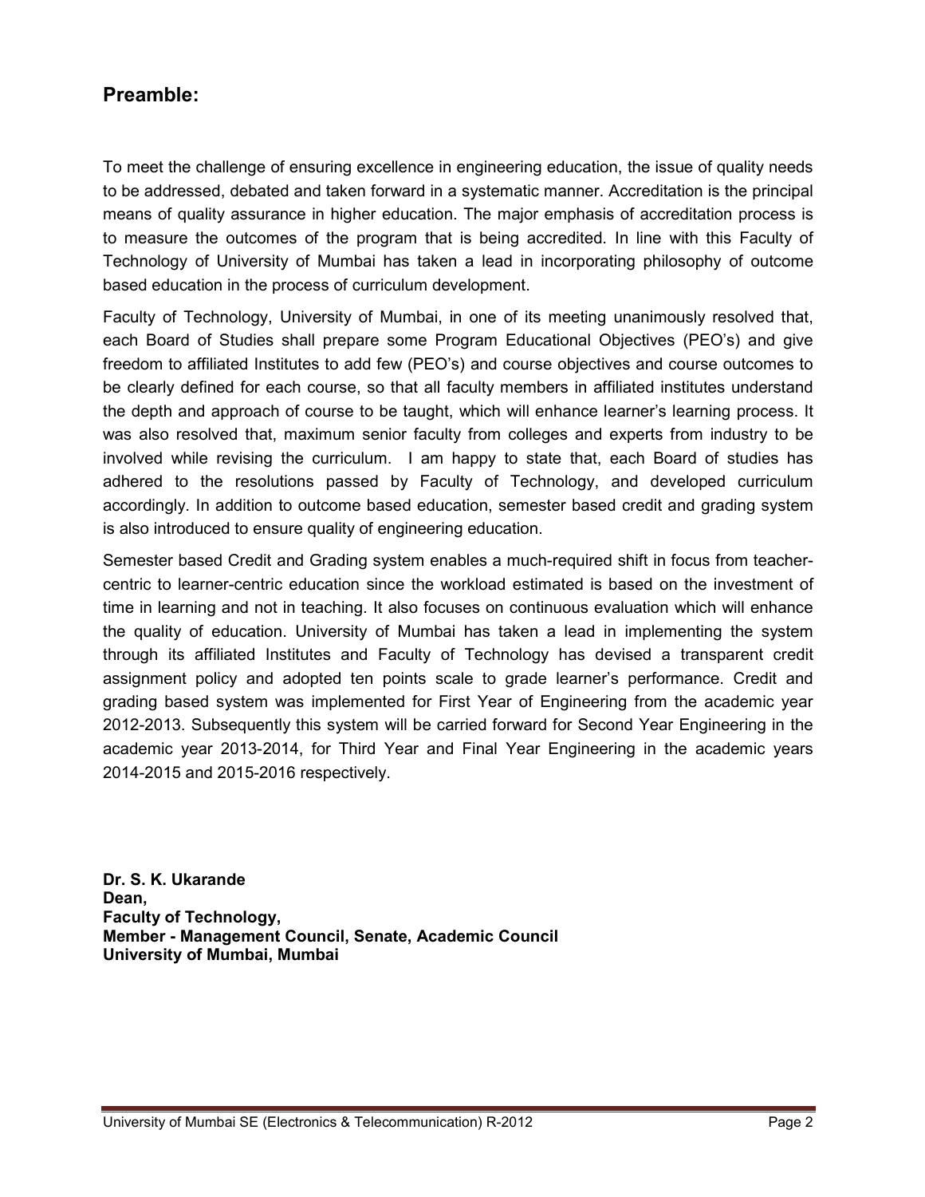## Preamble:

To meet the challenge of ensuring excellence in engineering education, the issue of quality needs to be addressed, debated and taken forward in a systematic manner. Accreditation is the principal means of quality assurance in higher education. The major emphasis of accreditation process is to measure the outcomes of the program that is being accredited. In line with this Faculty of Technology of University of Mumbai has taken a lead in incorporating philosophy of outcome based education in the process of curriculum development.

Faculty of Technology, University of Mumbai, in one of its meeting unanimously resolved that, each Board of Studies shall prepare some Program Educational Objectives (PEO's) and give freedom to affiliated Institutes to add few (PEO's) and course objectives and course outcomes to be clearly defined for each course, so that all faculty members in affiliated institutes understand the depth and approach of course to be taught, which will enhance learner's learning process. It was also resolved that, maximum senior faculty from colleges and experts from industry to be involved while revising the curriculum. I am happy to state that, each Board of studies has adhered to the resolutions passed by Faculty of Technology, and developed curriculum accordingly. In addition to outcome based education, semester based credit and grading system is also introduced to ensure quality of engineering education.

Semester based Credit and Grading system enables a much-required shift in focus from teacher-centric to learner-centric education since the workload estimated is based on the investment of time in learning and not in teaching. It also focuses on continuous evaluation which will enhance the quality of education. University of Mumbai has taken a lead in implementing the system through its affiliated Institutes and Faculty of Technology has devised a transparent credit assignment policy and adopted ten points scale to grade learner's performance. Credit and grading based system was implemented for First Year of Engineering from the academic year 2012-2013. Subsequently this system will be carried forward for Second Year Engineering in the academic year 2013-2014, for Third Year and Final Year Engineering in the academic years 2014-2015 and 2015-2016 respectively.

**Dr. S. K. Ukarande**
**Dean,**
**Faculty of Technology,**
**Member - Management Council, Senate, Academic Council**
**University of Mumbai, Mumbai**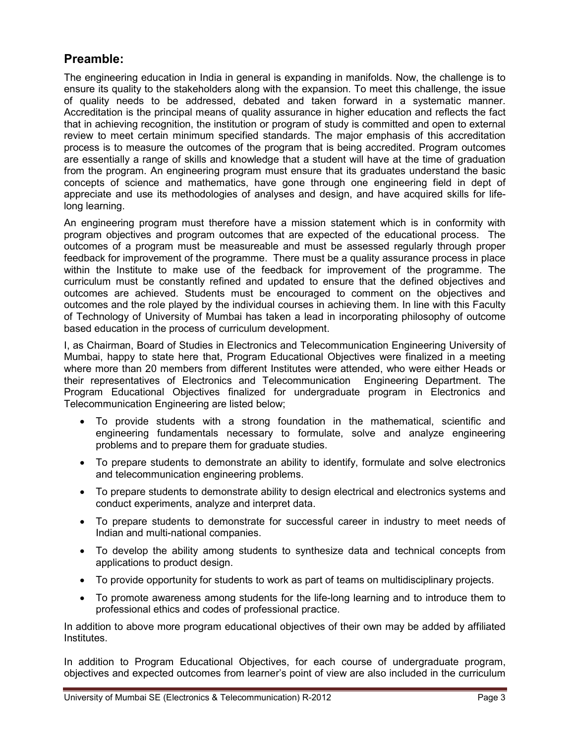## Preamble:

The engineering education in India in general is expanding in manifolds. Now, the challenge is to ensure its quality to the stakeholders along with the expansion. To meet this challenge, the issue of quality needs to be addressed, debated and taken forward in a systematic manner. Accreditation is the principal means of quality assurance in higher education and reflects the fact that in achieving recognition, the institution or program of study is committed and open to external review to meet certain minimum specified standards. The major emphasis of this accreditation process is to measure the outcomes of the program that is being accredited. Program outcomes are essentially a range of skills and knowledge that a student will have at the time of graduation from the program. An engineering program must ensure that its graduates understand the basic concepts of science and mathematics, have gone through one engineering field in dept of appreciate and use its methodologies of analyses and design, and have acquired skills for life-long learning.

An engineering program must therefore have a mission statement which is in conformity with program objectives and program outcomes that are expected of the educational process. The outcomes of a program must be measureable and must be assessed regularly through proper feedback for improvement of the programme. There must be a quality assurance process in place within the Institute to make use of the feedback for improvement of the programme. The curriculum must be constantly refined and updated to ensure that the defined objectives and outcomes are achieved. Students must be encouraged to comment on the objectives and outcomes and the role played by the individual courses in achieving them. In line with this Faculty of Technology of University of Mumbai has taken a lead in incorporating philosophy of outcome based education in the process of curriculum development.

I, as Chairman, Board of Studies in Electronics and Telecommunication Engineering University of Mumbai, happy to state here that, Program Educational Objectives were finalized in a meeting where more than 20 members from different Institutes were attended, who were either Heads or their representatives of Electronics and Telecommunication Engineering Department. The Program Educational Objectives finalized for undergraduate program in Electronics and Telecommunication Engineering are listed below;

- To provide students with a strong foundation in the mathematical, scientific and engineering fundamentals necessary to formulate, solve and analyze engineering problems and to prepare them for graduate studies.
- To prepare students to demonstrate an ability to identify, formulate and solve electronics and telecommunication engineering problems.
- To prepare students to demonstrate ability to design electrical and electronics systems and conduct experiments, analyze and interpret data.
- To prepare students to demonstrate for successful career in industry to meet needs of Indian and multi-national companies.
- To develop the ability among students to synthesize data and technical concepts from applications to product design.
- To provide opportunity for students to work as part of teams on multidisciplinary projects.
- To promote awareness among students for the life-long learning and to introduce them to professional ethics and codes of professional practice.

In addition to above more program educational objectives of their own may be added by affiliated Institutes.

In addition to Program Educational Objectives, for each course of undergraduate program, objectives and expected outcomes from learner's point of view are also included in the curriculum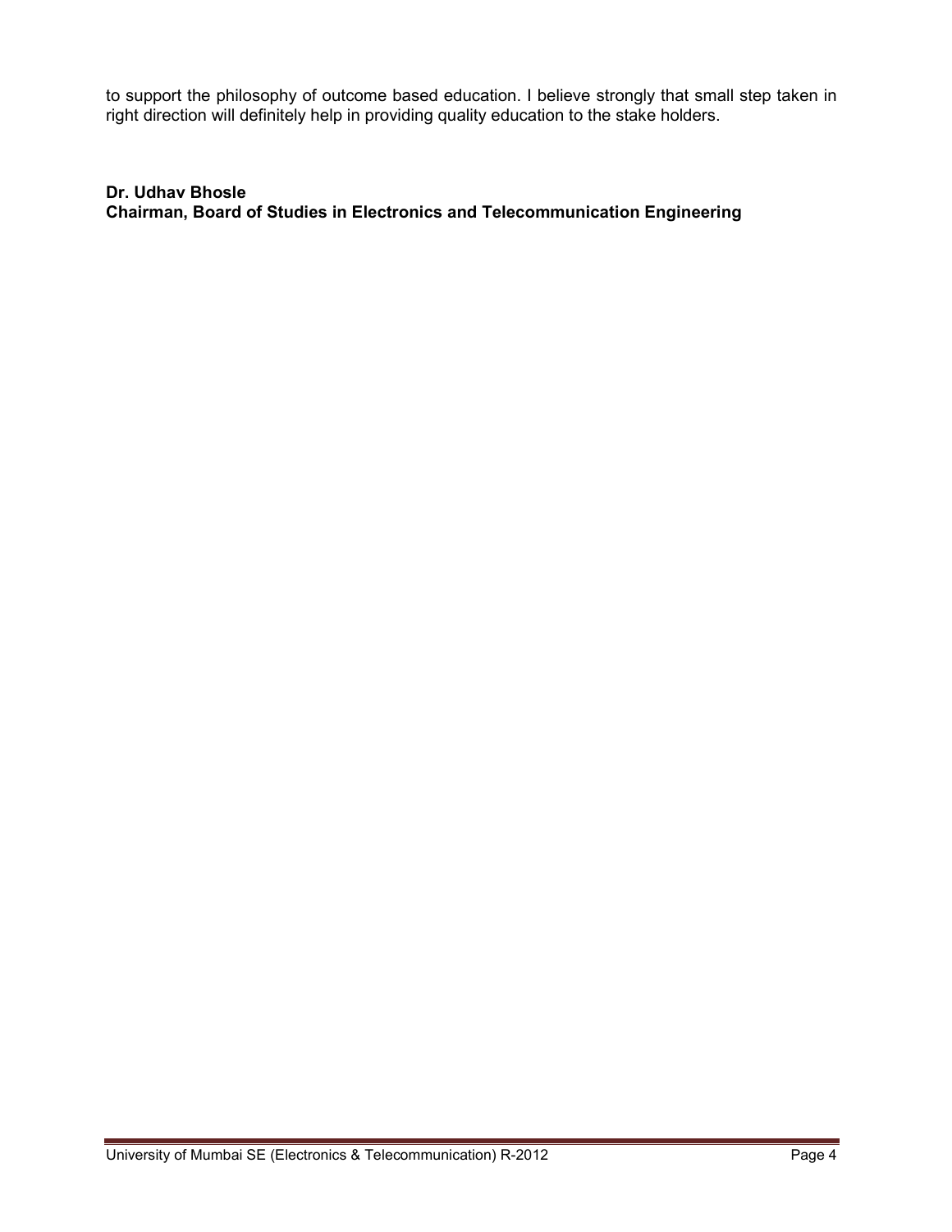to support the philosophy of outcome based education. I believe strongly that small step taken in right direction will definitely help in providing quality education to the stake holders.

**Dr. Udhav Bhosle**
**Chairman, Board of Studies in Electronics and Telecommunication Engineering**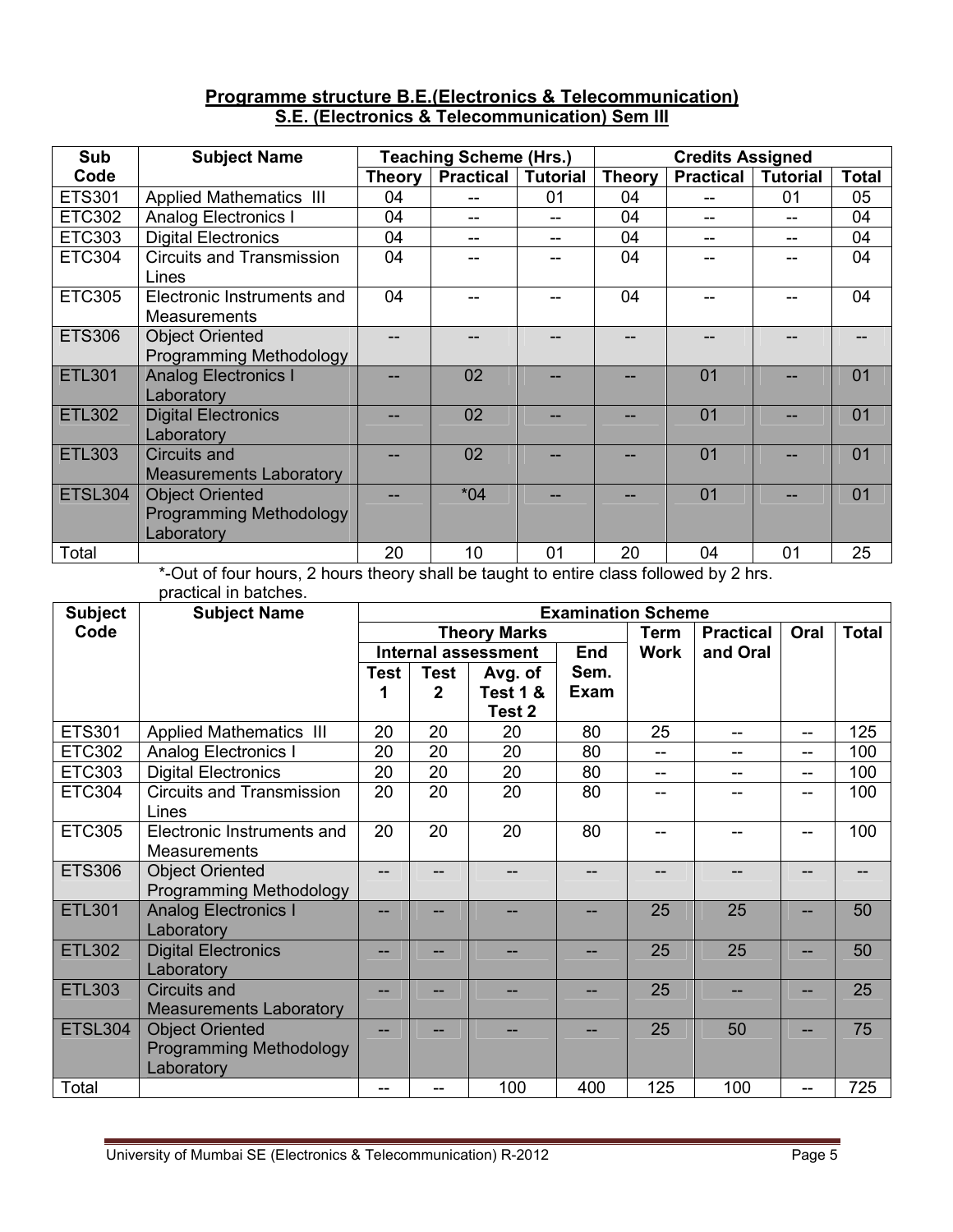## Programme structure B.E.(Electronics & Telecommunication)
## S.E. (Electronics & Telecommunication) Sem III

| Sub Code | Subject Name | Teaching Scheme (Hrs.) | | | Credits Assigned | | | |
|---|---|---|---|---|---|---|---|---|
| | | Theory | Practical | Tutorial | Theory | Practical | Tutorial | Total |
| ETS301 | Applied Mathematics III | 04 | -- | 01 | 04 | -- | 01 | 05 |
| ETC302 | Analog Electronics I | 04 | -- | -- | 04 | -- | -- | 04 |
| ETC303 | Digital Electronics | 04 | -- | -- | 04 | -- | -- | 04 |
| ETC304 | Circuits and Transmission Lines | 04 | -- | -- | 04 | -- | -- | 04 |
| ETC305 | Electronic Instruments and Measurements | 04 | -- | -- | 04 | -- | -- | 04 |
| ETS306 | Object Oriented Programming Methodology | -- | -- | -- | -- | -- | -- | -- |
| ETL301 | Analog Electronics I Laboratory | -- | 02 | -- | -- | 01 | -- | 01 |
| ETL302 | Digital Electronics Laboratory | -- | 02 | -- | -- | 01 | -- | 01 |
| ETL303 | Circuits and Measurements Laboratory | -- | 02 | -- | -- | 01 | -- | 01 |
| ETSL304 | Object Oriented Programming Methodology Laboratory | -- | *04 | -- | -- | 01 | -- | 01 |
| Total | | 20 | 10 | 01 | 20 | 04 | 01 | 25 |

*-Out of four hours, 2 hours theory shall be taught to entire class followed by 2 hrs. practical in batches.

| Subject Code | Subject Name | Examination Scheme | | | | | | | |
|---|---|---|---|---|---|---|---|---|---|
| | | Theory Marks | | | | Term Work | Practical and Oral | Oral | Total |
| | | Internal assessment | | | End Sem. Exam | | | | |
| | | Test 1 | Test 2 | Avg. of Test 1 & Test 2 | | | | | |
| ETS301 | Applied Mathematics III | 20 | 20 | 20 | 80 | 25 | -- | -- | 125 |
| ETC302 | Analog Electronics I | 20 | 20 | 20 | 80 | -- | -- | -- | 100 |
| ETC303 | Digital Electronics | 20 | 20 | 20 | 80 | -- | -- | -- | 100 |
| ETC304 | Circuits and Transmission Lines | 20 | 20 | 20 | 80 | -- | -- | -- | 100 |
| ETC305 | Electronic Instruments and Measurements | 20 | 20 | 20 | 80 | -- | -- | -- | 100 |
| ETS306 | Object Oriented Programming Methodology | -- | -- | -- | -- | -- | -- | -- | -- |
| ETL301 | Analog Electronics I Laboratory | -- | -- | -- | -- | 25 | 25 | -- | 50 |
| ETL302 | Digital Electronics Laboratory | -- | -- | -- | -- | 25 | 25 | -- | 50 |
| ETL303 | Circuits and Measurements Laboratory | -- | -- | -- | -- | 25 | -- | -- | 25 |
| ETSL304 | Object Oriented Programming Methodology Laboratory | -- | -- | -- | -- | 25 | 50 | -- | 75 |
| Total | | -- | -- | 100 | 400 | 125 | 100 | -- | 725 |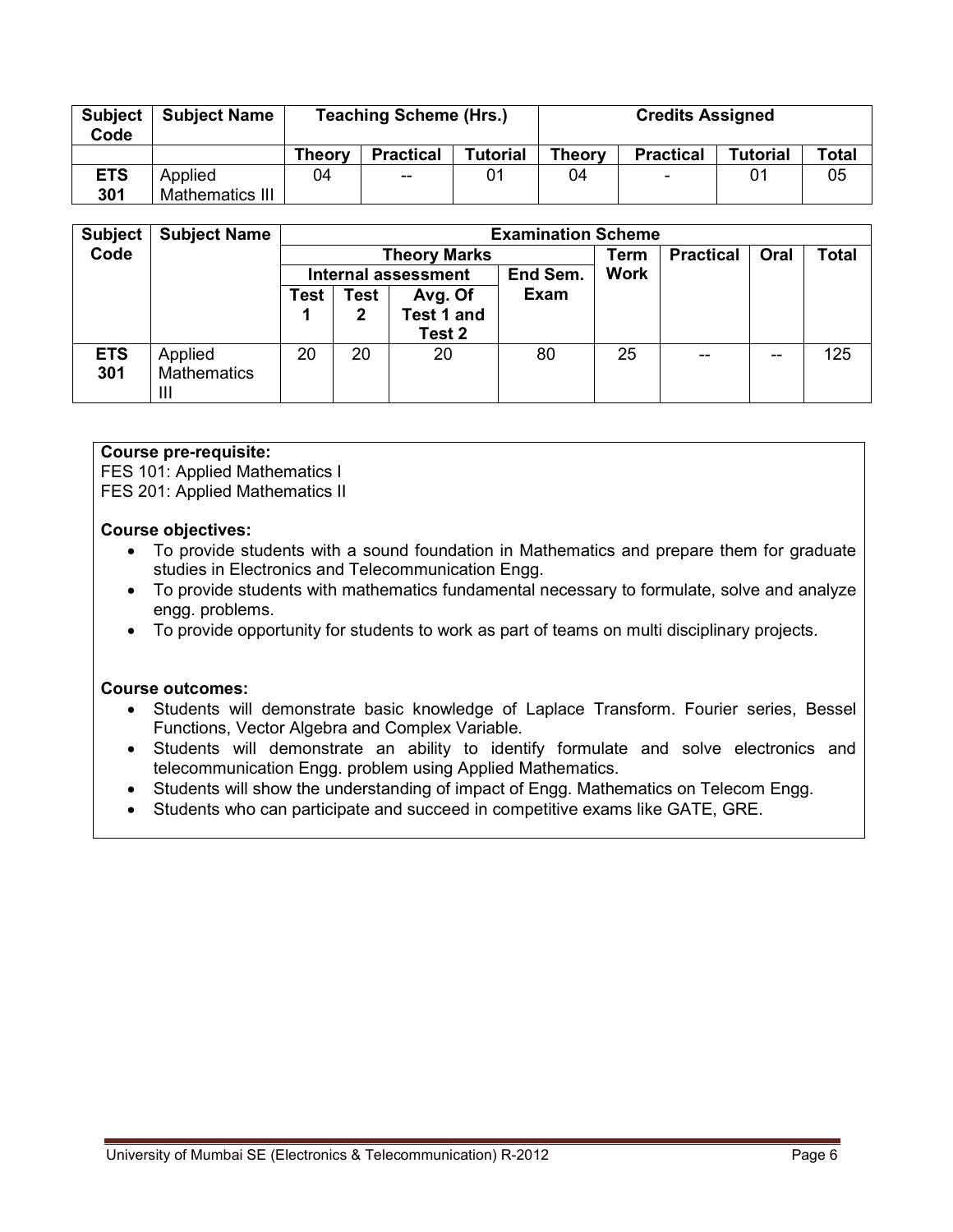| Subject Code | Subject Name | Teaching Scheme (Hrs.) | | | Credits Assigned | | | |
|---|---|---|---|---|---|---|---|---|
| | | Theory | Practical | Tutorial | Theory | Practical | Tutorial | Total |
| ETS 301 | Applied Mathematics III | 04 | -- | 01 | 04 | - | 01 | 05 |

| Subject Code | Subject Name | Examination Scheme | | | | | | | |
|---|---|---|---|---|---|---|---|---|---|
| | | Theory Marks | | | | Term Work | Practical | Oral | Total |
| | | Internal assessment | | | End Sem. Exam | | | | |
| | | Test 1 | Test 2 | Avg. Of Test 1 and Test 2 | | | | | |
| ETS 301 | Applied Mathematics III | 20 | 20 | 20 | 80 | 25 | -- | -- | 125 |

**Course pre-requisite:**
FES 101: Applied Mathematics I
FES 201: Applied Mathematics II

**Course objectives:**

- To provide students with a sound foundation in Mathematics and prepare them for graduate studies in Electronics and Telecommunication Engg.
- To provide students with mathematics fundamental necessary to formulate, solve and analyze engg. problems.
- To provide opportunity for students to work as part of teams on multi disciplinary projects.

**Course outcomes:**

- Students will demonstrate basic knowledge of Laplace Transform. Fourier series, Bessel Functions, Vector Algebra and Complex Variable.
- Students will demonstrate an ability to identify formulate and solve electronics and telecommunication Engg. problem using Applied Mathematics.
- Students will show the understanding of impact of Engg. Mathematics on Telecom Engg.
- Students who can participate and succeed in competitive exams like GATE, GRE.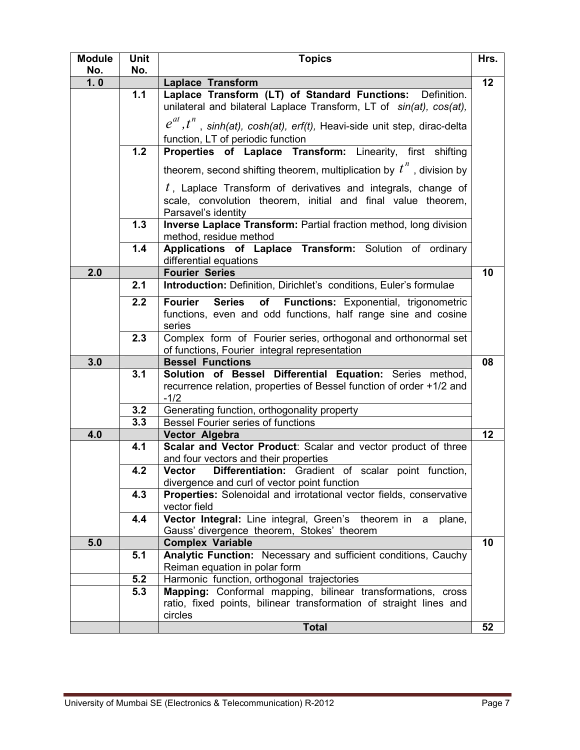| Module No. | Unit No. | Topics | Hrs. |
|---|---|---|---|
| **1. 0** | | **Laplace Transform** | **12** |
| | **1.1** | **Laplace Transform (LT) of Standard Functions:** Definition. unilateral and bilateral Laplace Transform, LT of *sin(at), cos(at),* $e^{at}, t^n$, *sinh(at), cosh(at), erf(t),* Heavi-side unit step, dirac-delta function, LT of periodic function | |
| | **1.2** | **Properties of Laplace Transform:** Linearity, first shifting theorem, second shifting theorem, multiplication by $t^n$, division by $t$, Laplace Transform of derivatives and integrals, change of scale, convolution theorem, initial and final value theorem, Parsavel's identity | |
| | **1.3** | **Inverse Laplace Transform:** Partial fraction method, long division method, residue method | |
| | **1.4** | **Applications of Laplace Transform:** Solution of ordinary differential equations | |
| **2.0** | | **Fourier Series** | **10** |
| | **2.1** | **Introduction:** Definition, Dirichlet's conditions, Euler's formulae | |
| | **2.2** | **Fourier Series of Functions:** Exponential, trigonometric functions, even and odd functions, half range sine and cosine series | |
| | **2.3** | Complex form of Fourier series, orthogonal and orthonormal set of functions, Fourier integral representation | |
| **3.0** | | **Bessel Functions** | **08** |
| | **3.1** | **Solution of Bessel Differential Equation:** Series method, recurrence relation, properties of Bessel function of order +1/2 and -1/2 | |
| | **3.2** | Generating function, orthogonality property | |
| | **3.3** | Bessel Fourier series of functions | |
| **4.0** | | **Vector Algebra** | **12** |
| | **4.1** | **Scalar and Vector Product**: Scalar and vector product of three and four vectors and their properties | |
| | **4.2** | **Vector Differentiation:** Gradient of scalar point function, divergence and curl of vector point function | |
| | **4.3** | **Properties:** Solenoidal and irrotational vector fields, conservative vector field | |
| | **4.4** | **Vector Integral:** Line integral, Green's theorem in a plane, Gauss' divergence theorem, Stokes' theorem | |
| **5.0** | | **Complex Variable** | **10** |
| | **5.1** | **Analytic Function:** Necessary and sufficient conditions, Cauchy Reiman equation in polar form | |
| | **5.2** | Harmonic function, orthogonal trajectories | |
| | **5.3** | **Mapping:** Conformal mapping, bilinear transformations, cross ratio, fixed points, bilinear transformation of straight lines and circles | |
| | | **Total** | **52** |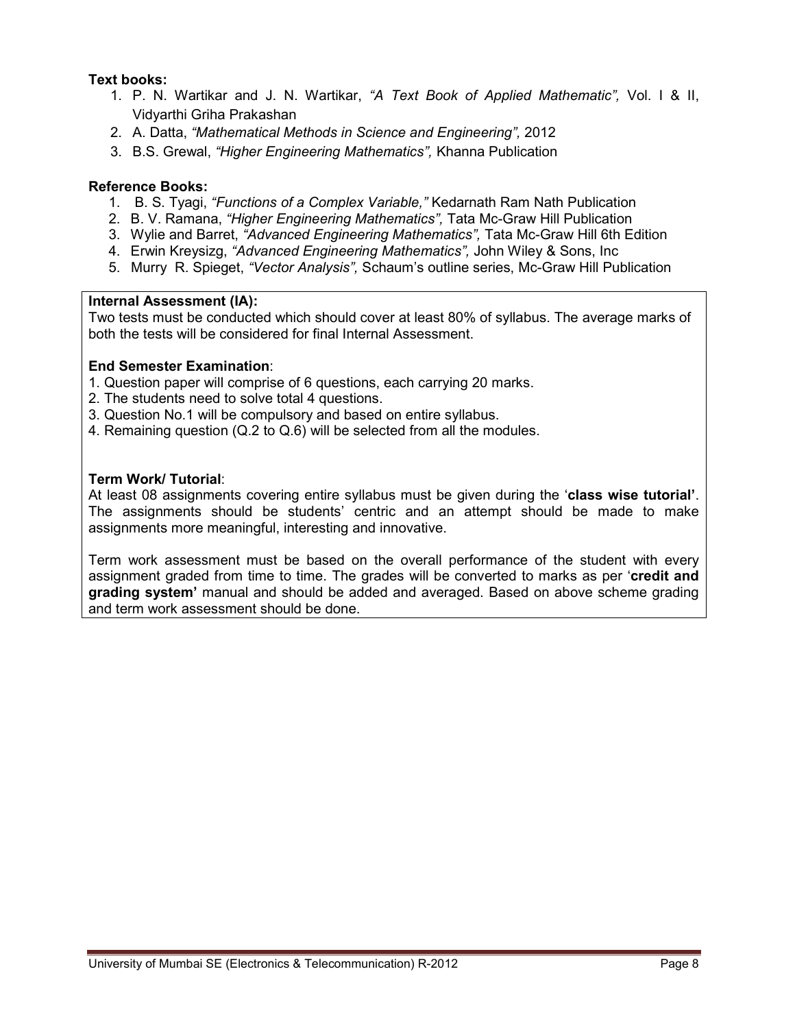**Text books:**

1. P. N. Wartikar and J. N. Wartikar, *"A Text Book of Applied Mathematic",* Vol. I & II, Vidyarthi Griha Prakashan
2. A. Datta, *"Mathematical Methods in Science and Engineering",* 2012
3. B.S. Grewal, *"Higher Engineering Mathematics",* Khanna Publication

**Reference Books:**

1. B. S. Tyagi, *"Functions of a Complex Variable,"* Kedarnath Ram Nath Publication
2. B. V. Ramana, *"Higher Engineering Mathematics",* Tata Mc-Graw Hill Publication
3. Wylie and Barret, *"Advanced Engineering Mathematics",* Tata Mc-Graw Hill 6th Edition
4. Erwin Kreysizg, *"Advanced Engineering Mathematics",* John Wiley & Sons, Inc
5. Murry R. Spieget, *"Vector Analysis",* Schaum's outline series, Mc-Graw Hill Publication

**Internal Assessment (IA):**

Two tests must be conducted which should cover at least 80% of syllabus. The average marks of both the tests will be considered for final Internal Assessment.

**End Semester Examination**:

1. Question paper will comprise of 6 questions, each carrying 20 marks.
2. The students need to solve total 4 questions.
3. Question No.1 will be compulsory and based on entire syllabus.
4. Remaining question (Q.2 to Q.6) will be selected from all the modules.

**Term Work/ Tutorial**:

At least 08 assignments covering entire syllabus must be given during the '**class wise tutorial'**. The assignments should be students' centric and an attempt should be made to make assignments more meaningful, interesting and innovative.

Term work assessment must be based on the overall performance of the student with every assignment graded from time to time. The grades will be converted to marks as per '**credit and grading system'** manual and should be added and averaged. Based on above scheme grading and term work assessment should be done.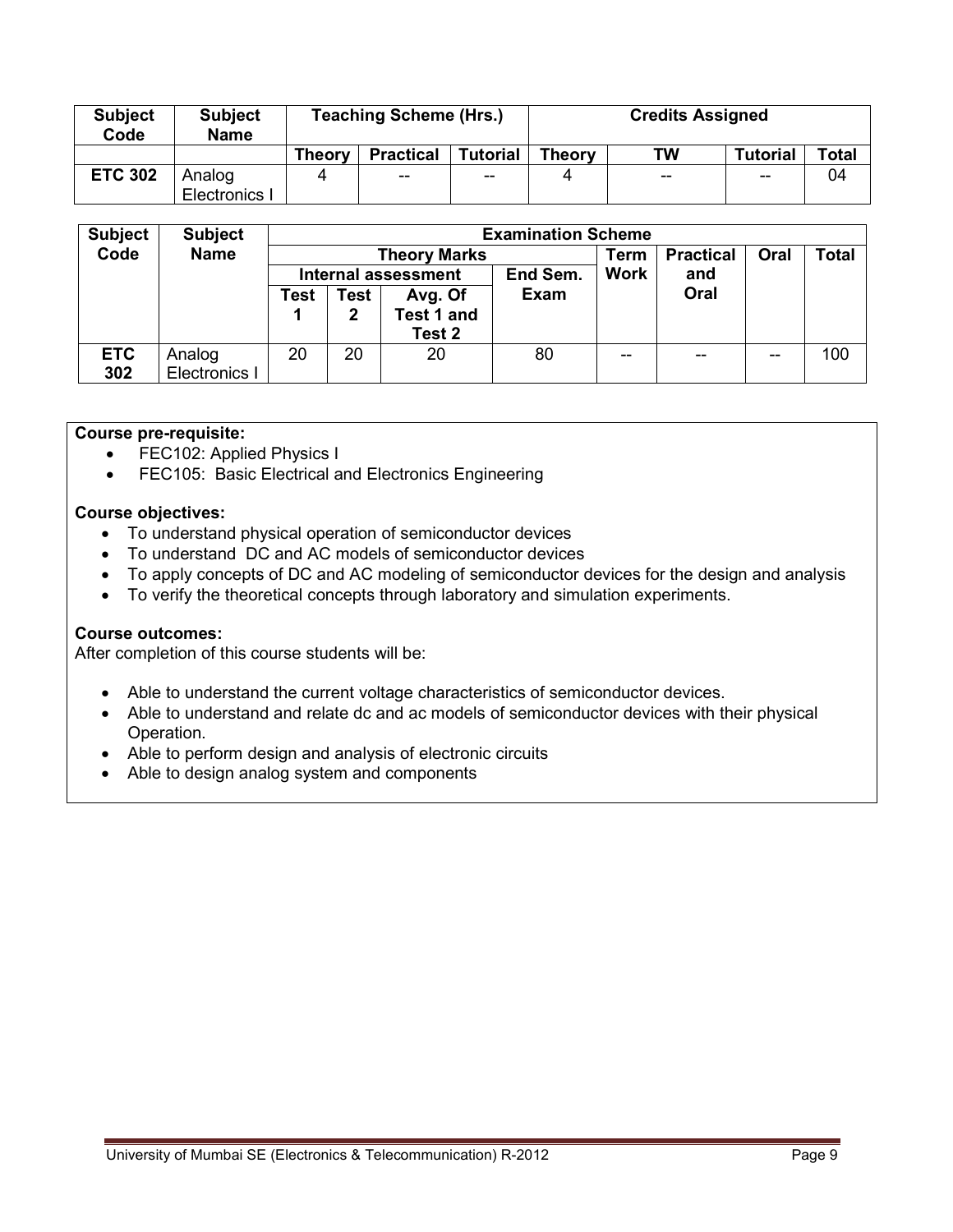| Subject Code | Subject Name | Teaching Scheme (Hrs.) | | | Credits Assigned | | | |
|---|---|---|---|---|---|---|---|---|
| | | Theory | Practical | Tutorial | Theory | TW | Tutorial | Total |
| **ETC 302** | Analog Electronics I | 4 | -- | -- | 4 | -- | -- | 04 |

| Subject Code | Subject Name | Examination Scheme | | | | | | | |
|---|---|---|---|---|---|---|---|---|---|
| | | Theory Marks | | | | Term Work | Practical and Oral | Oral | Total |
| | | Internal assessment | | | End Sem. Exam | | | | |
| | | Test 1 | Test 2 | Avg. Of Test 1 and Test 2 | | | | | |
| **ETC 302** | Analog Electronics I | 20 | 20 | 20 | 80 | -- | -- | -- | 100 |

**Course pre-requisite:**

- FEC102: Applied Physics I
- FEC105: Basic Electrical and Electronics Engineering

**Course objectives:**

- To understand physical operation of semiconductor devices
- To understand DC and AC models of semiconductor devices
- To apply concepts of DC and AC modeling of semiconductor devices for the design and analysis
- To verify the theoretical concepts through laboratory and simulation experiments.

**Course outcomes:**

After completion of this course students will be:

- Able to understand the current voltage characteristics of semiconductor devices.
- Able to understand and relate dc and ac models of semiconductor devices with their physical Operation.
- Able to perform design and analysis of electronic circuits
- Able to design analog system and components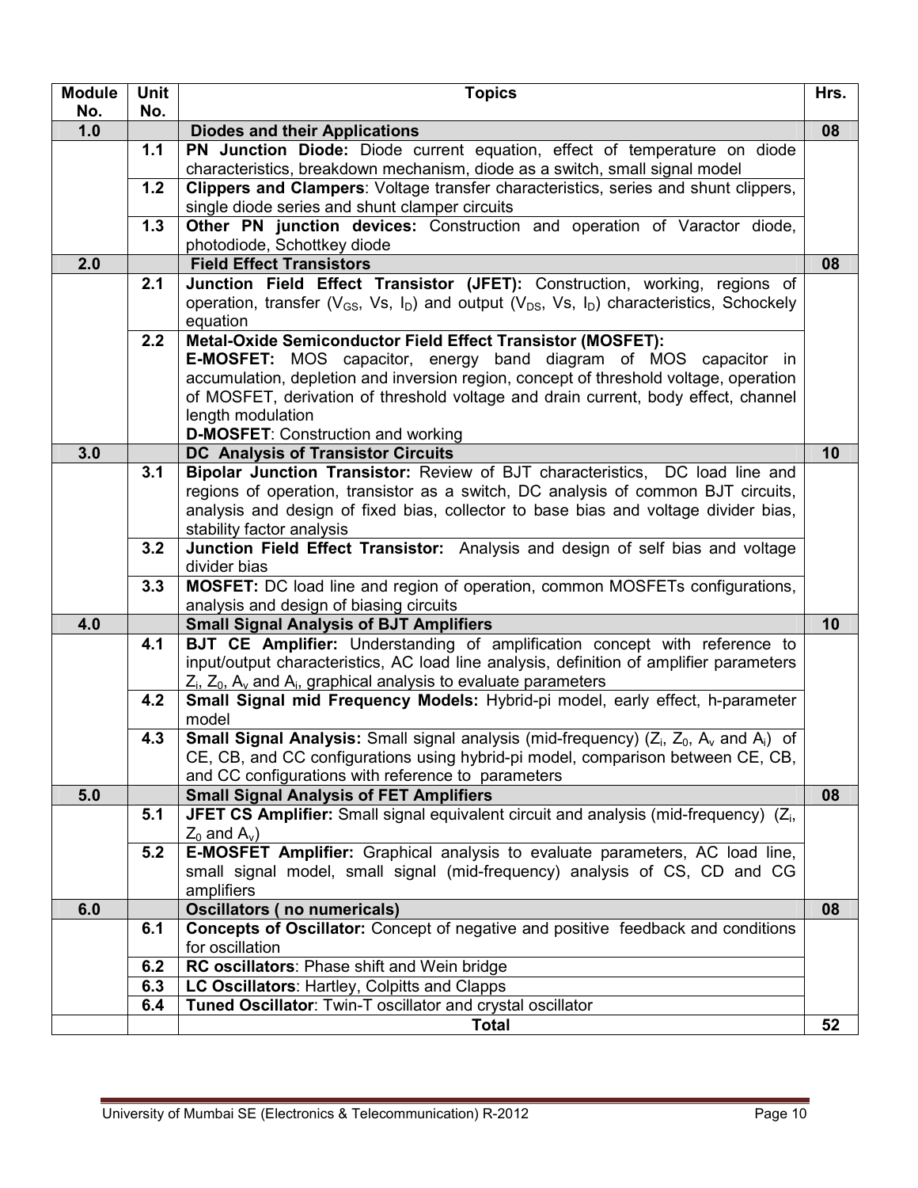| Module No. | Unit No. | Topics | Hrs. |
|---|---|---|---|
| **1.0** | | **Diodes and their Applications** | **08** |
| | **1.1** | **PN Junction Diode:** Diode current equation, effect of temperature on diode characteristics, breakdown mechanism, diode as a switch, small signal model | |
| | **1.2** | **Clippers and Clampers**: Voltage transfer characteristics, series and shunt clippers, single diode series and shunt clamper circuits | |
| | **1.3** | **Other PN junction devices:** Construction and operation of Varactor diode, photodiode, Schottkey diode | |
| **2.0** | | **Field Effect Transistors** | **08** |
| | **2.1** | **Junction Field Effect Transistor (JFET):** Construction, working, regions of operation, transfer ($V_{GS}$, Vs, $I_D$) and output ($V_{DS}$, Vs, $I_D$) characteristics, Schockely equation | |
| | **2.2** | **Metal-Oxide Semiconductor Field Effect Transistor (MOSFET):** **E-MOSFET:** MOS capacitor, energy band diagram of MOS capacitor in accumulation, depletion and inversion region, concept of threshold voltage, operation of MOSFET, derivation of threshold voltage and drain current, body effect, channel length modulation **D-MOSFET**: Construction and working | |
| **3.0** | | **DC Analysis of Transistor Circuits** | **10** |
| | **3.1** | **Bipolar Junction Transistor:** Review of BJT characteristics, DC load line and regions of operation, transistor as a switch, DC analysis of common BJT circuits, analysis and design of fixed bias, collector to base bias and voltage divider bias, stability factor analysis | |
| | **3.2** | **Junction Field Effect Transistor:** Analysis and design of self bias and voltage divider bias | |
| | **3.3** | **MOSFET:** DC load line and region of operation, common MOSFETs configurations, analysis and design of biasing circuits | |
| **4.0** | | **Small Signal Analysis of BJT Amplifiers** | **10** |
| | **4.1** | **BJT CE Amplifier:** Understanding of amplification concept with reference to input/output characteristics, AC load line analysis, definition of amplifier parameters $Z_i$, $Z_0$, $A_v$ and $A_i$, graphical analysis to evaluate parameters | |
| | **4.2** | **Small Signal mid Frequency Models:** Hybrid-pi model, early effect, h-parameter model | |
| | **4.3** | **Small Signal Analysis:** Small signal analysis (mid-frequency) ($Z_i$, $Z_0$, $A_v$ and $A_i$) of CE, CB, and CC configurations using hybrid-pi model, comparison between CE, CB, and CC configurations with reference to parameters | |
| **5.0** | | **Small Signal Analysis of FET Amplifiers** | **08** |
| | **5.1** | **JFET CS Amplifier:** Small signal equivalent circuit and analysis (mid-frequency) ($Z_i$, $Z_0$ and $A_v$) | |
| | **5.2** | **E-MOSFET Amplifier:** Graphical analysis to evaluate parameters, AC load line, small signal model, small signal (mid-frequency) analysis of CS, CD and CG amplifiers | |
| **6.0** | | **Oscillators ( no numericals)** | **08** |
| | **6.1** | **Concepts of Oscillator:** Concept of negative and positive feedback and conditions for oscillation | |
| | **6.2** | **RC oscillators**: Phase shift and Wein bridge | |
| | **6.3** | **LC Oscillators**: Hartley, Colpitts and Clapps | |
| | **6.4** | **Tuned Oscillator**: Twin-T oscillator and crystal oscillator | |
| | | **Total** | **52** |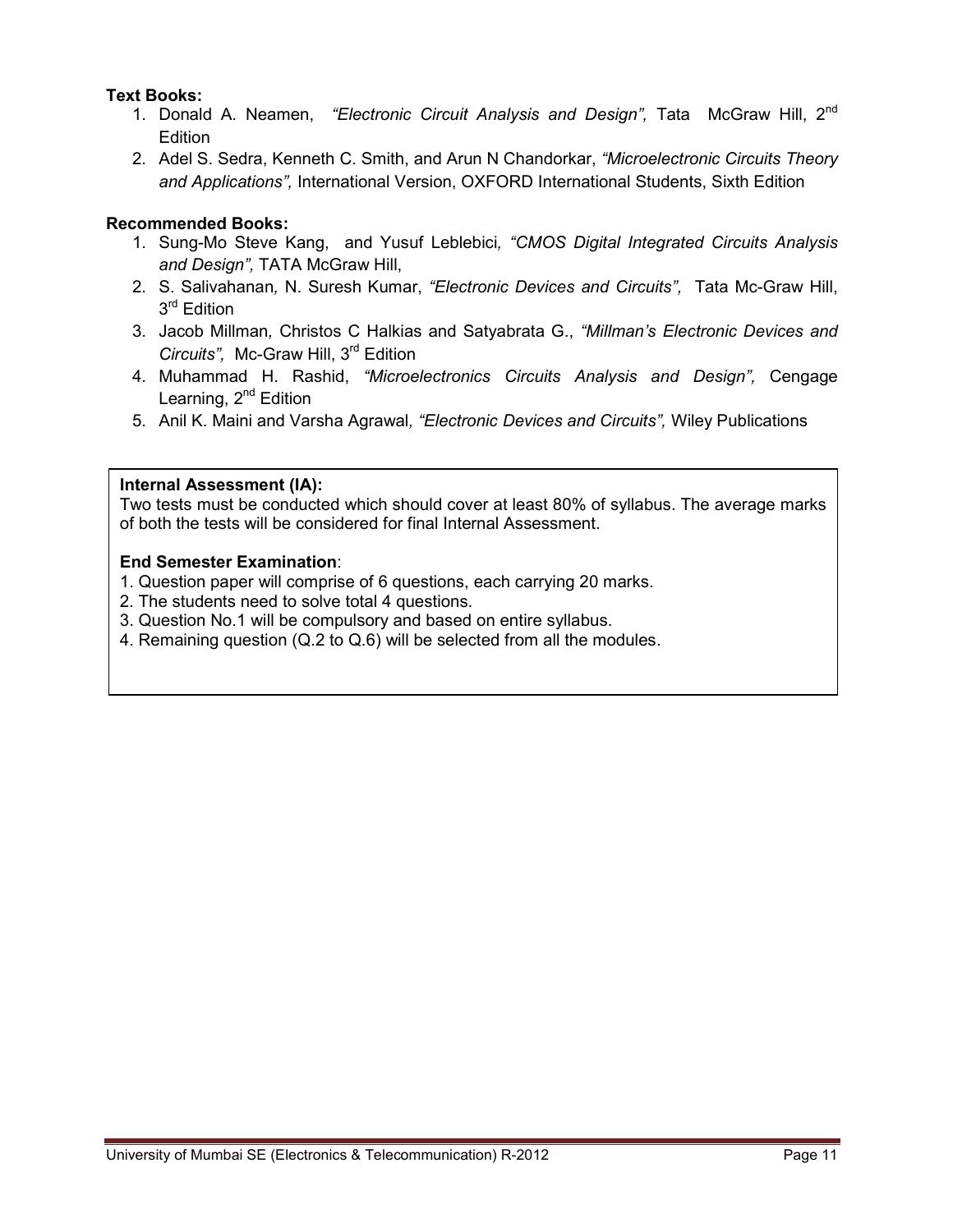**Text Books:**

1. Donald A. Neamen, *"Electronic Circuit Analysis and Design",* Tata McGraw Hill, 2nd Edition
2. Adel S. Sedra, Kenneth C. Smith, and Arun N Chandorkar, *"Microelectronic Circuits Theory and Applications",* International Version, OXFORD International Students, Sixth Edition

**Recommended Books:**

1. Sung-Mo Steve Kang, and Yusuf Leblebici*, "CMOS Digital Integrated Circuits Analysis and Design",* TATA McGraw Hill,
2. S. Salivahanan*,* N. Suresh Kumar, *"Electronic Devices and Circuits",* Tata Mc-Graw Hill, 3rd Edition
3. Jacob Millman*,* Christos C Halkias and Satyabrata G., *"Millman's Electronic Devices and Circuits",* Mc-Graw Hill, 3rd Edition
4. Muhammad H. Rashid, *"Microelectronics Circuits Analysis and Design",* Cengage Learning, 2nd Edition
5. Anil K. Maini and Varsha Agrawal*, "Electronic Devices and Circuits",* Wiley Publications

**Internal Assessment (IA):**

Two tests must be conducted which should cover at least 80% of syllabus. The average marks of both the tests will be considered for final Internal Assessment.

**End Semester Examination**:

1. Question paper will comprise of 6 questions, each carrying 20 marks.
2. The students need to solve total 4 questions.
3. Question No.1 will be compulsory and based on entire syllabus.
4. Remaining question (Q.2 to Q.6) will be selected from all the modules.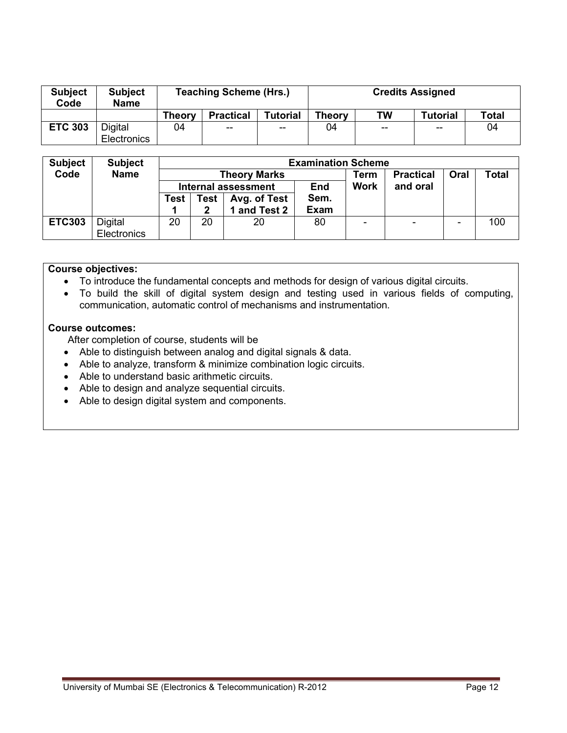| Subject Code | Subject Name | Teaching Scheme (Hrs.) | | | Credits Assigned | | | |
|---|---|---|---|---|---|---|---|---|
| | | Theory | Practical | Tutorial | Theory | TW | Tutorial | Total |
| ETC 303 | Digital Electronics | 04 | -- | -- | 04 | -- | -- | 04 |

| Subject Code | Subject Name | Examination Scheme | | | | | | | |
|---|---|---|---|---|---|---|---|---|---|
| | | Theory Marks | | | | Term Work | Practical and oral | Oral | Total |
| | | Internal assessment | | | End Sem. Exam | | | | |
| | | Test 1 | Test 2 | Avg. of Test 1 and Test 2 | | | | | |
| ETC303 | Digital Electronics | 20 | 20 | 20 | 80 | - | - | - | 100 |

**Course objectives:**

- To introduce the fundamental concepts and methods for design of various digital circuits.
- To build the skill of digital system design and testing used in various fields of computing, communication, automatic control of mechanisms and instrumentation.

**Course outcomes:**

After completion of course, students will be

- Able to distinguish between analog and digital signals & data.
- Able to analyze, transform & minimize combination logic circuits.
- Able to understand basic arithmetic circuits.
- Able to design and analyze sequential circuits.
- Able to design digital system and components.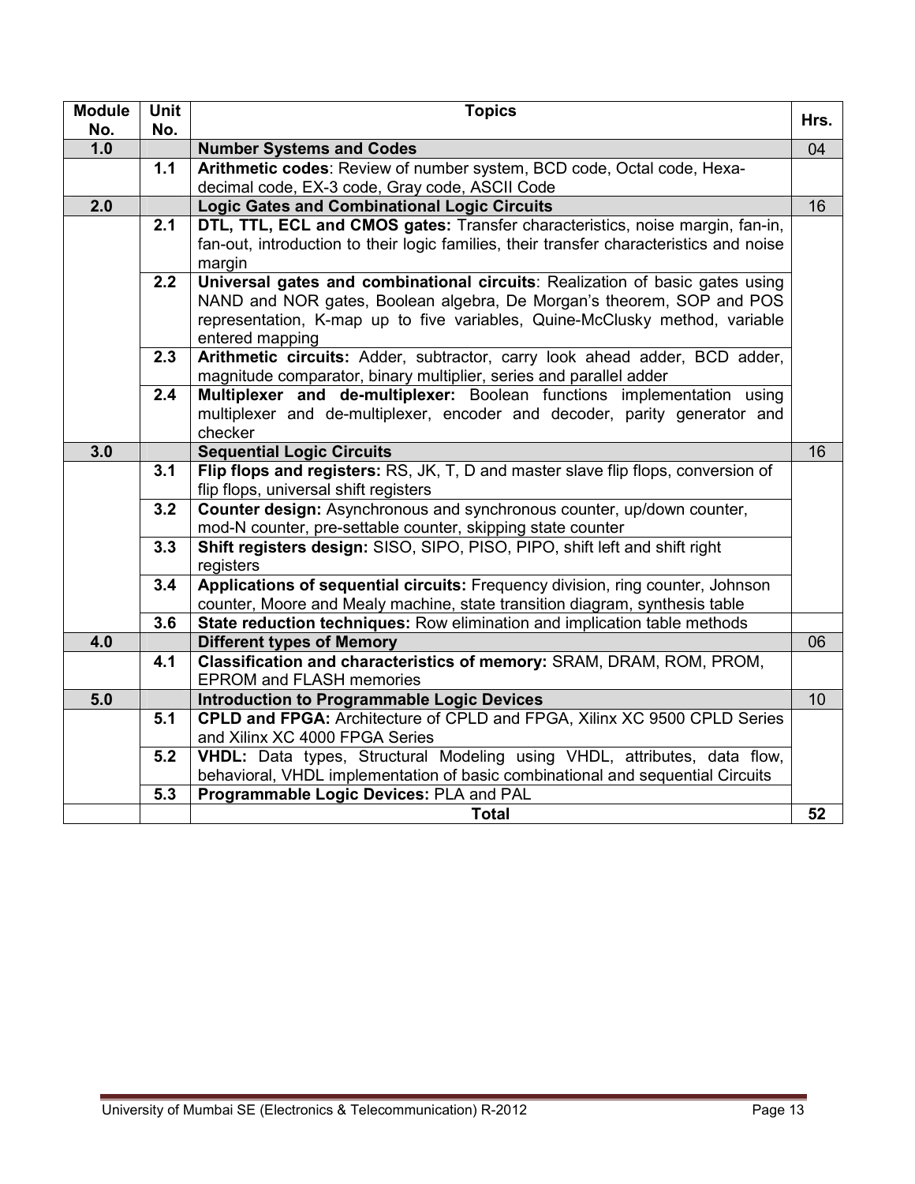| Module No. | Unit No. | Topics | Hrs. |
|---|---|---|---|
| **1.0** | | **Number Systems and Codes** | 04 |
| | **1.1** | **Arithmetic codes**: Review of number system, BCD code, Octal code, Hexa-decimal code, EX-3 code, Gray code, ASCII Code | |
| **2.0** | | **Logic Gates and Combinational Logic Circuits** | 16 |
| | **2.1** | **DTL, TTL, ECL and CMOS gates:** Transfer characteristics, noise margin, fan-in, fan-out, introduction to their logic families, their transfer characteristics and noise margin | |
| | **2.2** | **Universal gates and combinational circuits**: Realization of basic gates using NAND and NOR gates, Boolean algebra, De Morgan's theorem, SOP and POS representation, K-map up to five variables, Quine-McClusky method, variable entered mapping | |
| | **2.3** | **Arithmetic circuits:** Adder, subtractor, carry look ahead adder, BCD adder, magnitude comparator, binary multiplier, series and parallel adder | |
| | **2.4** | **Multiplexer and de-multiplexer:** Boolean functions implementation using multiplexer and de-multiplexer, encoder and decoder, parity generator and checker | |
| **3.0** | | **Sequential Logic Circuits** | 16 |
| | **3.1** | **Flip flops and registers:** RS, JK, T, D and master slave flip flops, conversion of flip flops, universal shift registers | |
| | **3.2** | **Counter design:** Asynchronous and synchronous counter, up/down counter, mod-N counter, pre-settable counter, skipping state counter | |
| | **3.3** | **Shift registers design:** SISO, SIPO, PISO, PIPO, shift left and shift right registers | |
| | **3.4** | **Applications of sequential circuits:** Frequency division, ring counter, Johnson counter, Moore and Mealy machine, state transition diagram, synthesis table | |
| | **3.6** | **State reduction techniques:** Row elimination and implication table methods | |
| **4.0** | | **Different types of Memory** | 06 |
| | **4.1** | **Classification and characteristics of memory:** SRAM, DRAM, ROM, PROM, EPROM and FLASH memories | |
| **5.0** | | **Introduction to Programmable Logic Devices** | 10 |
| | **5.1** | **CPLD and FPGA:** Architecture of CPLD and FPGA, Xilinx XC 9500 CPLD Series and Xilinx XC 4000 FPGA Series | |
| | **5.2** | **VHDL:** Data types, Structural Modeling using VHDL, attributes, data flow, behavioral, VHDL implementation of basic combinational and sequential Circuits | |
| | **5.3** | **Programmable Logic Devices:** PLA and PAL | |
| | | **Total** | **52** |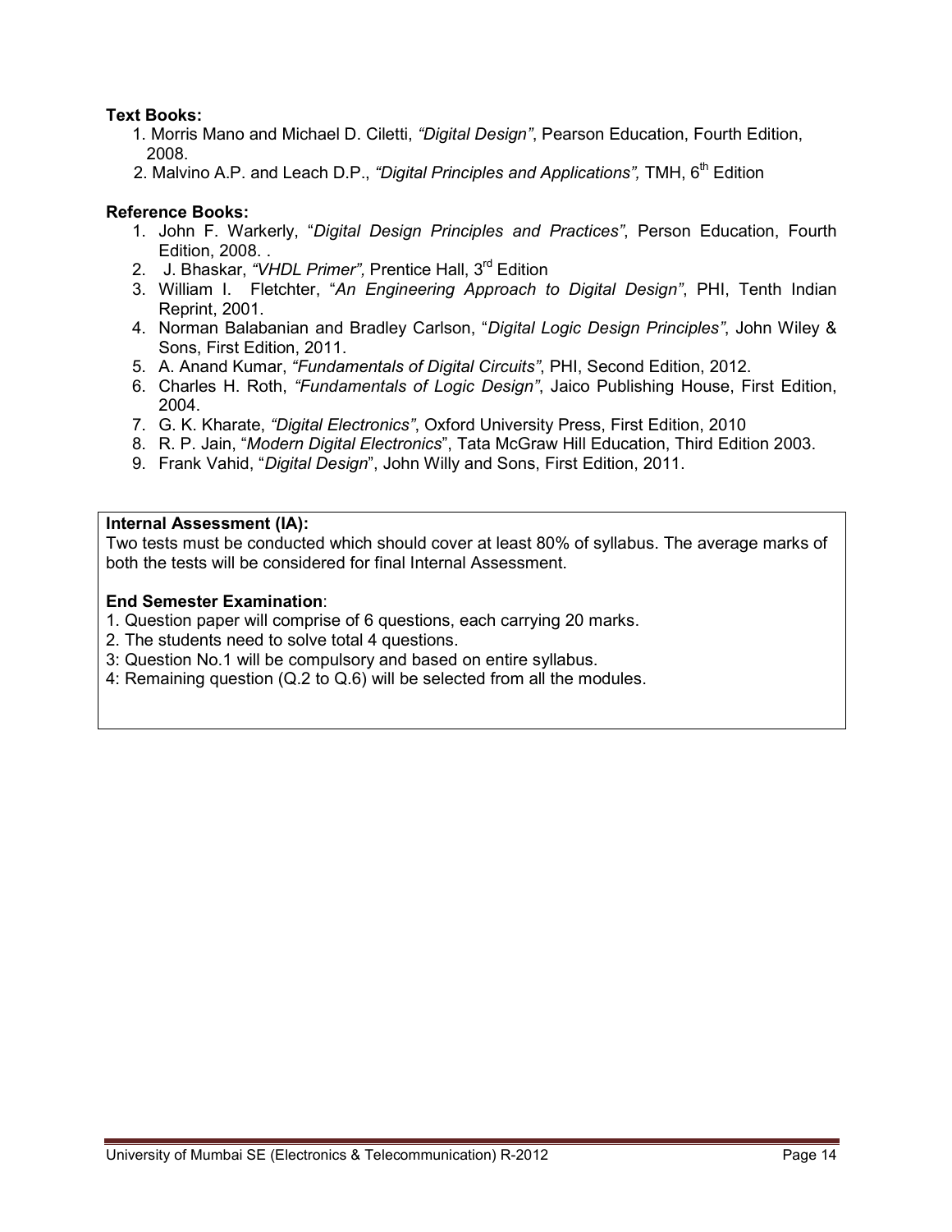**Text Books:**

1. Morris Mano and Michael D. Ciletti, *"Digital Design"*, Pearson Education, Fourth Edition, 2008.
2. Malvino A.P. and Leach D.P., *"Digital Principles and Applications",* TMH, 6th Edition

**Reference Books:**

1. John F. Warkerly, "*Digital Design Principles and Practices"*, Person Education, Fourth Edition, 2008. .
2. J. Bhaskar, *"VHDL Primer",* Prentice Hall, 3rd Edition
3. William I. Fletchter, "*An Engineering Approach to Digital Design"*, PHI, Tenth Indian Reprint, 2001.
4. Norman Balabanian and Bradley Carlson, "*Digital Logic Design Principles"*, John Wiley & Sons, First Edition, 2011.
5. A. Anand Kumar, *"Fundamentals of Digital Circuits"*, PHI, Second Edition, 2012.
6. Charles H. Roth, *"Fundamentals of Logic Design"*, Jaico Publishing House, First Edition, 2004.
7. G. K. Kharate, *"Digital Electronics"*, Oxford University Press, First Edition, 2010
8. R. P. Jain, "*Modern Digital Electronics*", Tata McGraw Hill Education, Third Edition 2003.
9. Frank Vahid, "*Digital Design*", John Willy and Sons, First Edition, 2011.

**Internal Assessment (IA):**

Two tests must be conducted which should cover at least 80% of syllabus. The average marks of both the tests will be considered for final Internal Assessment.

**End Semester Examination**:

1. Question paper will comprise of 6 questions, each carrying 20 marks.
2. The students need to solve total 4 questions.
3: Question No.1 will be compulsory and based on entire syllabus.
4: Remaining question (Q.2 to Q.6) will be selected from all the modules.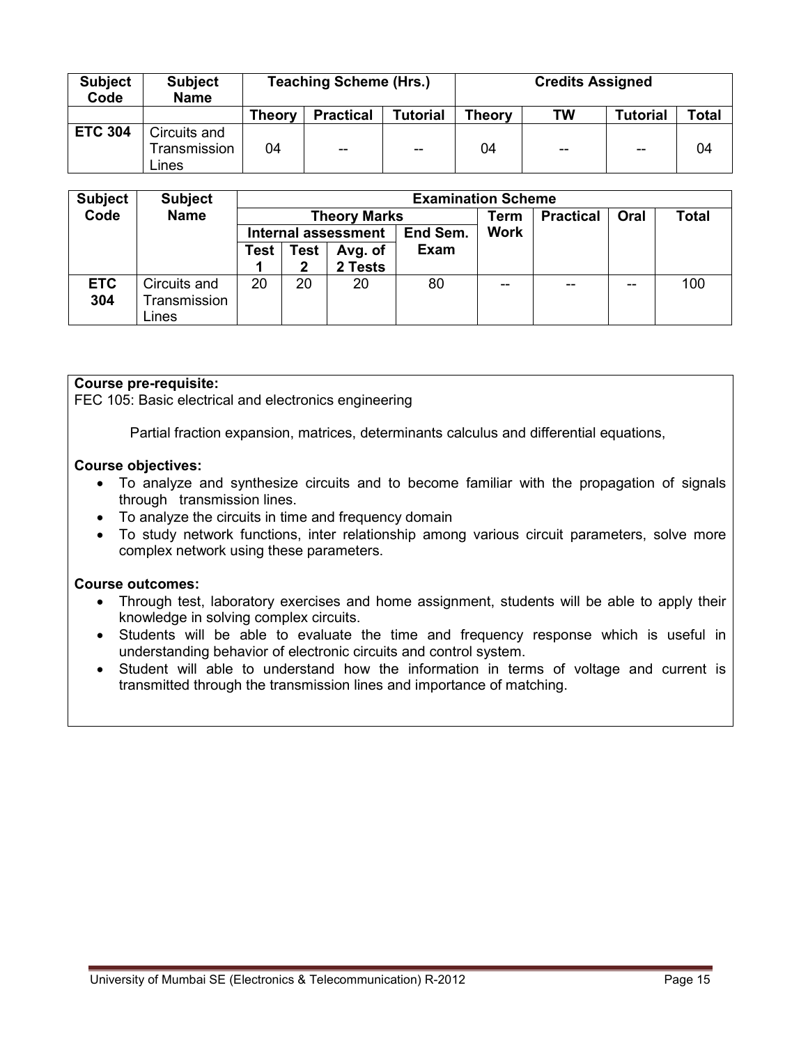| Subject Code | Subject Name | Teaching Scheme (Hrs.) | | | Credits Assigned | | | |
|---|---|---|---|---|---|---|---|---|
| | | Theory | Practical | Tutorial | Theory | TW | Tutorial | Total |
| **ETC 304** | Circuits and Transmission Lines | 04 | -- | -- | 04 | -- | -- | 04 |

| Subject Code | Subject Name | Examination Scheme | | | | | | | |
|---|---|---|---|---|---|---|---|---|---|
| | | Theory Marks | | | | Term Work | Practical | Oral | Total |
| | | Internal assessment | | | End Sem. Exam | | | | |
| | | Test 1 | Test 2 | Avg. of 2 Tests | | | | | |
| **ETC 304** | Circuits and Transmission Lines | 20 | 20 | 20 | 80 | -- | -- | -- | 100 |

**Course pre-requisite:**
FEC 105: Basic electrical and electronics engineering

Partial fraction expansion, matrices, determinants calculus and differential equations,

**Course objectives:**

- To analyze and synthesize circuits and to become familiar with the propagation of signals through transmission lines.
- To analyze the circuits in time and frequency domain
- To study network functions, inter relationship among various circuit parameters, solve more complex network using these parameters.

**Course outcomes:**

- Through test, laboratory exercises and home assignment, students will be able to apply their knowledge in solving complex circuits.
- Students will be able to evaluate the time and frequency response which is useful in understanding behavior of electronic circuits and control system.
- Student will able to understand how the information in terms of voltage and current is transmitted through the transmission lines and importance of matching.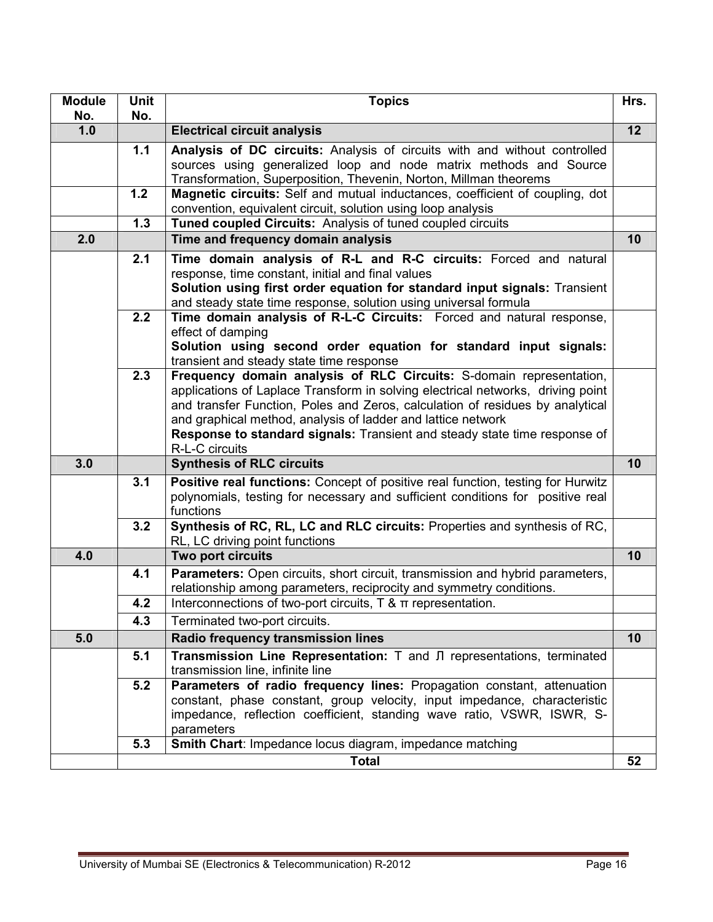| Module No. | Unit No. | Topics | Hrs. |
|---|---|---|---|
| **1.0** | | **Electrical circuit analysis** | **12** |
| | **1.1** | **Analysis of DC circuits:** Analysis of circuits with and without controlled sources using generalized loop and node matrix methods and Source Transformation, Superposition, Thevenin, Norton, Millman theorems | |
| | **1.2** | **Magnetic circuits:** Self and mutual inductances, coefficient of coupling, dot convention, equivalent circuit, solution using loop analysis | |
| | **1.3** | **Tuned coupled Circuits:** Analysis of tuned coupled circuits | |
| **2.0** | | **Time and frequency domain analysis** | **10** |
| | **2.1** | **Time domain analysis of R-L and R-C circuits:** Forced and natural response, time constant, initial and final values<br>**Solution using first order equation for standard input signals:** Transient and steady state time response, solution using universal formula | |
| | **2.2** | **Time domain analysis of R-L-C Circuits:** Forced and natural response, effect of damping<br>**Solution using second order equation for standard input signals:** transient and steady state time response | |
| | **2.3** | **Frequency domain analysis of RLC Circuits:** S-domain representation, applications of Laplace Transform in solving electrical networks, driving point and transfer Function, Poles and Zeros, calculation of residues by analytical and graphical method, analysis of ladder and lattice network<br>**Response to standard signals:** Transient and steady state time response of R-L-C circuits | |
| **3.0** | | **Synthesis of RLC circuits** | **10** |
| | **3.1** | **Positive real functions:** Concept of positive real function, testing for Hurwitz polynomials, testing for necessary and sufficient conditions for positive real functions | |
| | **3.2** | **Synthesis of RC, RL, LC and RLC circuits:** Properties and synthesis of RC, RL, LC driving point functions | |
| **4.0** | | **Two port circuits** | **10** |
| | **4.1** | **Parameters:** Open circuits, short circuit, transmission and hybrid parameters, relationship among parameters, reciprocity and symmetry conditions. | |
| | **4.2** | Interconnections of two-port circuits, T & π representation. | |
| | **4.3** | Terminated two-port circuits. | |
| **5.0** | | **Radio frequency transmission lines** | **10** |
| | **5.1** | **Transmission Line Representation:** T and Л representations, terminated transmission line, infinite line | |
| | **5.2** | **Parameters of radio frequency lines:** Propagation constant, attenuation constant, phase constant, group velocity, input impedance, characteristic impedance, reflection coefficient, standing wave ratio, VSWR, ISWR, S-parameters | |
| | **5.3** | **Smith Chart**: Impedance locus diagram, impedance matching | |
| | | **Total** | **52** |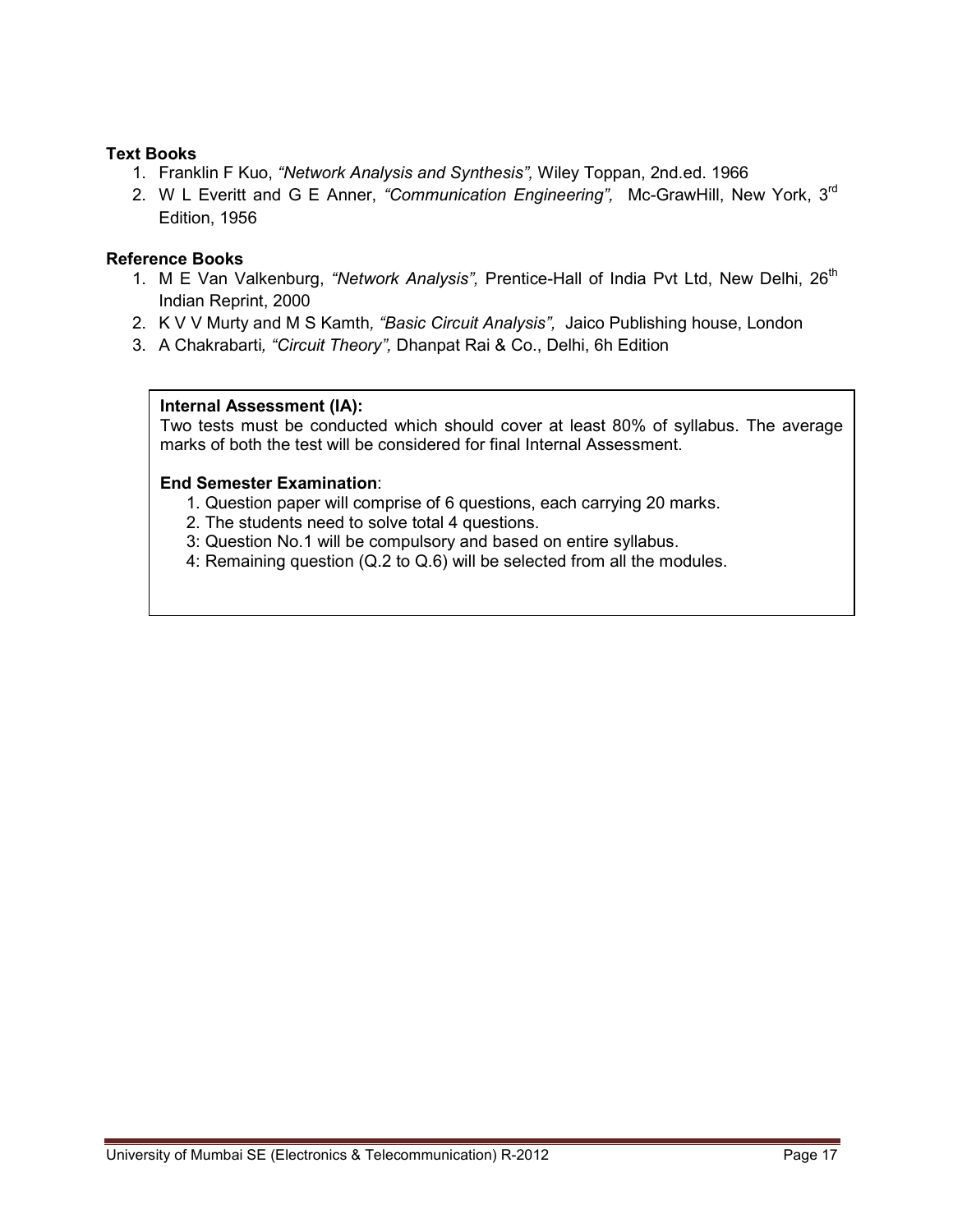**Text Books**

1. Franklin F Kuo, *"Network Analysis and Synthesis",* Wiley Toppan, 2nd.ed. 1966
2. W L Everitt and G E Anner, *"Communication Engineering",* Mc-GrawHill, New York, 3rd Edition, 1956

**Reference Books**

1. M E Van Valkenburg, *"Network Analysis",* Prentice-Hall of India Pvt Ltd, New Delhi, 26th Indian Reprint, 2000
2. K V V Murty and M S Kamth*, "Basic Circuit Analysis",* Jaico Publishing house, London
3. A Chakrabarti*, "Circuit Theory",* Dhanpat Rai & Co., Delhi, 6h Edition

**Internal Assessment (IA):**

Two tests must be conducted which should cover at least 80% of syllabus. The average marks of both the test will be considered for final Internal Assessment.

**End Semester Examination**:

1. Question paper will comprise of 6 questions, each carrying 20 marks.
2. The students need to solve total 4 questions.
3: Question No.1 will be compulsory and based on entire syllabus.
4: Remaining question (Q.2 to Q.6) will be selected from all the modules.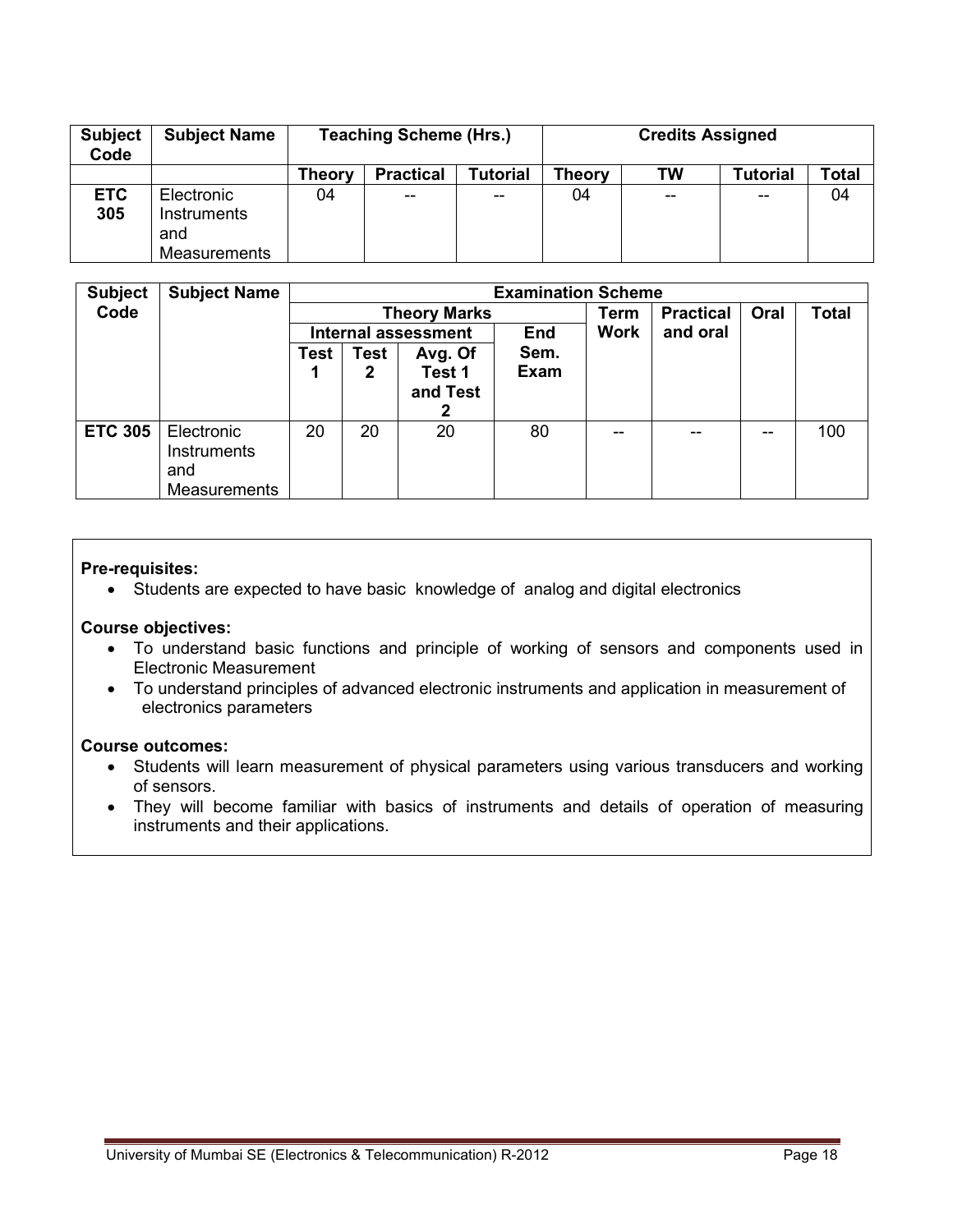| Subject Code | Subject Name | Teaching Scheme (Hrs.) | | | Credits Assigned | | | |
|---|---|---|---|---|---|---|---|---|
| | | Theory | Practical | Tutorial | Theory | TW | Tutorial | Total |
| ETC 305 | Electronic Instruments and Measurements | 04 | -- | -- | 04 | -- | -- | 04 |

| Subject Code | Subject Name | Examination Scheme | | | | | | | |
|---|---|---|---|---|---|---|---|---|---|
| | | Theory Marks | | | | Term Work | Practical and oral | Oral | Total |
| | | Internal assessment | | | End Sem. Exam | | | | |
| | | Test 1 | Test 2 | Avg. Of Test 1 and Test 2 | | | | | |
| ETC 305 | Electronic Instruments and Measurements | 20 | 20 | 20 | 80 | -- | -- | -- | 100 |

**Pre-requisites:**

- Students are expected to have basic knowledge of analog and digital electronics

**Course objectives:**

- To understand basic functions and principle of working of sensors and components used in Electronic Measurement
- To understand principles of advanced electronic instruments and application in measurement of electronics parameters

**Course outcomes:**

- Students will learn measurement of physical parameters using various transducers and working of sensors.
- They will become familiar with basics of instruments and details of operation of measuring instruments and their applications.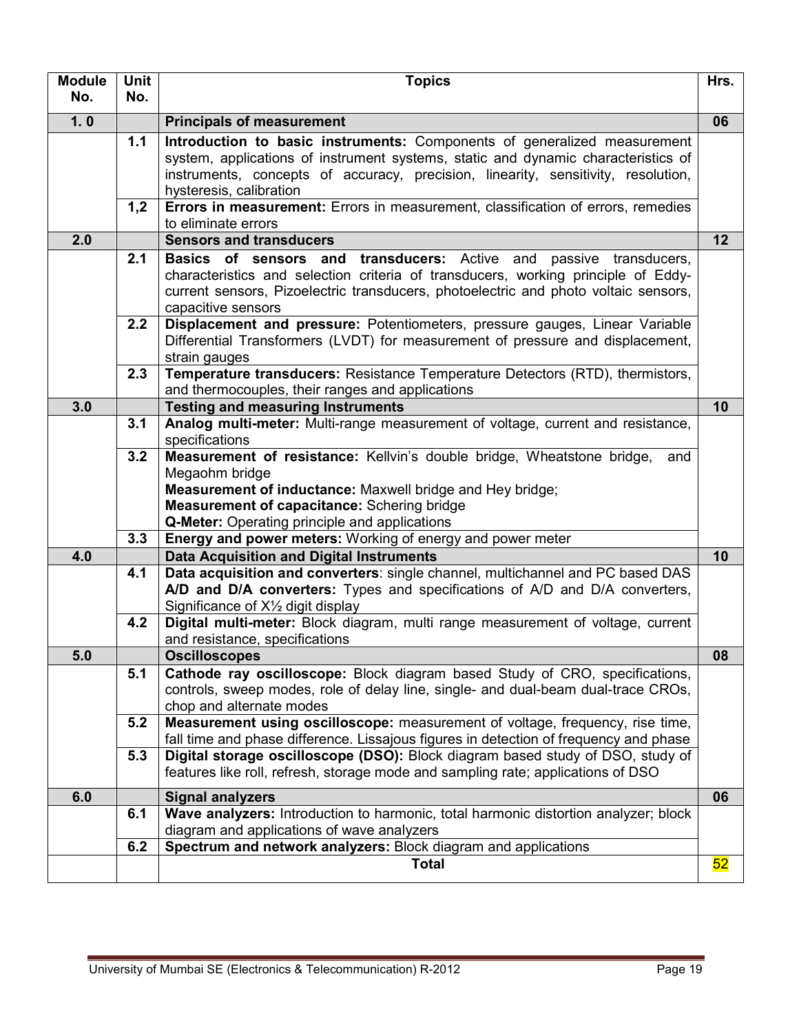| Module No. | Unit No. | Topics | Hrs. |
|---|---|---|---|
| **1. 0** | | **Principals of measurement** | **06** |
| | **1.1** | **Introduction to basic instruments:** Components of generalized measurement system, applications of instrument systems, static and dynamic characteristics of instruments, concepts of accuracy, precision, linearity, sensitivity, resolution, hysteresis, calibration | |
| | **1,2** | **Errors in measurement:** Errors in measurement, classification of errors, remedies to eliminate errors | |
| **2.0** | | **Sensors and transducers** | **12** |
| | **2.1** | **Basics of sensors and transducers:** Active and passive transducers, characteristics and selection criteria of transducers, working principle of Eddy-current sensors, Pizoelectric transducers, photoelectric and photo voltaic sensors, capacitive sensors | |
| | **2.2** | **Displacement and pressure:** Potentiometers, pressure gauges, Linear Variable Differential Transformers (LVDT) for measurement of pressure and displacement, strain gauges | |
| | **2.3** | **Temperature transducers:** Resistance Temperature Detectors (RTD), thermistors, and thermocouples, their ranges and applications | |
| **3.0** | | **Testing and measuring Instruments** | **10** |
| | **3.1** | **Analog multi-meter:** Multi-range measurement of voltage, current and resistance, specifications | |
| | **3.2** | **Measurement of resistance:** Kellvin's double bridge, Wheatstone bridge, and Megaohm bridge<br>**Measurement of inductance:** Maxwell bridge and Hey bridge;<br>**Measurement of capacitance:** Schering bridge<br>**Q-Meter:** Operating principle and applications | |
| | **3.3** | **Energy and power meters:** Working of energy and power meter | |
| **4.0** | | **Data Acquisition and Digital Instruments** | **10** |
| | **4.1** | **Data acquisition and converters**: single channel, multichannel and PC based DAS<br>**A/D and D/A converters:** Types and specifications of A/D and D/A converters, Significance of X½ digit display | |
| | **4.2** | **Digital multi-meter:** Block diagram, multi range measurement of voltage, current and resistance, specifications | |
| **5.0** | | **Oscilloscopes** | **08** |
| | **5.1** | **Cathode ray oscilloscope:** Block diagram based Study of CRO, specifications, controls, sweep modes, role of delay line, single- and dual-beam dual-trace CROs, chop and alternate modes | |
| | **5.2** | **Measurement using oscilloscope:** measurement of voltage, frequency, rise time, fall time and phase difference. Lissajous figures in detection of frequency and phase | |
| | **5.3** | **Digital storage oscilloscope (DSO):** Block diagram based study of DSO, study of features like roll, refresh, storage mode and sampling rate; applications of DSO | |
| **6.0** | | **Signal analyzers** | **06** |
| | **6.1** | **Wave analyzers:** Introduction to harmonic, total harmonic distortion analyzer; block diagram and applications of wave analyzers | |
| | **6.2** | **Spectrum and network analyzers:** Block diagram and applications | |
| | | **Total** | 52 |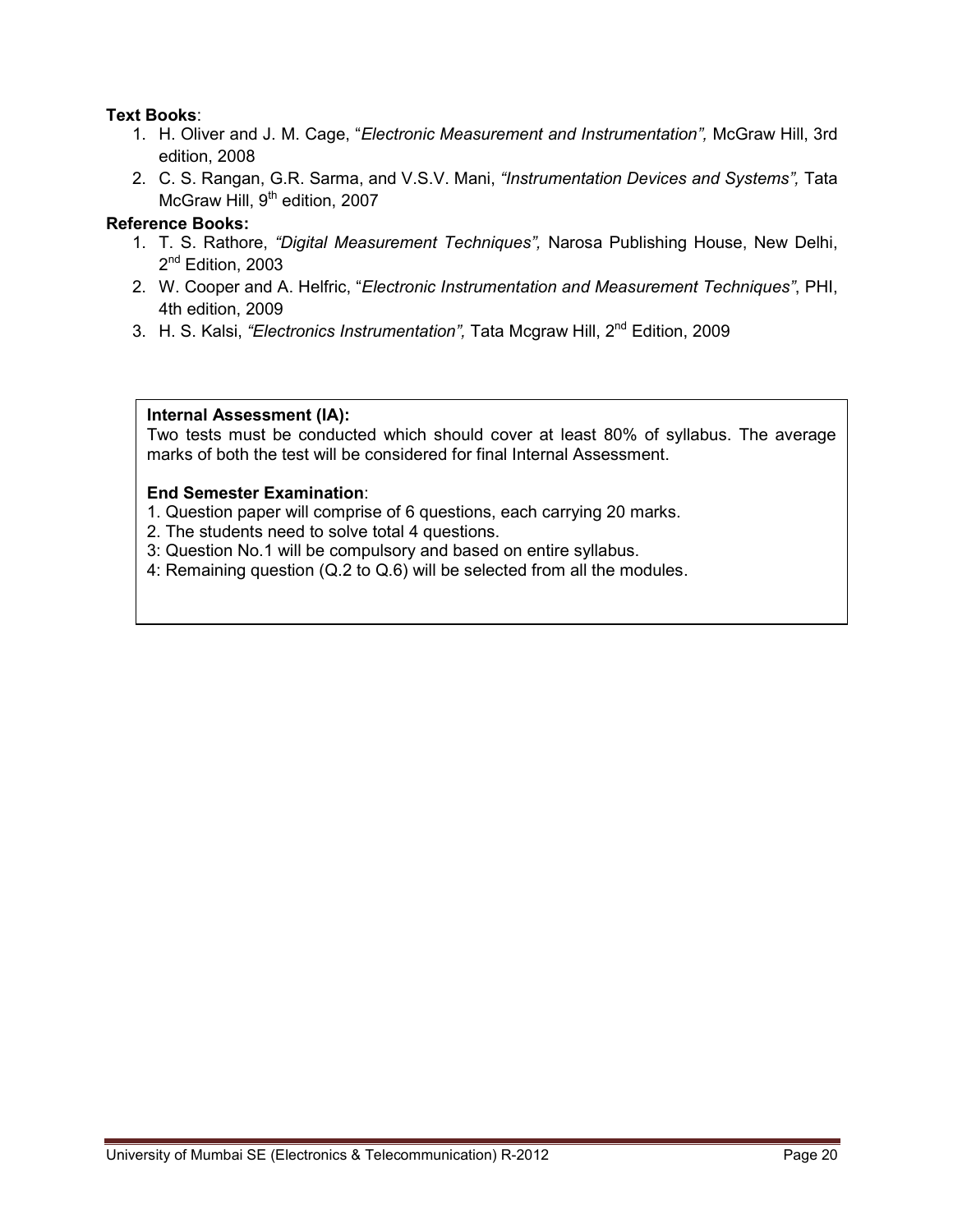**Text Books**:

1. H. Oliver and J. M. Cage, "*Electronic Measurement and Instrumentation",* McGraw Hill, 3rd edition, 2008
2. C. S. Rangan, G.R. Sarma, and V.S.V. Mani, *"Instrumentation Devices and Systems",* Tata McGraw Hill, 9th edition, 2007

**Reference Books:**

1. T. S. Rathore, *"Digital Measurement Techniques",* Narosa Publishing House, New Delhi, 2nd Edition, 2003
2. W. Cooper and A. Helfric, "*Electronic Instrumentation and Measurement Techniques"*, PHI, 4th edition, 2009
3. H. S. Kalsi, *"Electronics Instrumentation",* Tata Mcgraw Hill, 2nd Edition, 2009

**Internal Assessment (IA):**

Two tests must be conducted which should cover at least 80% of syllabus. The average marks of both the test will be considered for final Internal Assessment.

**End Semester Examination**:

1. Question paper will comprise of 6 questions, each carrying 20 marks.
2. The students need to solve total 4 questions.
3: Question No.1 will be compulsory and based on entire syllabus.
4: Remaining question (Q.2 to Q.6) will be selected from all the modules.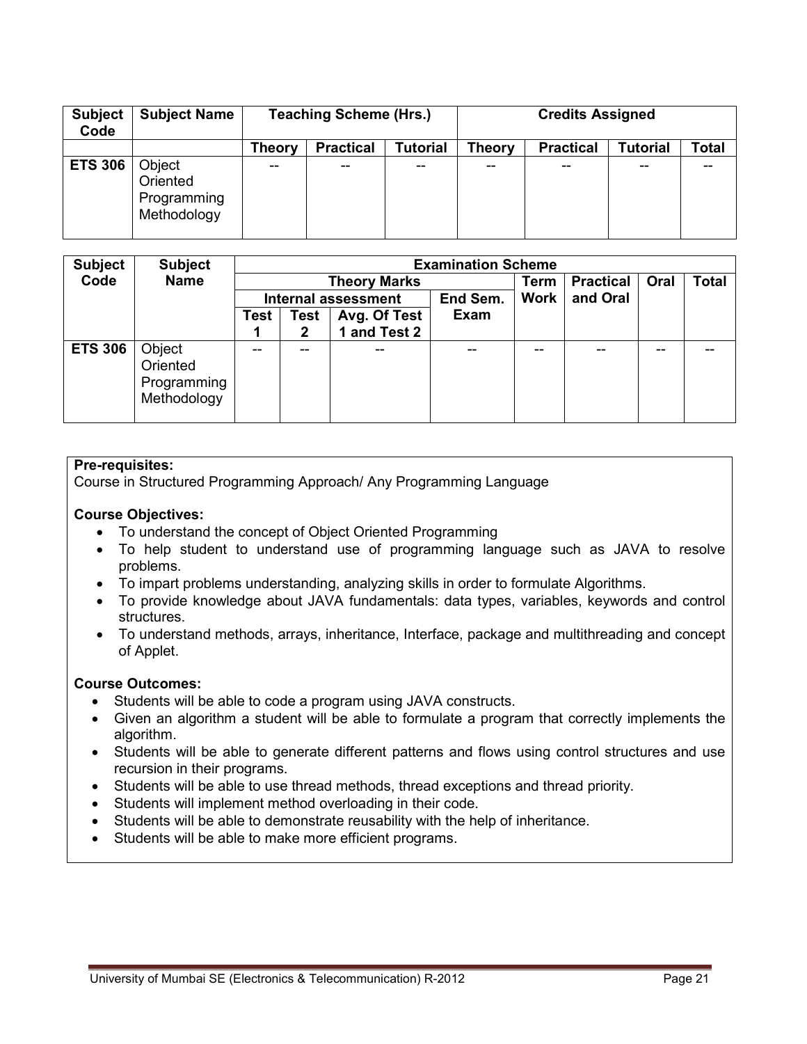| Subject Code | Subject Name | Teaching Scheme (Hrs.) | | | Credits Assigned | | | |
|---|---|---|---|---|---|---|---|---|
| | | Theory | Practical | Tutorial | Theory | Practical | Tutorial | Total |
| ETS 306 | Object Oriented Programming Methodology | -- | -- | -- | -- | -- | -- | -- |

| Subject Code | Subject Name | Examination Scheme | | | | | | | |
|---|---|---|---|---|---|---|---|---|---|
| | | Theory Marks | | | | Term Work | Practical and Oral | Oral | Total |
| | | Internal assessment | | | End Sem. Exam | | | | |
| | | Test 1 | Test 2 | Avg. Of Test 1 and Test 2 | | | | | |
| ETS 306 | Object Oriented Programming Methodology | -- | -- | -- | -- | -- | -- | -- | -- |

**Pre-requisites:**
Course in Structured Programming Approach/ Any Programming Language

**Course Objectives:**

- To understand the concept of Object Oriented Programming
- To help student to understand use of programming language such as JAVA to resolve problems.
- To impart problems understanding, analyzing skills in order to formulate Algorithms.
- To provide knowledge about JAVA fundamentals: data types, variables, keywords and control structures.
- To understand methods, arrays, inheritance, Interface, package and multithreading and concept of Applet.

**Course Outcomes:**

- Students will be able to code a program using JAVA constructs.
- Given an algorithm a student will be able to formulate a program that correctly implements the algorithm.
- Students will be able to generate different patterns and flows using control structures and use recursion in their programs.
- Students will be able to use thread methods, thread exceptions and thread priority.
- Students will implement method overloading in their code.
- Students will be able to demonstrate reusability with the help of inheritance.
- Students will be able to make more efficient programs.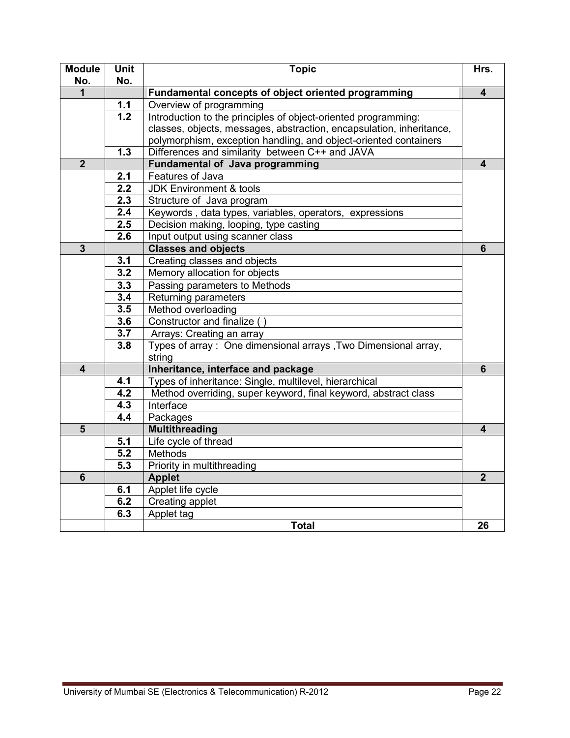| Module No. | Unit No. | Topic | Hrs. |
|---|---|---|---|
| **1** | | **Fundamental concepts of object oriented programming** | **4** |
| | **1.1** | Overview of programming | |
| | **1.2** | Introduction to the principles of object-oriented programming: classes, objects, messages, abstraction, encapsulation, inheritance, polymorphism, exception handling, and object-oriented containers | |
| | **1.3** | Differences and similarity between C++ and JAVA | |
| **2** | | **Fundamental of Java programming** | **4** |
| | **2.1** | Features of Java | |
| | **2.2** | JDK Environment & tools | |
| | **2.3** | Structure of Java program | |
| | **2.4** | Keywords , data types, variables, operators, expressions | |
| | **2.5** | Decision making, looping, type casting | |
| | **2.6** | Input output using scanner class | |
| **3** | | **Classes and objects** | **6** |
| | **3.1** | Creating classes and objects | |
| | **3.2** | Memory allocation for objects | |
| | **3.3** | Passing parameters to Methods | |
| | **3.4** | Returning parameters | |
| | **3.5** | Method overloading | |
| | **3.6** | Constructor and finalize ( ) | |
| | **3.7** | Arrays: Creating an array | |
| | **3.8** | Types of array : One dimensional arrays ,Two Dimensional array, string | |
| **4** | | **Inheritance, interface and package** | **6** |
| | **4.1** | Types of inheritance: Single, multilevel, hierarchical | |
| | **4.2** | Method overriding, super keyword, final keyword, abstract class | |
| | **4.3** | Interface | |
| | **4.4** | Packages | |
| **5** | | **Multithreading** | **4** |
| | **5.1** | Life cycle of thread | |
| | **5.2** | Methods | |
| | **5.3** | Priority in multithreading | |
| **6** | | **Applet** | **2** |
| | **6.1** | Applet life cycle | |
| | **6.2** | Creating applet | |
| | **6.3** | Applet tag | |
| | | **Total** | **26** |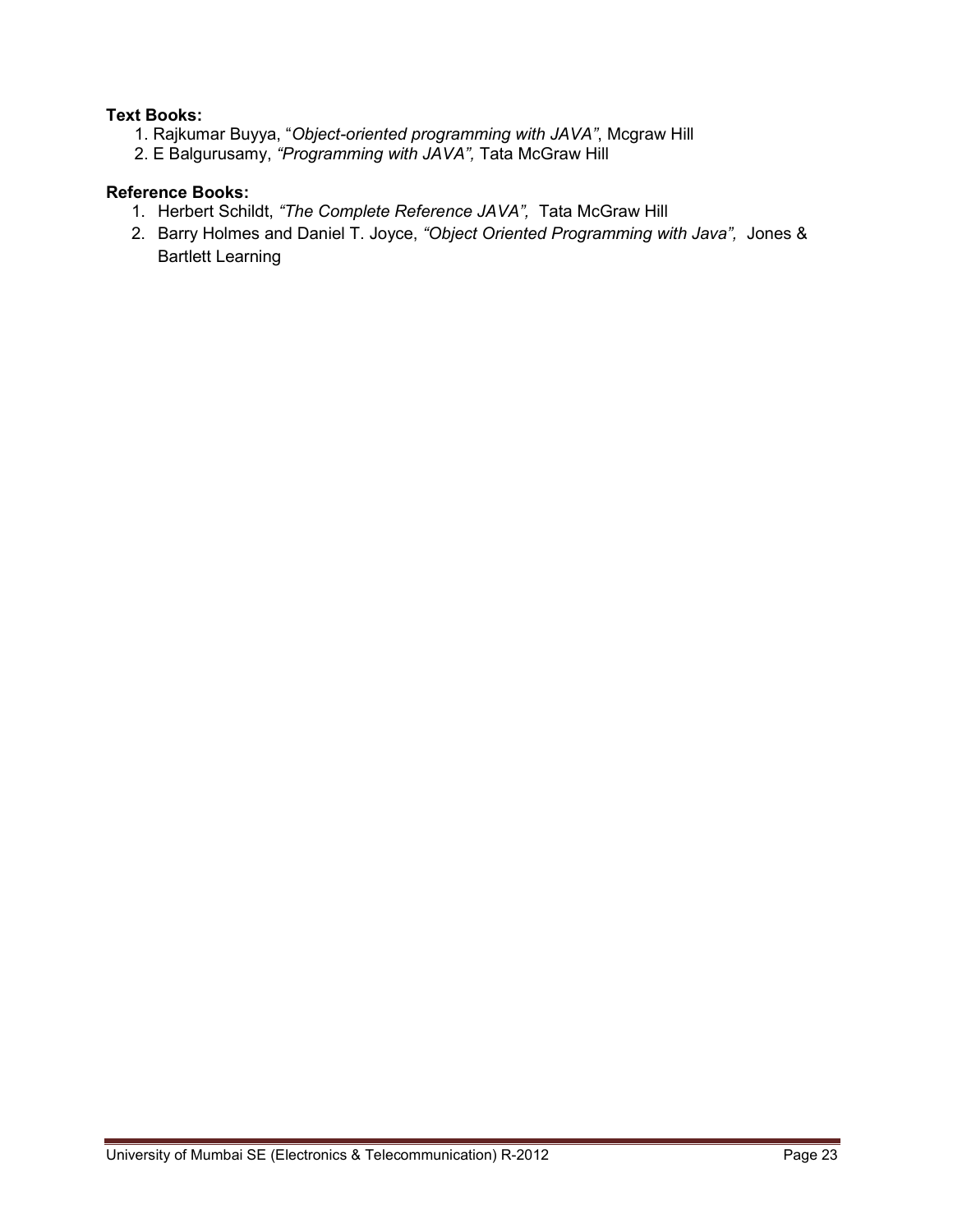**Text Books:**

1. Rajkumar Buyya, "*Object-oriented programming with JAVA"*, Mcgraw Hill
2. E Balgurusamy, *"Programming with JAVA",* Tata McGraw Hill

**Reference Books:**

1. Herbert Schildt, *"The Complete Reference JAVA",* Tata McGraw Hill
2. Barry Holmes and Daniel T. Joyce, *"Object Oriented Programming with Java",* Jones & Bartlett Learning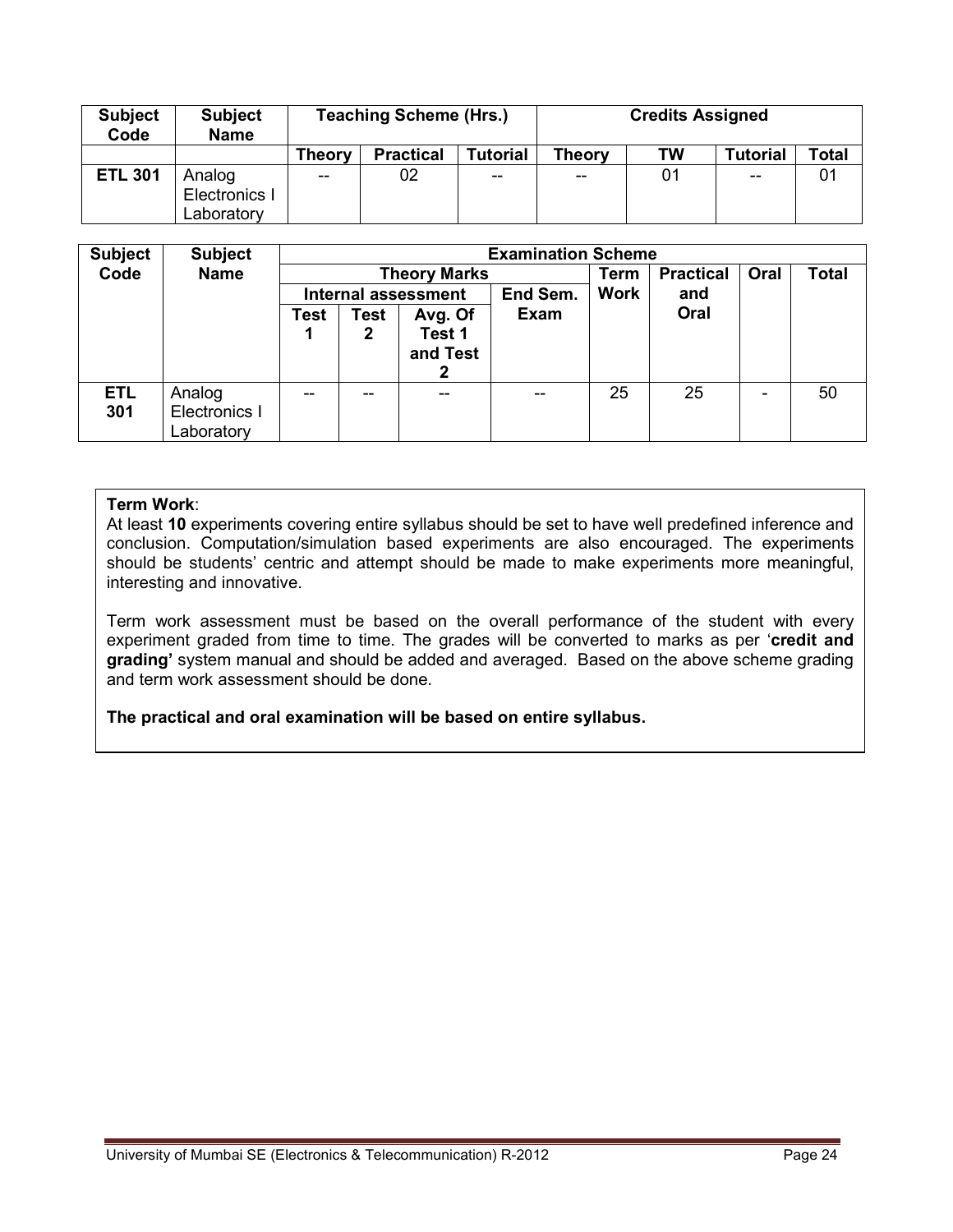| Subject Code | Subject Name | Teaching Scheme (Hrs.) | | | Credits Assigned | | | |
|---|---|---|---|---|---|---|---|---|
| | | Theory | Practical | Tutorial | Theory | TW | Tutorial | Total |
| **ETL 301** | Analog Electronics I Laboratory | -- | 02 | -- | -- | 01 | -- | 01 |

| Subject Code | Subject Name | Examination Scheme | | | | | | | |
|---|---|---|---|---|---|---|---|---|---|
| | | Theory Marks | | | | Term Work | Practical and Oral | Oral | Total |
| | | Internal assessment | | | End Sem. Exam | | | | |
| | | Test 1 | Test 2 | Avg. Of Test 1 and Test 2 | | | | | |
| **ETL 301** | Analog Electronics I Laboratory | -- | -- | -- | -- | 25 | 25 | - | 50 |

**Term Work**:
At least **10** experiments covering entire syllabus should be set to have well predefined inference and conclusion. Computation/simulation based experiments are also encouraged. The experiments should be students' centric and attempt should be made to make experiments more meaningful, interesting and innovative.

Term work assessment must be based on the overall performance of the student with every experiment graded from time to time. The grades will be converted to marks as per '**credit and grading'** system manual and should be added and averaged. Based on the above scheme grading and term work assessment should be done.

**The practical and oral examination will be based on entire syllabus.**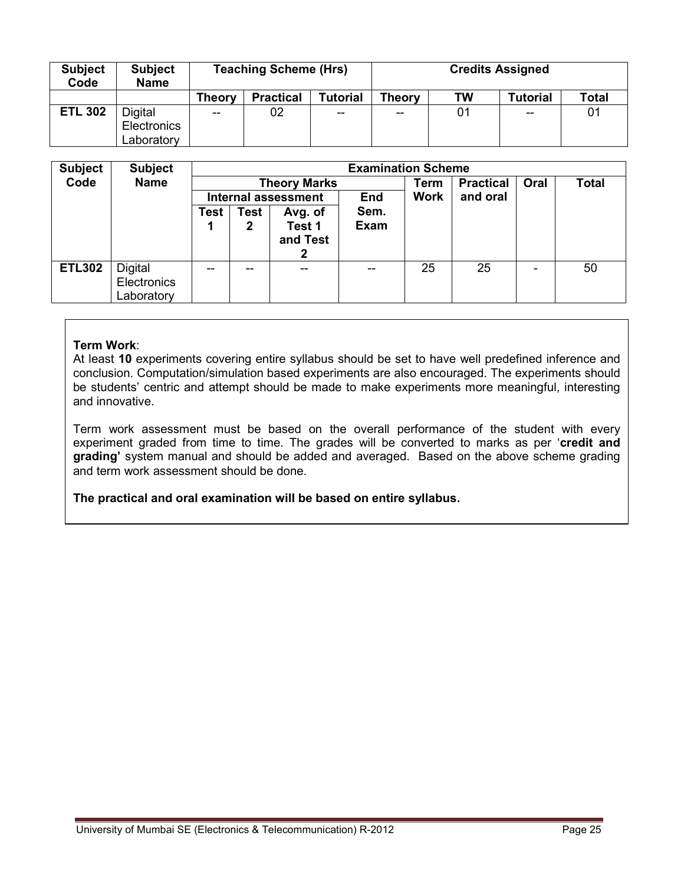| Subject Code | Subject Name | Teaching Scheme (Hrs) | | | Credits Assigned | | | |
|---|---|---|---|---|---|---|---|---|
| | | Theory | Practical | Tutorial | Theory | TW | Tutorial | Total |
| **ETL 302** | Digital Electronics Laboratory | -- | 02 | -- | -- | 01 | -- | 01 |

| Subject Code | Subject Name | Examination Scheme | | | | | | | |
|---|---|---|---|---|---|---|---|---|---|
| | | Theory Marks | | | | Term Work | Practical and oral | Oral | Total |
| | | Internal assessment | | | End Sem. Exam | | | | |
| | | Test 1 | Test 2 | Avg. of Test 1 and Test 2 | | | | | |
| **ETL302** | Digital Electronics Laboratory | -- | -- | -- | -- | 25 | 25 | - | 50 |

**Term Work**:
At least **10** experiments covering entire syllabus should be set to have well predefined inference and conclusion. Computation/simulation based experiments are also encouraged. The experiments should be students' centric and attempt should be made to make experiments more meaningful, interesting and innovative.

Term work assessment must be based on the overall performance of the student with every experiment graded from time to time. The grades will be converted to marks as per '**credit and grading'** system manual and should be added and averaged. Based on the above scheme grading and term work assessment should be done.

**The practical and oral examination will be based on entire syllabus.**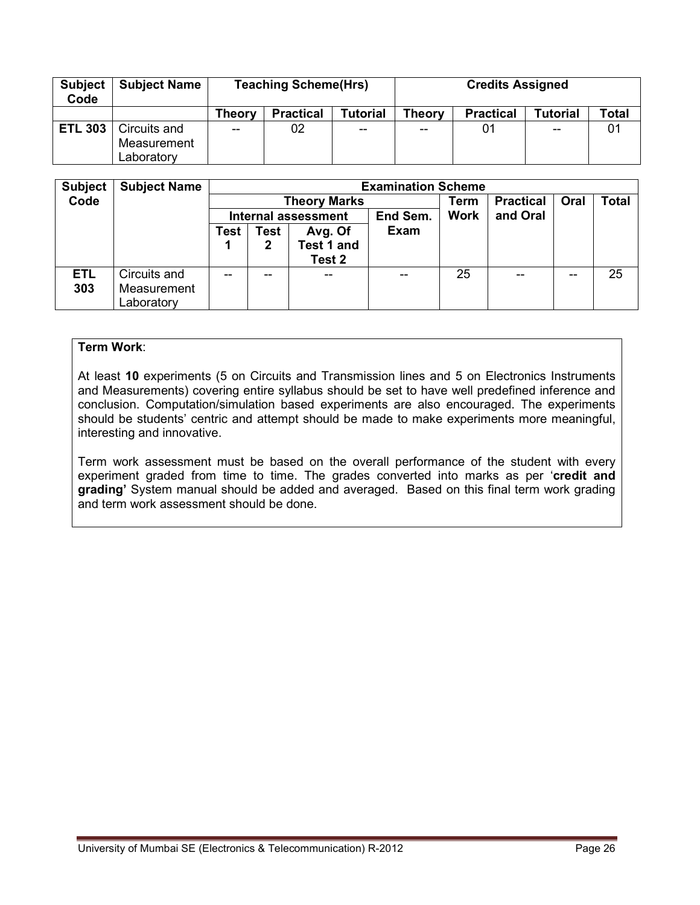| Subject Code | Subject Name | Teaching Scheme(Hrs) | | | Credits Assigned | | | |
|---|---|---|---|---|---|---|---|---|
| | | Theory | Practical | Tutorial | Theory | Practical | Tutorial | Total |
| **ETL 303** | Circuits and Measurement Laboratory | -- | 02 | -- | -- | 01 | -- | 01 |

| Subject Code | Subject Name | Examination Scheme | | | | | | | |
|---|---|---|---|---|---|---|---|---|---|
| | | Theory Marks | | | | Term Work | Practical and Oral | Oral | Total |
| | | Internal assessment | | | End Sem. Exam | | | | |
| | | Test 1 | Test 2 | Avg. Of Test 1 and Test 2 | | | | | |
| **ETL 303** | Circuits and Measurement Laboratory | -- | -- | -- | -- | 25 | -- | -- | 25 |

**Term Work**:

At least **10** experiments (5 on Circuits and Transmission lines and 5 on Electronics Instruments and Measurements) covering entire syllabus should be set to have well predefined inference and conclusion. Computation/simulation based experiments are also encouraged. The experiments should be students' centric and attempt should be made to make experiments more meaningful, interesting and innovative.

Term work assessment must be based on the overall performance of the student with every experiment graded from time to time. The grades converted into marks as per '**credit and grading'** System manual should be added and averaged. Based on this final term work grading and term work assessment should be done.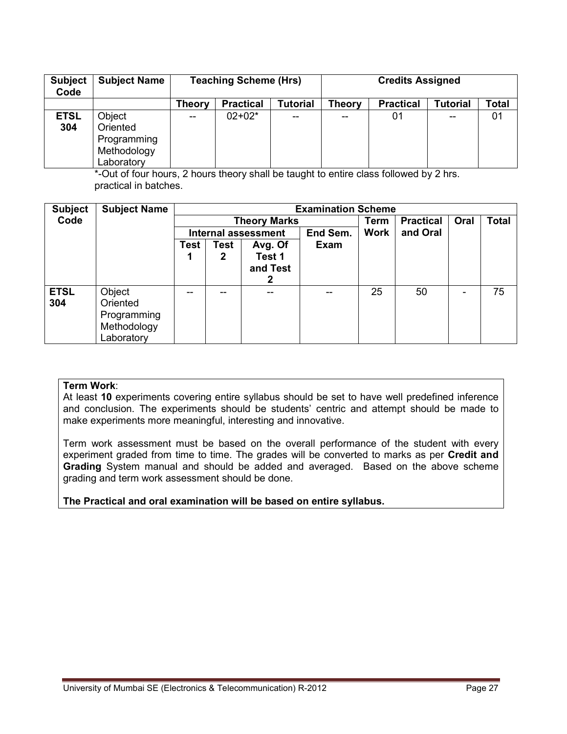| Subject Code | Subject Name | Teaching Scheme (Hrs) | | | Credits Assigned | | | |
|---|---|---|---|---|---|---|---|---|
| | | Theory | Practical | Tutorial | Theory | Practical | Tutorial | Total |
| ETSL 304 | Object Oriented Programming Methodology Laboratory | -- | 02+02* | -- | -- | 01 | -- | 01 |

*-Out of four hours, 2 hours theory shall be taught to entire class followed by 2 hrs. practical in batches.

| Subject Code | Subject Name | Examination Scheme | | | | | | | |
|---|---|---|---|---|---|---|---|---|---|
| | | Theory Marks | | | | Term Work | Practical and Oral | Oral | Total |
| | | Internal assessment | | | End Sem. Exam | | | | |
| | | Test 1 | Test 2 | Avg. Of Test 1 and Test 2 | | | | | |
| ETSL 304 | Object Oriented Programming Methodology Laboratory | -- | -- | -- | -- | 25 | 50 | - | 75 |

**Term Work**:
At least **10** experiments covering entire syllabus should be set to have well predefined inference and conclusion. The experiments should be students' centric and attempt should be made to make experiments more meaningful, interesting and innovative.

Term work assessment must be based on the overall performance of the student with every experiment graded from time to time. The grades will be converted to marks as per **Credit and Grading** System manual and should be added and averaged. Based on the above scheme grading and term work assessment should be done.

**The Practical and oral examination will be based on entire syllabus.**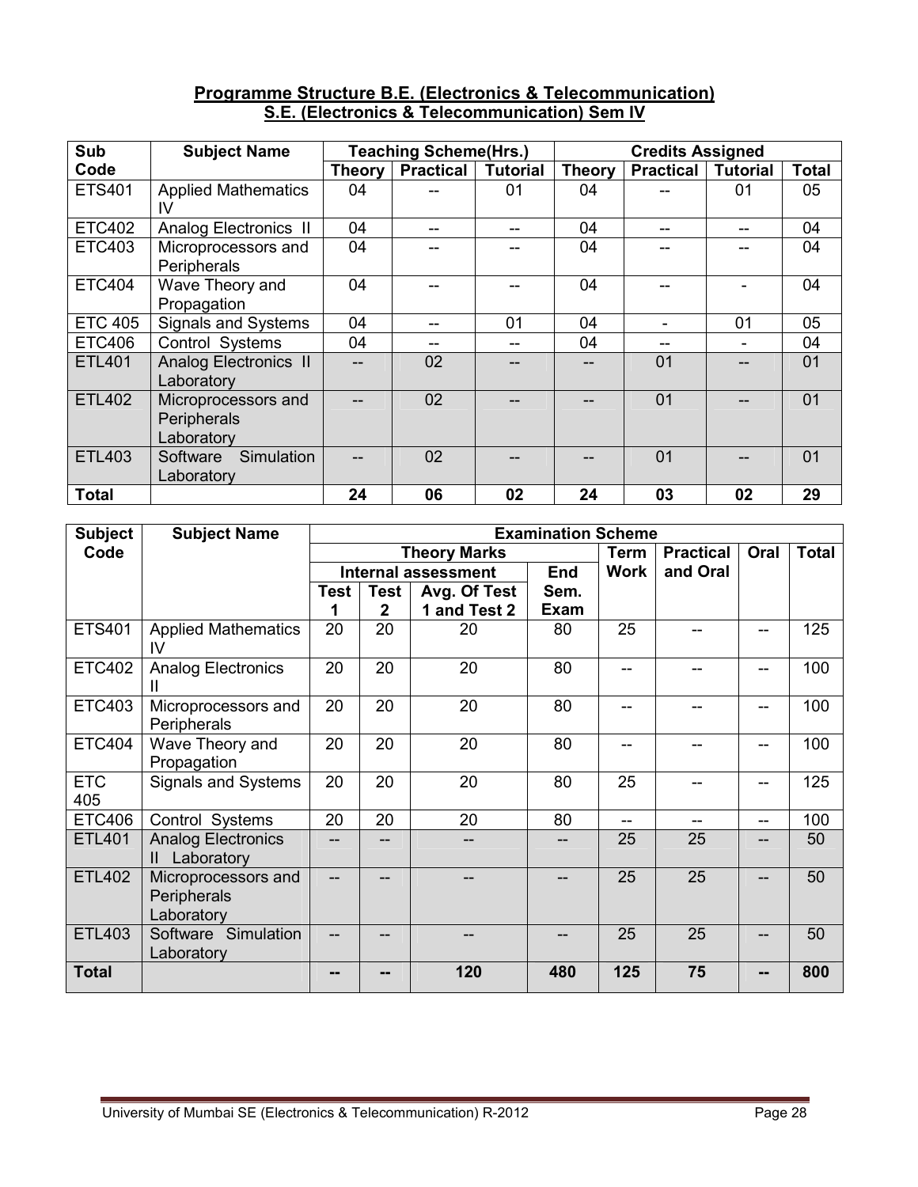## Programme Structure B.E. (Electronics & Telecommunication)
## S.E. (Electronics & Telecommunication) Sem IV

| Sub Code | Subject Name | Teaching Scheme(Hrs.) | | | Credits Assigned | | | |
|---|---|---|---|---|---|---|---|---|
| | | Theory | Practical | Tutorial | Theory | Practical | Tutorial | Total |
| ETS401 | Applied Mathematics IV | 04 | -- | 01 | 04 | -- | 01 | 05 |
| ETC402 | Analog Electronics II | 04 | -- | -- | 04 | -- | -- | 04 |
| ETC403 | Microprocessors and Peripherals | 04 | -- | -- | 04 | -- | -- | 04 |
| ETC404 | Wave Theory and Propagation | 04 | -- | -- | 04 | -- | - | 04 |
| ETC 405 | Signals and Systems | 04 | -- | 01 | 04 | - | 01 | 05 |
| ETC406 | Control Systems | 04 | -- | -- | 04 | -- | - | 04 |
| ETL401 | Analog Electronics II Laboratory | -- | 02 | -- | -- | 01 | -- | 01 |
| ETL402 | Microprocessors and Peripherals Laboratory | -- | 02 | -- | -- | 01 | -- | 01 |
| ETL403 | Software Simulation Laboratory | -- | 02 | -- | -- | 01 | -- | 01 |
| **Total** | | **24** | **06** | **02** | **24** | **03** | **02** | **29** |

| Subject Code | Subject Name | Examination Scheme | | | | | | | |
|---|---|---|---|---|---|---|---|---|---|
| | | Theory Marks | | | | Term Work | Practical and Oral | Oral | Total |
| | | Internal assessment | | | End Sem. Exam | | | | |
| | | Test 1 | Test 2 | Avg. Of Test 1 and Test 2 | | | | | |
| ETS401 | Applied Mathematics IV | 20 | 20 | 20 | 80 | 25 | -- | -- | 125 |
| ETC402 | Analog Electronics II | 20 | 20 | 20 | 80 | -- | -- | -- | 100 |
| ETC403 | Microprocessors and Peripherals | 20 | 20 | 20 | 80 | -- | -- | -- | 100 |
| ETC404 | Wave Theory and Propagation | 20 | 20 | 20 | 80 | -- | -- | -- | 100 |
| ETC 405 | Signals and Systems | 20 | 20 | 20 | 80 | 25 | -- | -- | 125 |
| ETC406 | Control Systems | 20 | 20 | 20 | 80 | -- | -- | -- | 100 |
| ETL401 | Analog Electronics II Laboratory | -- | -- | -- | -- | 25 | 25 | -- | 50 |
| ETL402 | Microprocessors and Peripherals Laboratory | -- | -- | -- | -- | 25 | 25 | -- | 50 |
| ETL403 | Software Simulation Laboratory | -- | -- | -- | -- | 25 | 25 | -- | 50 |
| **Total** | | **--** | **--** | **120** | **480** | **125** | **75** | **--** | **800** |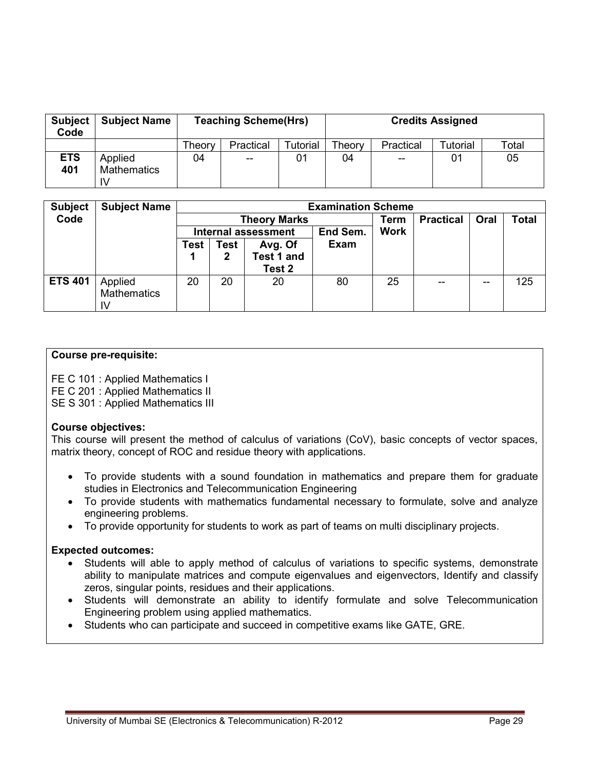| Subject Code | Subject Name | Teaching Scheme(Hrs) | | | Credits Assigned | | | |
|---|---|---|---|---|---|---|---|---|
| | | Theory | Practical | Tutorial | Theory | Practical | Tutorial | Total |
| ETS 401 | Applied Mathematics IV | 04 | -- | 01 | 04 | -- | 01 | 05 |

| Subject Code | Subject Name | Examination Scheme | | | | | | | |
|---|---|---|---|---|---|---|---|---|---|
| | | Theory Marks | | | | Term Work | Practical | Oral | Total |
| | | Internal assessment | | | End Sem. Exam | | | | |
| | | Test 1 | Test 2 | Avg. Of Test 1 and Test 2 | | | | | |
| ETS 401 | Applied Mathematics IV | 20 | 20 | 20 | 80 | 25 | -- | -- | 125 |

**Course pre-requisite:**

FE C 101 : Applied Mathematics I
FE C 201 : Applied Mathematics II
SE S 301 : Applied Mathematics III

**Course objectives:**
This course will present the method of calculus of variations (CoV), basic concepts of vector spaces, matrix theory, concept of ROC and residue theory with applications.

- To provide students with a sound foundation in mathematics and prepare them for graduate studies in Electronics and Telecommunication Engineering
- To provide students with mathematics fundamental necessary to formulate, solve and analyze engineering problems.
- To provide opportunity for students to work as part of teams on multi disciplinary projects.

**Expected outcomes:**

- Students will able to apply method of calculus of variations to specific systems, demonstrate ability to manipulate matrices and compute eigenvalues and eigenvectors, Identify and classify zeros, singular points, residues and their applications.
- Students will demonstrate an ability to identify formulate and solve Telecommunication Engineering problem using applied mathematics.
- Students who can participate and succeed in competitive exams like GATE, GRE.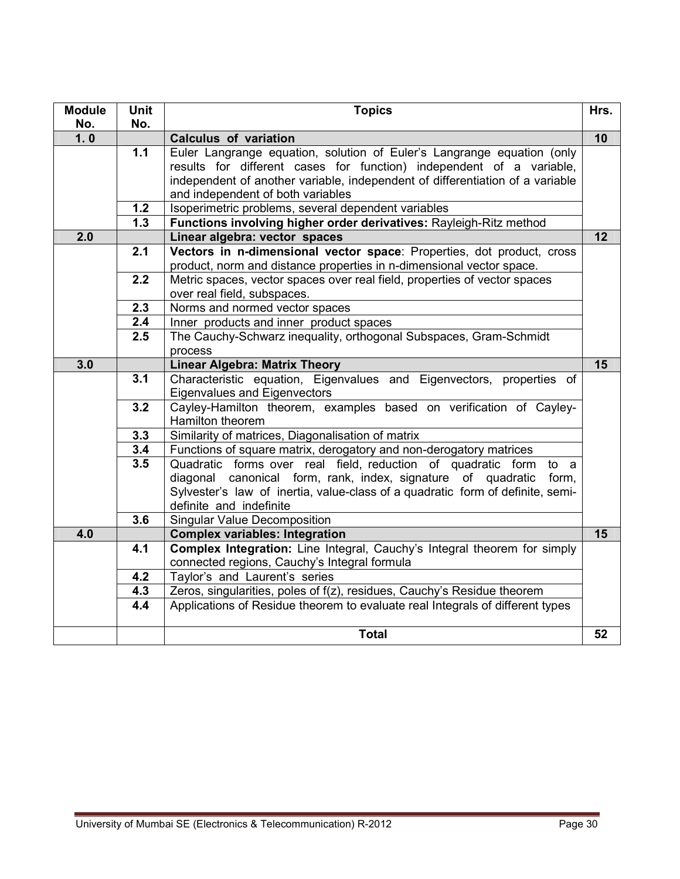| Module No. | Unit No. | Topics | Hrs. |
|---|---|---|---|
| **1. 0** | | **Calculus of variation** | **10** |
| | **1.1** | Euler Langrange equation, solution of Euler's Langrange equation (only results for different cases for function) independent of a variable, independent of another variable, independent of differentiation of a variable and independent of both variables | |
| | **1.2** | Isoperimetric problems, several dependent variables | |
| | **1.3** | **Functions involving higher order derivatives:** Rayleigh-Ritz method | |
| **2.0** | | **Linear algebra: vector spaces** | **12** |
| | **2.1** | **Vectors in n-dimensional vector space**: Properties, dot product, cross product, norm and distance properties in n-dimensional vector space. | |
| | **2.2** | Metric spaces, vector spaces over real field, properties of vector spaces over real field, subspaces. | |
| | **2.3** | Norms and normed vector spaces | |
| | **2.4** | Inner products and inner product spaces | |
| | **2.5** | The Cauchy-Schwarz inequality, orthogonal Subspaces, Gram-Schmidt process | |
| **3.0** | | **Linear Algebra: Matrix Theory** | **15** |
| | **3.1** | Characteristic equation, Eigenvalues and Eigenvectors, properties of Eigenvalues and Eigenvectors | |
| | **3.2** | Cayley-Hamilton theorem, examples based on verification of Cayley-Hamilton theorem | |
| | **3.3** | Similarity of matrices, Diagonalisation of matrix | |
| | **3.4** | Functions of square matrix, derogatory and non-derogatory matrices | |
| | **3.5** | Quadratic forms over real field, reduction of quadratic form to a diagonal canonical form, rank, index, signature of quadratic form, Sylvester's law of inertia, value-class of a quadratic form of definite, semi-definite and indefinite | |
| | **3.6** | Singular Value Decomposition | |
| **4.0** | | **Complex variables: Integration** | **15** |
| | **4.1** | **Complex Integration:** Line Integral, Cauchy's Integral theorem for simply connected regions, Cauchy's Integral formula | |
| | **4.2** | Taylor's and Laurent's series | |
| | **4.3** | Zeros, singularities, poles of f(z), residues, Cauchy's Residue theorem | |
| | **4.4** | Applications of Residue theorem to evaluate real Integrals of different types | |
| | | **Total** | **52** |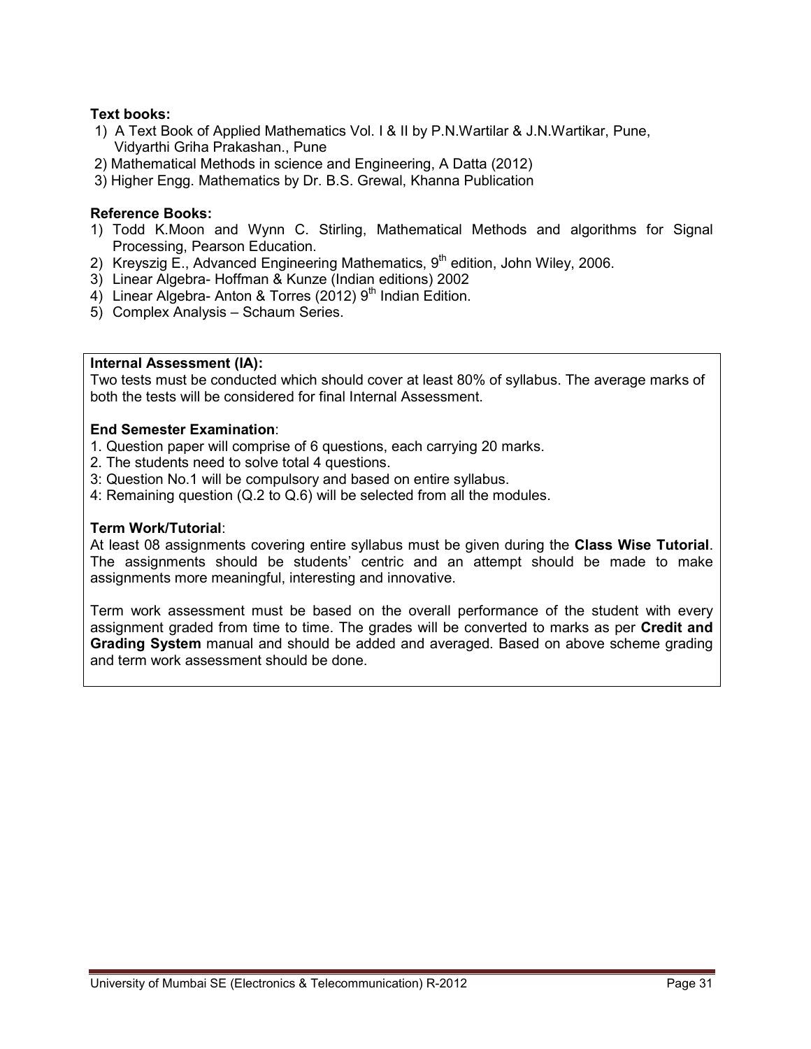**Text books:**

1) A Text Book of Applied Mathematics Vol. I & II by P.N.Wartilar & J.N.Wartikar, Pune, Vidyarthi Griha Prakashan., Pune
2) Mathematical Methods in science and Engineering, A Datta (2012)
3) Higher Engg. Mathematics by Dr. B.S. Grewal, Khanna Publication

**Reference Books:**

1) Todd K.Moon and Wynn C. Stirling, Mathematical Methods and algorithms for Signal Processing, Pearson Education.
2) Kreyszig E., Advanced Engineering Mathematics, 9th edition, John Wiley, 2006.
3) Linear Algebra- Hoffman & Kunze (Indian editions) 2002
4) Linear Algebra- Anton & Torres (2012) 9th Indian Edition.
5) Complex Analysis – Schaum Series.

**Internal Assessment (IA):**

Two tests must be conducted which should cover at least 80% of syllabus. The average marks of both the tests will be considered for final Internal Assessment.

**End Semester Examination**:

1. Question paper will comprise of 6 questions, each carrying 20 marks.
2. The students need to solve total 4 questions.
3: Question No.1 will be compulsory and based on entire syllabus.
4: Remaining question (Q.2 to Q.6) will be selected from all the modules.

**Term Work/Tutorial**:

At least 08 assignments covering entire syllabus must be given during the **Class Wise Tutorial**. The assignments should be students' centric and an attempt should be made to make assignments more meaningful, interesting and innovative.

Term work assessment must be based on the overall performance of the student with every assignment graded from time to time. The grades will be converted to marks as per **Credit and Grading System** manual and should be added and averaged. Based on above scheme grading and term work assessment should be done.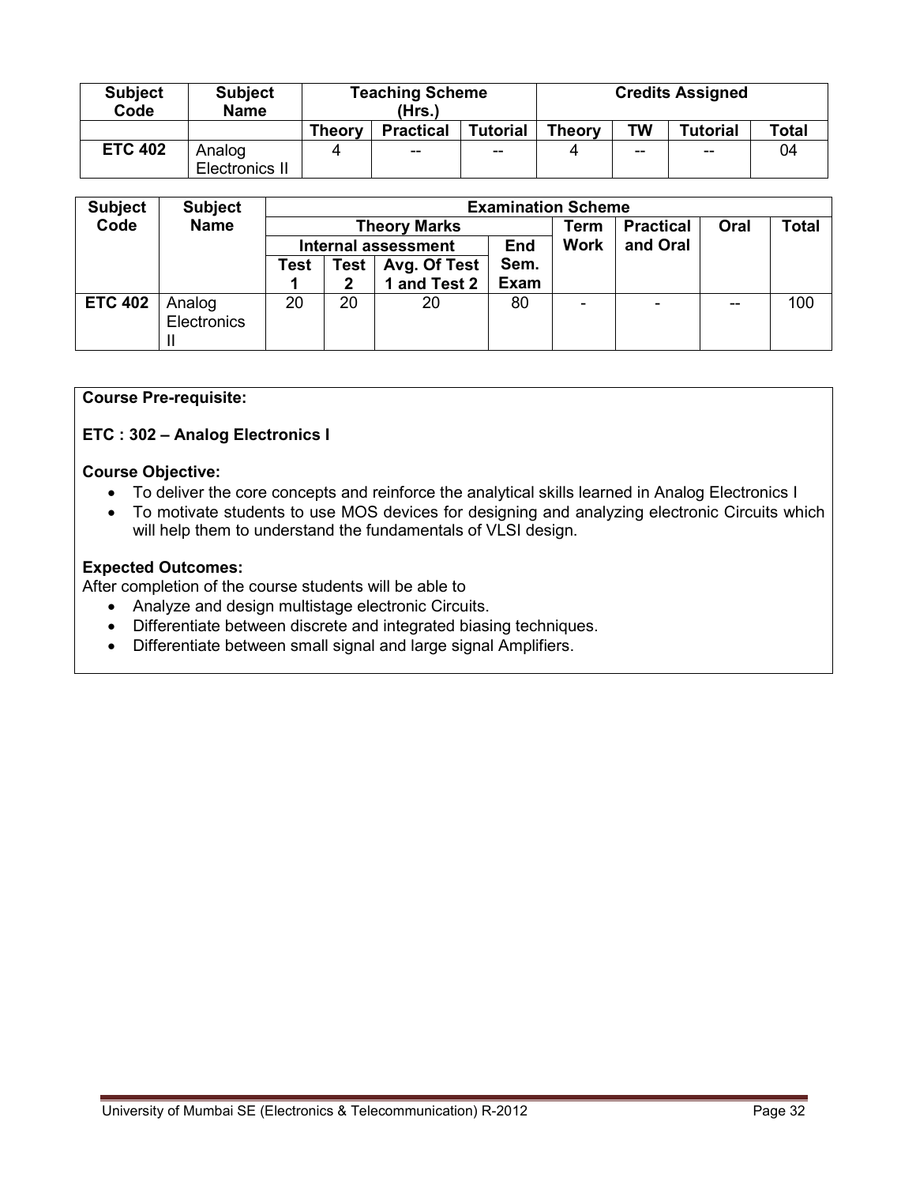| Subject Code | Subject Name | Teaching Scheme (Hrs.) | | | Credits Assigned | | | |
|---|---|---|---|---|---|---|---|---|
| | | Theory | Practical | Tutorial | Theory | TW | Tutorial | Total |
| ETC 402 | Analog Electronics II | 4 | -- | -- | 4 | -- | -- | 04 |

| Subject Code | Subject Name | Examination Scheme | | | | | | | |
|---|---|---|---|---|---|---|---|---|---|
| | | Theory Marks | | | | Term Work | Practical and Oral | Oral | Total |
| | | Internal assessment | | | End Sem. Exam | | | | |
| | | Test 1 | Test 2 | Avg. Of Test 1 and Test 2 | | | | | |
| ETC 402 | Analog Electronics II | 20 | 20 | 20 | 80 | - | - | -- | 100 |

**Course Pre-requisite:**

**ETC : 302 – Analog Electronics I**

**Course Objective:**

- To deliver the core concepts and reinforce the analytical skills learned in Analog Electronics I
- To motivate students to use MOS devices for designing and analyzing electronic Circuits which will help them to understand the fundamentals of VLSI design.

**Expected Outcomes:**

After completion of the course students will be able to

- Analyze and design multistage electronic Circuits.
- Differentiate between discrete and integrated biasing techniques.
- Differentiate between small signal and large signal Amplifiers.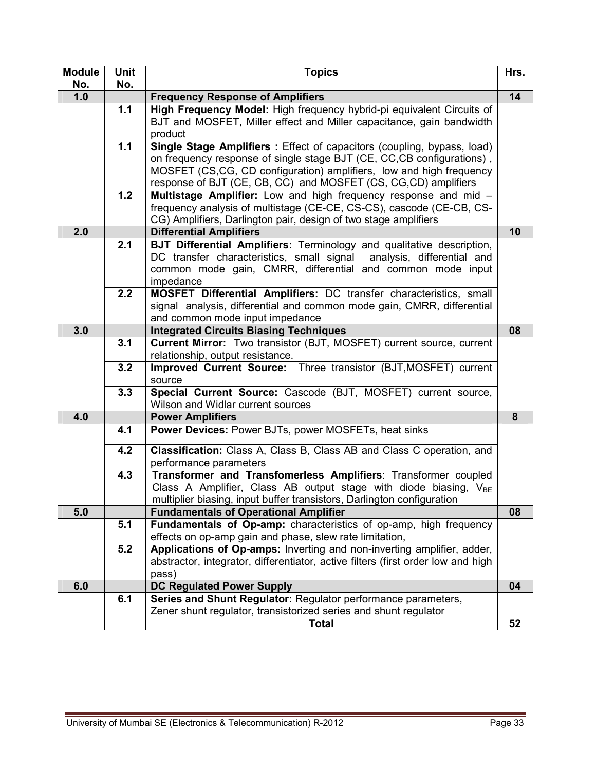| Module No. | Unit No. | Topics | Hrs. |
|---|---|---|---|
| **1.0** | | **Frequency Response of Amplifiers** | **14** |
| | **1.1** | **High Frequency Model:** High frequency hybrid-pi equivalent Circuits of BJT and MOSFET, Miller effect and Miller capacitance, gain bandwidth product | |
| | **1.1** | **Single Stage Amplifiers :** Effect of capacitors (coupling, bypass, load) on frequency response of single stage BJT (CE, CC,CB configurations) , MOSFET (CS,CG, CD configuration) amplifiers, low and high frequency response of BJT (CE, CB, CC) and MOSFET (CS, CG,CD) amplifiers | |
| | **1.2** | **Multistage Amplifier:** Low and high frequency response and mid – frequency analysis of multistage (CE-CE, CS-CS), cascode (CE-CB, CS-CG) Amplifiers, Darlington pair, design of two stage amplifiers | |
| **2.0** | | **Differential Amplifiers** | **10** |
| | **2.1** | **BJT Differential Amplifiers:** Terminology and qualitative description, DC transfer characteristics, small signal analysis, differential and common mode gain, CMRR, differential and common mode input impedance | |
| | **2.2** | **MOSFET Differential Amplifiers:** DC transfer characteristics, small signal analysis, differential and common mode gain, CMRR, differential and common mode input impedance | |
| **3.0** | | **Integrated Circuits Biasing Techniques** | **08** |
| | **3.1** | **Current Mirror:** Two transistor (BJT, MOSFET) current source, current relationship, output resistance. | |
| | **3.2** | **Improved Current Source:** Three transistor (BJT,MOSFET) current source | |
| | **3.3** | **Special Current Source:** Cascode (BJT, MOSFET) current source, Wilson and Widlar current sources | |
| **4.0** | | **Power Amplifiers** | **8** |
| | **4.1** | **Power Devices:** Power BJTs, power MOSFETs, heat sinks | |
| | **4.2** | **Classification:** Class A, Class B, Class AB and Class C operation, and performance parameters | |
| | **4.3** | **Transformer and Transfomerless Amplifiers**: Transformer coupled Class A Amplifier, Class AB output stage with diode biasing, $V_{BE}$ multiplier biasing, input buffer transistors, Darlington configuration | |
| **5.0** | | **Fundamentals of Operational Amplifier** | **08** |
| | **5.1** | **Fundamentals of Op-amp:** characteristics of op-amp, high frequency effects on op-amp gain and phase, slew rate limitation, | |
| | **5.2** | **Applications of Op-amps:** Inverting and non-inverting amplifier, adder, abstractor, integrator, differentiator, active filters (first order low and high pass) | |
| **6.0** | | **DC Regulated Power Supply** | **04** |
| | **6.1** | **Series and Shunt Regulator:** Regulator performance parameters, Zener shunt regulator, transistorized series and shunt regulator | |
| | | **Total** | **52** |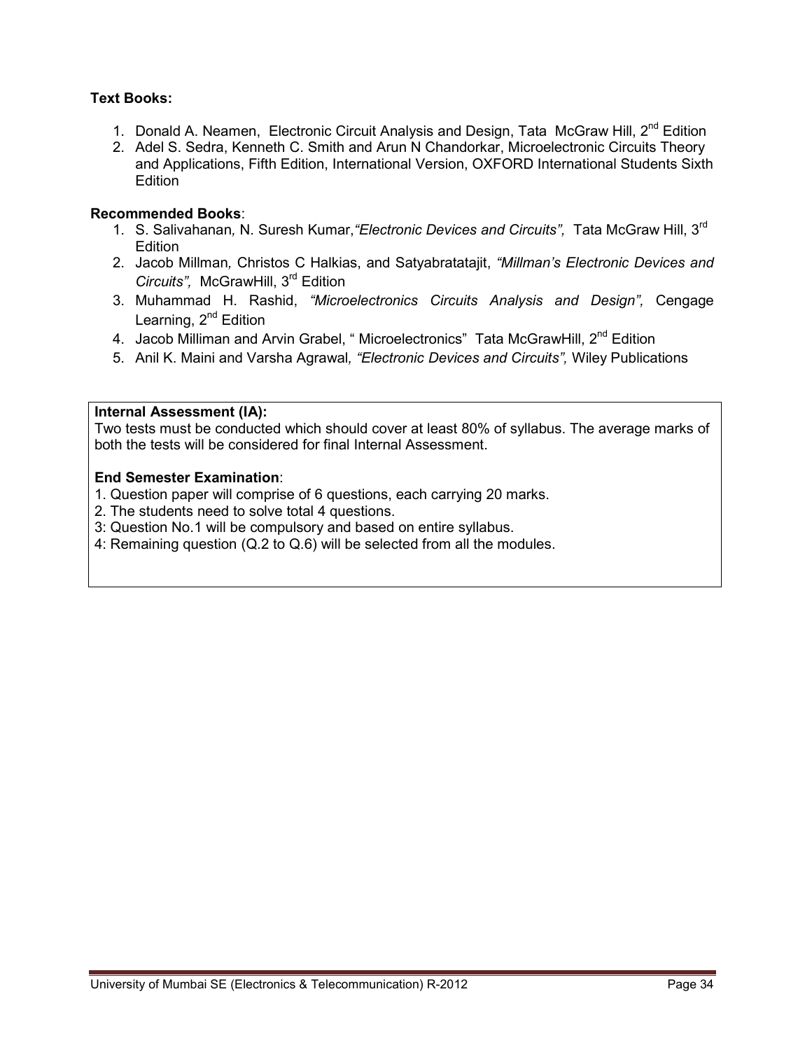**Text Books:**

1. Donald A. Neamen, Electronic Circuit Analysis and Design, Tata McGraw Hill, 2nd Edition
2. Adel S. Sedra, Kenneth C. Smith and Arun N Chandorkar, Microelectronic Circuits Theory and Applications, Fifth Edition, International Version, OXFORD International Students Sixth Edition

**Recommended Books**:

1. S. Salivahanan, N. Suresh Kumar, *"Electronic Devices and Circuits",* Tata McGraw Hill, 3rd Edition
2. Jacob Millman, Christos C Halkias, and Satyabratatajit, *"Millman's Electronic Devices and Circuits",* McGrawHill, 3rd Edition
3. Muhammad H. Rashid, *"Microelectronics Circuits Analysis and Design",* Cengage Learning, 2nd Edition
4. Jacob Milliman and Arvin Grabel, " Microelectronics" Tata McGrawHill, 2nd Edition
5. Anil K. Maini and Varsha Agrawal, *"Electronic Devices and Circuits",* Wiley Publications

**Internal Assessment (IA):**

Two tests must be conducted which should cover at least 80% of syllabus. The average marks of both the tests will be considered for final Internal Assessment.

**End Semester Examination**:

1. Question paper will comprise of 6 questions, each carrying 20 marks.
2. The students need to solve total 4 questions.
3: Question No.1 will be compulsory and based on entire syllabus.
4: Remaining question (Q.2 to Q.6) will be selected from all the modules.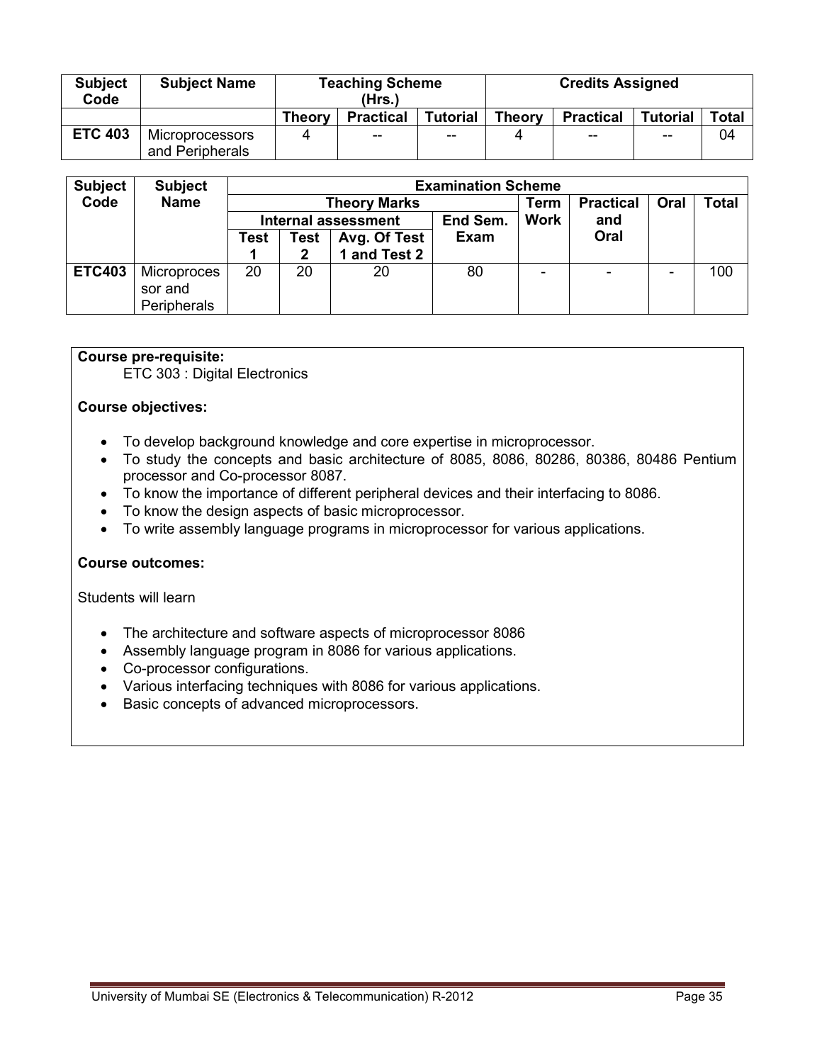| Subject Code | Subject Name | Teaching Scheme (Hrs.) | | | Credits Assigned | | | |
|---|---|---|---|---|---|---|---|---|
| | | Theory | Practical | Tutorial | Theory | Practical | Tutorial | Total |
| ETC 403 | Microprocessors and Peripherals | 4 | -- | -- | 4 | -- | -- | 04 |

| Subject Code | Subject Name | Examination Scheme | | | | | | | |
|---|---|---|---|---|---|---|---|---|---|
| | | Theory Marks | | | | Term Work | Practical and Oral | Oral | Total |
| | | Internal assessment | | | End Sem. Exam | | | | |
| | | Test 1 | Test 2 | Avg. Of Test 1 and Test 2 | | | | | |
| ETC403 | Microprocessor and Peripherals | 20 | 20 | 20 | 80 | - | - | - | 100 |

**Course pre-requisite:**

ETC 303 : Digital Electronics

**Course objectives:**

- To develop background knowledge and core expertise in microprocessor.
- To study the concepts and basic architecture of 8085, 8086, 80286, 80386, 80486 Pentium processor and Co-processor 8087.
- To know the importance of different peripheral devices and their interfacing to 8086.
- To know the design aspects of basic microprocessor.
- To write assembly language programs in microprocessor for various applications.

**Course outcomes:**

Students will learn

- The architecture and software aspects of microprocessor 8086
- Assembly language program in 8086 for various applications.
- Co-processor configurations.
- Various interfacing techniques with 8086 for various applications.
- Basic concepts of advanced microprocessors.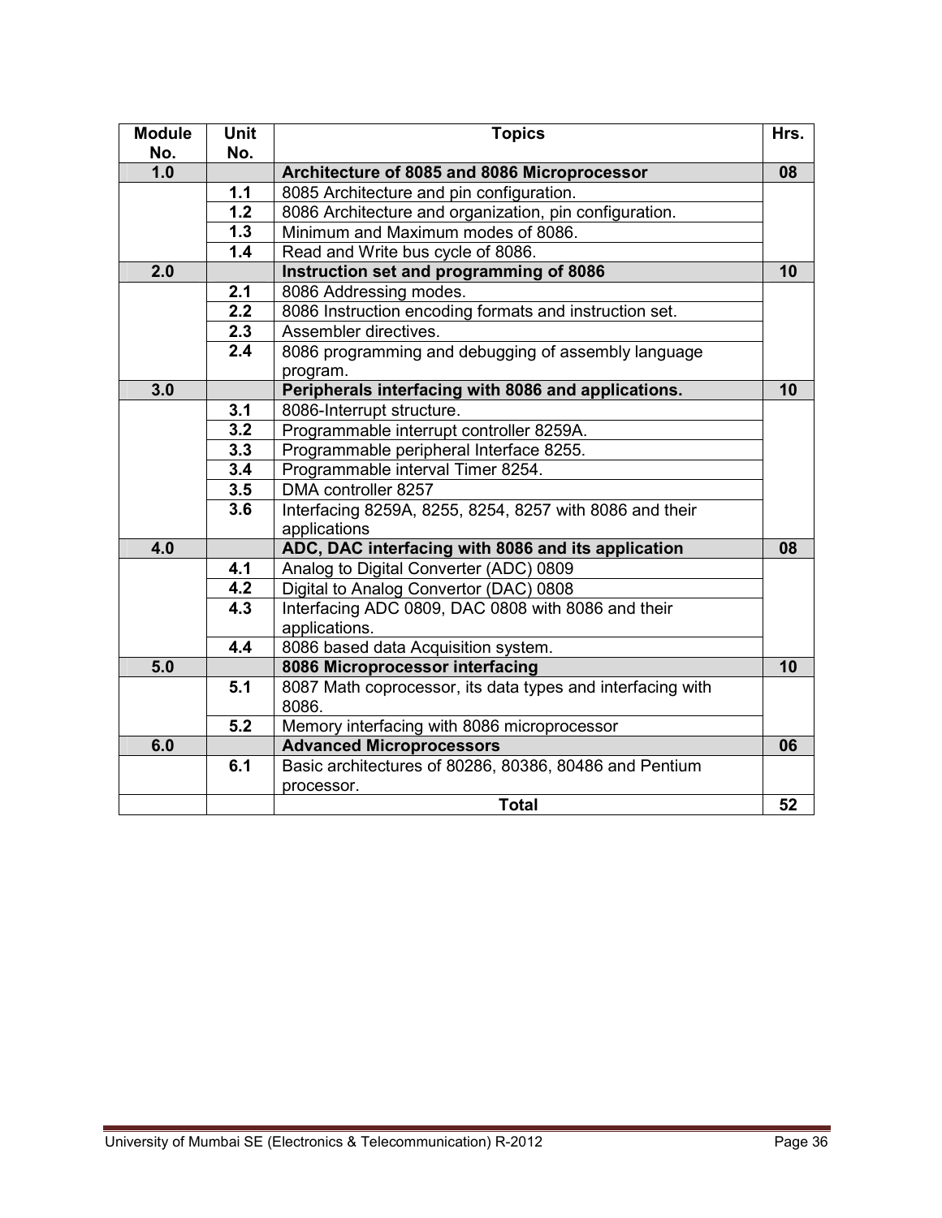| Module No. | Unit No. | Topics | Hrs. |
|---|---|---|---|
| **1.0** | | **Architecture of 8085 and 8086 Microprocessor** | **08** |
| | **1.1** | 8085 Architecture and pin configuration. | |
| | **1.2** | 8086 Architecture and organization, pin configuration. | |
| | **1.3** | Minimum and Maximum modes of 8086. | |
| | **1.4** | Read and Write bus cycle of 8086. | |
| **2.0** | | **Instruction set and programming of 8086** | **10** |
| | **2.1** | 8086 Addressing modes. | |
| | **2.2** | 8086 Instruction encoding formats and instruction set. | |
| | **2.3** | Assembler directives. | |
| | **2.4** | 8086 programming and debugging of assembly language program. | |
| **3.0** | | **Peripherals interfacing with 8086 and applications.** | **10** |
| | **3.1** | 8086-Interrupt structure. | |
| | **3.2** | Programmable interrupt controller 8259A. | |
| | **3.3** | Programmable peripheral Interface 8255. | |
| | **3.4** | Programmable interval Timer 8254. | |
| | **3.5** | DMA controller 8257 | |
| | **3.6** | Interfacing 8259A, 8255, 8254, 8257 with 8086 and their applications | |
| **4.0** | | **ADC, DAC interfacing with 8086 and its application** | **08** |
| | **4.1** | Analog to Digital Converter (ADC) 0809 | |
| | **4.2** | Digital to Analog Convertor (DAC) 0808 | |
| | **4.3** | Interfacing ADC 0809, DAC 0808 with 8086 and their applications. | |
| | **4.4** | 8086 based data Acquisition system. | |
| **5.0** | | **8086 Microprocessor interfacing** | **10** |
| | **5.1** | 8087 Math coprocessor, its data types and interfacing with 8086. | |
| | **5.2** | Memory interfacing with 8086 microprocessor | |
| **6.0** | | **Advanced Microprocessors** | **06** |
| | **6.1** | Basic architectures of 80286, 80386, 80486 and Pentium processor. | |
| | | **Total** | **52** |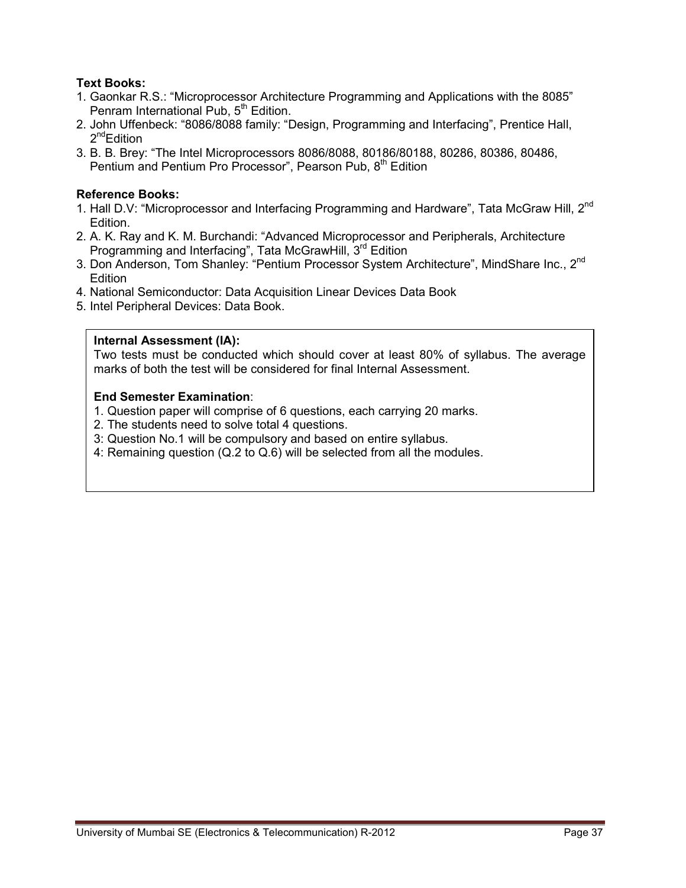**Text Books:**

1. Gaonkar R.S.: "Microprocessor Architecture Programming and Applications with the 8085" Penram International Pub, 5th Edition.
2. John Uffenbeck: "8086/8088 family: "Design, Programming and Interfacing", Prentice Hall, 2nd Edition
3. B. B. Brey: "The Intel Microprocessors 8086/8088, 80186/80188, 80286, 80386, 80486, Pentium and Pentium Pro Processor", Pearson Pub, 8th Edition

**Reference Books:**

1. Hall D.V: "Microprocessor and Interfacing Programming and Hardware", Tata McGraw Hill, 2nd Edition.
2. A. K. Ray and K. M. Burchandi: "Advanced Microprocessor and Peripherals, Architecture Programming and Interfacing", Tata McGrawHill, 3rd Edition
3. Don Anderson, Tom Shanley: "Pentium Processor System Architecture", MindShare Inc., 2nd Edition
4. National Semiconductor: Data Acquisition Linear Devices Data Book
5. Intel Peripheral Devices: Data Book.

**Internal Assessment (IA):**

Two tests must be conducted which should cover at least 80% of syllabus. The average marks of both the test will be considered for final Internal Assessment.

**End Semester Examination**:

1. Question paper will comprise of 6 questions, each carrying 20 marks.
2. The students need to solve total 4 questions.
3: Question No.1 will be compulsory and based on entire syllabus.
4: Remaining question (Q.2 to Q.6) will be selected from all the modules.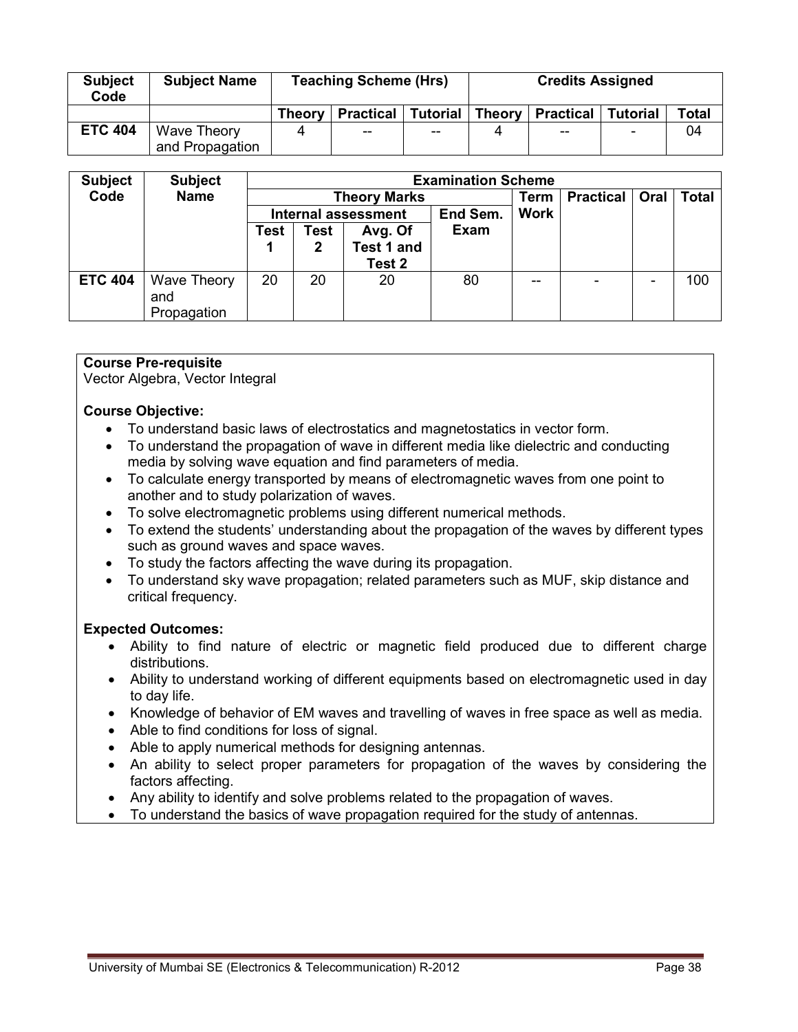| Subject Code | Subject Name | Teaching Scheme (Hrs) | | | Credits Assigned | | | |
|---|---|---|---|---|---|---|---|---|
| | | Theory | Practical | Tutorial | Theory | Practical | Tutorial | Total |
| ETC 404 | Wave Theory and Propagation | 4 | -- | -- | 4 | -- | - | 04 |

| Subject Code | Subject Name | Examination Scheme | | | | | | | |
|---|---|---|---|---|---|---|---|---|---|
| | | Theory Marks | | | | Term Work | Practical | Oral | Total |
| | | Internal assessment | | | End Sem. Exam | | | | |
| | | Test 1 | Test 2 | Avg. Of Test 1 and Test 2 | | | | | |
| ETC 404 | Wave Theory and Propagation | 20 | 20 | 20 | 80 | -- | - | - | 100 |

**Course Pre-requisite**
Vector Algebra, Vector Integral

**Course Objective:**

- To understand basic laws of electrostatics and magnetostatics in vector form.
- To understand the propagation of wave in different media like dielectric and conducting media by solving wave equation and find parameters of media.
- To calculate energy transported by means of electromagnetic waves from one point to another and to study polarization of waves.
- To solve electromagnetic problems using different numerical methods.
- To extend the students' understanding about the propagation of the waves by different types such as ground waves and space waves.
- To study the factors affecting the wave during its propagation.
- To understand sky wave propagation; related parameters such as MUF, skip distance and critical frequency.

**Expected Outcomes:**

- Ability to find nature of electric or magnetic field produced due to different charge distributions.
- Ability to understand working of different equipments based on electromagnetic used in day to day life.
- Knowledge of behavior of EM waves and travelling of waves in free space as well as media.
- Able to find conditions for loss of signal.
- Able to apply numerical methods for designing antennas.
- An ability to select proper parameters for propagation of the waves by considering the factors affecting.
- Any ability to identify and solve problems related to the propagation of waves.
- To understand the basics of wave propagation required for the study of antennas.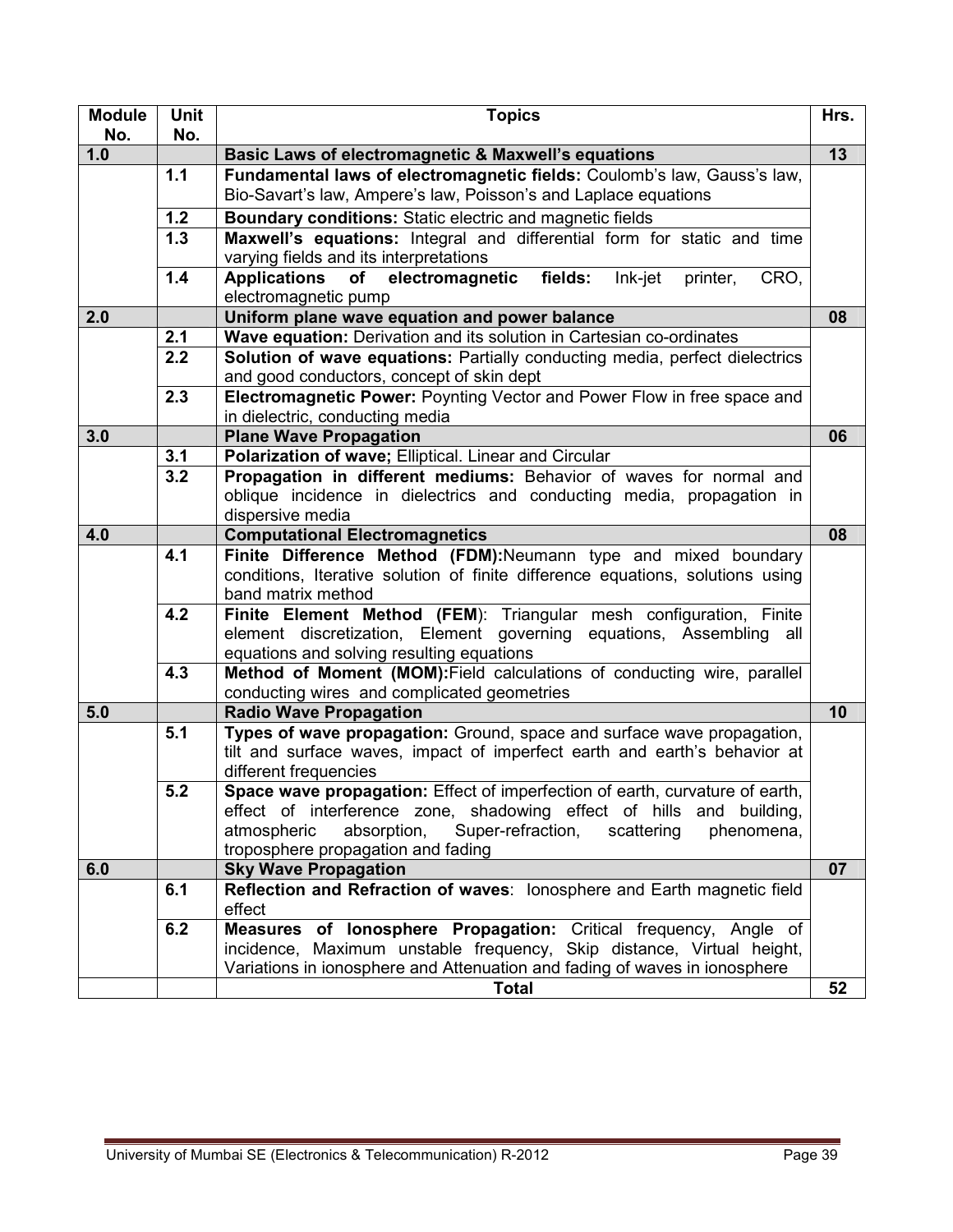| Module No. | Unit No. | Topics | Hrs. |
|---|---|---|---|
| 1.0 | | **Basic Laws of electromagnetic & Maxwell's equations** | 13 |
| | 1.1 | **Fundamental laws of electromagnetic fields:** Coulomb's law, Gauss's law, Bio-Savart's law, Ampere's law, Poisson's and Laplace equations | |
| | 1.2 | **Boundary conditions:** Static electric and magnetic fields | |
| | 1.3 | **Maxwell's equations:** Integral and differential form for static and time varying fields and its interpretations | |
| | 1.4 | **Applications of electromagnetic fields:** Ink-jet printer, CRO, electromagnetic pump | |
| 2.0 | | **Uniform plane wave equation and power balance** | 08 |
| | 2.1 | **Wave equation:** Derivation and its solution in Cartesian co-ordinates | |
| | 2.2 | **Solution of wave equations:** Partially conducting media, perfect dielectrics and good conductors, concept of skin dept | |
| | 2.3 | **Electromagnetic Power:** Poynting Vector and Power Flow in free space and in dielectric, conducting media | |
| 3.0 | | **Plane Wave Propagation** | 06 |
| | 3.1 | **Polarization of wave;** Elliptical. Linear and Circular | |
| | 3.2 | **Propagation in different mediums:** Behavior of waves for normal and oblique incidence in dielectrics and conducting media, propagation in dispersive media | |
| 4.0 | | **Computational Electromagnetics** | 08 |
| | 4.1 | **Finite Difference Method (FDM):**Neumann type and mixed boundary conditions, Iterative solution of finite difference equations, solutions using band matrix method | |
| | 4.2 | **Finite Element Method (FEM**): Triangular mesh configuration, Finite element discretization, Element governing equations, Assembling all equations and solving resulting equations | |
| | 4.3 | **Method of Moment (MOM):**Field calculations of conducting wire, parallel conducting wires and complicated geometries | |
| 5.0 | | **Radio Wave Propagation** | 10 |
| | 5.1 | **Types of wave propagation:** Ground, space and surface wave propagation, tilt and surface waves, impact of imperfect earth and earth's behavior at different frequencies | |
| | 5.2 | **Space wave propagation:** Effect of imperfection of earth, curvature of earth, effect of interference zone, shadowing effect of hills and building, atmospheric absorption, Super-refraction, scattering phenomena, troposphere propagation and fading | |
| 6.0 | | **Sky Wave Propagation** | 07 |
| | 6.1 | **Reflection and Refraction of waves**: Ionosphere and Earth magnetic field effect | |
| | 6.2 | **Measures of Ionosphere Propagation:** Critical frequency, Angle of incidence, Maximum unstable frequency, Skip distance, Virtual height, Variations in ionosphere and Attenuation and fading of waves in ionosphere | |
| | | **Total** | 52 |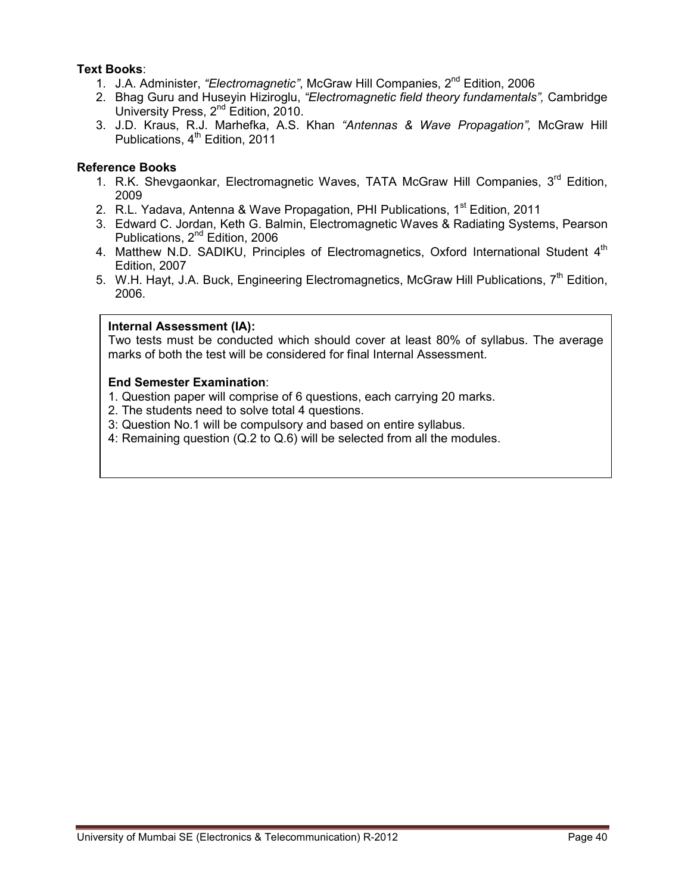**Text Books**:

1. J.A. Administer, *"Electromagnetic"*, McGraw Hill Companies, 2nd Edition, 2006
2. Bhag Guru and Huseyin Hiziroglu, *"Electromagnetic field theory fundamentals",* Cambridge University Press, 2nd Edition, 2010.
3. J.D. Kraus, R.J. Marhefka, A.S. Khan *"Antennas & Wave Propagation",* McGraw Hill Publications, 4th Edition, 2011

**Reference Books**

1. R.K. Shevgaonkar, Electromagnetic Waves, TATA McGraw Hill Companies, 3rd Edition, 2009
2. R.L. Yadava, Antenna & Wave Propagation, PHI Publications, 1st Edition, 2011
3. Edward C. Jordan, Keth G. Balmin, Electromagnetic Waves & Radiating Systems, Pearson Publications, 2nd Edition, 2006
4. Matthew N.D. SADIKU, Principles of Electromagnetics, Oxford International Student 4th Edition, 2007
5. W.H. Hayt, J.A. Buck, Engineering Electromagnetics, McGraw Hill Publications, 7th Edition, 2006.

**Internal Assessment (IA):**

Two tests must be conducted which should cover at least 80% of syllabus. The average marks of both the test will be considered for final Internal Assessment.

**End Semester Examination**:

1. Question paper will comprise of 6 questions, each carrying 20 marks.
2. The students need to solve total 4 questions.
3: Question No.1 will be compulsory and based on entire syllabus.
4: Remaining question (Q.2 to Q.6) will be selected from all the modules.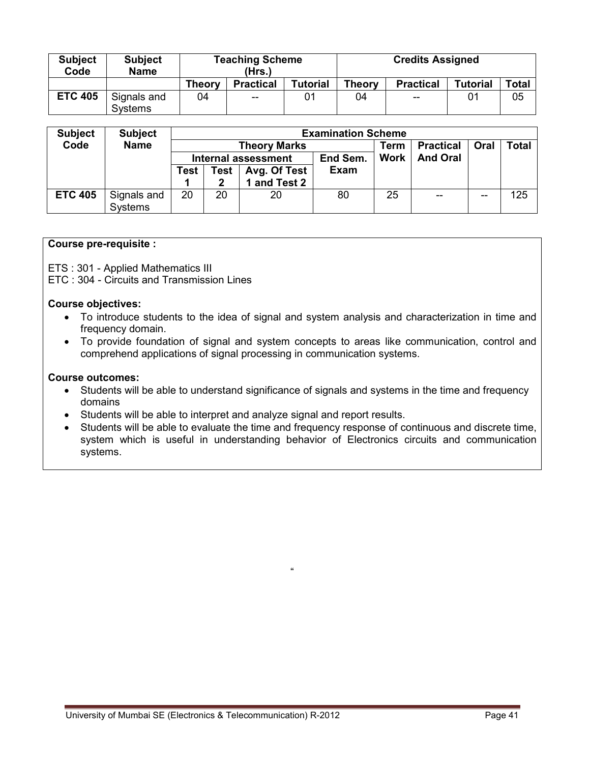| Subject Code | Subject Name | Teaching Scheme (Hrs.) | | | Credits Assigned | | | |
|---|---|---|---|---|---|---|---|---|
| | | Theory | Practical | Tutorial | Theory | Practical | Tutorial | Total |
| ETC 405 | Signals and Systems | 04 | -- | 01 | 04 | -- | 01 | 05 |

| Subject Code | Subject Name | Examination Scheme | | | | | | | |
|---|---|---|---|---|---|---|---|---|---|
| | | Theory Marks | | | | Term Work | Practical And Oral | Oral | Total |
| | | Internal assessment | | | End Sem. Exam | | | | |
| | | Test 1 | Test 2 | Avg. Of Test 1 and Test 2 | | | | | |
| ETC 405 | Signals and Systems | 20 | 20 | 20 | 80 | 25 | -- | -- | 125 |

**Course pre-requisite :**

ETS : 301 - Applied Mathematics III
ETC : 304 - Circuits and Transmission Lines

**Course objectives:**

- To introduce students to the idea of signal and system analysis and characterization in time and frequency domain.
- To provide foundation of signal and system concepts to areas like communication, control and comprehend applications of signal processing in communication systems.

**Course outcomes:**

- Students will be able to understand significance of signals and systems in the time and frequency domains
- Students will be able to interpret and analyze signal and report results.
- Students will be able to evaluate the time and frequency response of continuous and discrete time, system which is useful in understanding behavior of Electronics circuits and communication systems.

"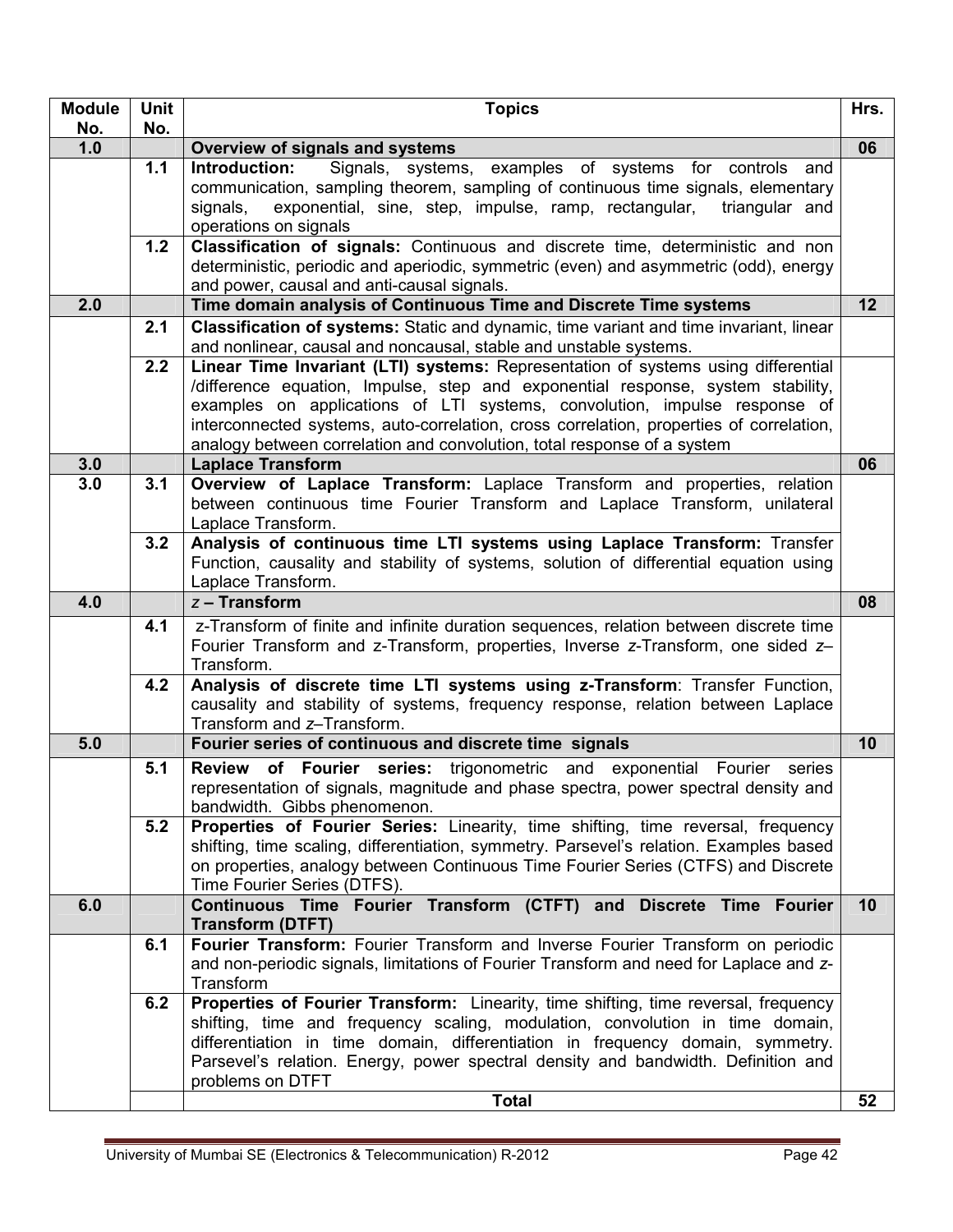| Module No. | Unit No. | Topics | Hrs. |
|---|---|---|---|
| 1.0 | | **Overview of signals and systems** | 06 |
| | 1.1 | **Introduction:** Signals, systems, examples of systems for controls and communication, sampling theorem, sampling of continuous time signals, elementary signals, exponential, sine, step, impulse, ramp, rectangular, triangular and operations on signals | |
| | 1.2 | **Classification of signals:** Continuous and discrete time, deterministic and non deterministic, periodic and aperiodic, symmetric (even) and asymmetric (odd), energy and power, causal and anti-causal signals. | |
| 2.0 | | **Time domain analysis of Continuous Time and Discrete Time systems** | 12 |
| | 2.1 | **Classification of systems:** Static and dynamic, time variant and time invariant, linear and nonlinear, causal and noncausal, stable and unstable systems. | |
| | 2.2 | **Linear Time Invariant (LTI) systems:** Representation of systems using differential /difference equation, Impulse, step and exponential response, system stability, examples on applications of LTI systems, convolution, impulse response of interconnected systems, auto-correlation, cross correlation, properties of correlation, analogy between correlation and convolution, total response of a system | |
| 3.0 | | **Laplace Transform** | 06 |
| 3.0 | 3.1 | **Overview of Laplace Transform:** Laplace Transform and properties, relation between continuous time Fourier Transform and Laplace Transform, unilateral Laplace Transform. | |
| | 3.2 | **Analysis of continuous time LTI systems using Laplace Transform:** Transfer Function, causality and stability of systems, solution of differential equation using Laplace Transform. | |
| 4.0 | | ***z* – Transform** | 08 |
| | 4.1 | *z*-Transform of finite and infinite duration sequences, relation between discrete time Fourier Transform and z-Transform, properties, Inverse *z*-Transform, one sided *z*–Transform. | |
| | 4.2 | **Analysis of discrete time LTI systems using z-Transform**: Transfer Function, causality and stability of systems, frequency response, relation between Laplace Transform and *z*–Transform. | |
| 5.0 | | **Fourier series of continuous and discrete time signals** | 10 |
| | 5.1 | **Review of Fourier series:** trigonometric and exponential Fourier series representation of signals, magnitude and phase spectra, power spectral density and bandwidth. Gibbs phenomenon. | |
| | 5.2 | **Properties of Fourier Series:** Linearity, time shifting, time reversal, frequency shifting, time scaling, differentiation, symmetry. Parsevel's relation. Examples based on properties, analogy between Continuous Time Fourier Series (CTFS) and Discrete Time Fourier Series (DTFS). | |
| 6.0 | | **Continuous Time Fourier Transform (CTFT) and Discrete Time Fourier Transform (DTFT)** | 10 |
| | 6.1 | **Fourier Transform:** Fourier Transform and Inverse Fourier Transform on periodic and non-periodic signals, limitations of Fourier Transform and need for Laplace and *z*-Transform | |
| | 6.2 | **Properties of Fourier Transform:** Linearity, time shifting, time reversal, frequency shifting, time and frequency scaling, modulation, convolution in time domain, differentiation in time domain, differentiation in frequency domain, symmetry. Parsevel's relation. Energy, power spectral density and bandwidth. Definition and problems on DTFT | |
| | | **Total** | **52** |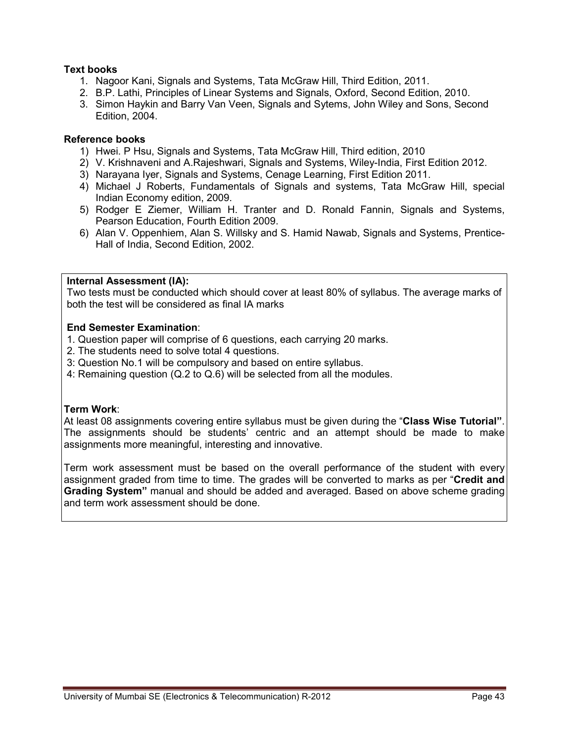**Text books**

1. Nagoor Kani, Signals and Systems, Tata McGraw Hill, Third Edition, 2011.
2. B.P. Lathi, Principles of Linear Systems and Signals, Oxford, Second Edition, 2010.
3. Simon Haykin and Barry Van Veen, Signals and Sytems, John Wiley and Sons, Second Edition, 2004.

**Reference books**

1) Hwei. P Hsu, Signals and Systems, Tata McGraw Hill, Third edition, 2010
2) V. Krishnaveni and A.Rajeshwari, Signals and Systems, Wiley-India, First Edition 2012.
3) Narayana Iyer, Signals and Systems, Cenage Learning, First Edition 2011.
4) Michael J Roberts, Fundamentals of Signals and systems, Tata McGraw Hill, special Indian Economy edition, 2009.
5) Rodger E Ziemer, William H. Tranter and D. Ronald Fannin, Signals and Systems, Pearson Education, Fourth Edition 2009.
6) Alan V. Oppenhiem, Alan S. Willsky and S. Hamid Nawab, Signals and Systems, Prentice-Hall of India, Second Edition, 2002.

**Internal Assessment (IA):**
Two tests must be conducted which should cover at least 80% of syllabus. The average marks of both the test will be considered as final IA marks

**End Semester Examination**:
1. Question paper will comprise of 6 questions, each carrying 20 marks.
2. The students need to solve total 4 questions.
3: Question No.1 will be compulsory and based on entire syllabus.
4: Remaining question (Q.2 to Q.6) will be selected from all the modules.

**Term Work**:
At least 08 assignments covering entire syllabus must be given during the "**Class Wise Tutorial"**. The assignments should be students' centric and an attempt should be made to make assignments more meaningful, interesting and innovative.

Term work assessment must be based on the overall performance of the student with every assignment graded from time to time. The grades will be converted to marks as per "**Credit and Grading System"** manual and should be added and averaged. Based on above scheme grading and term work assessment should be done.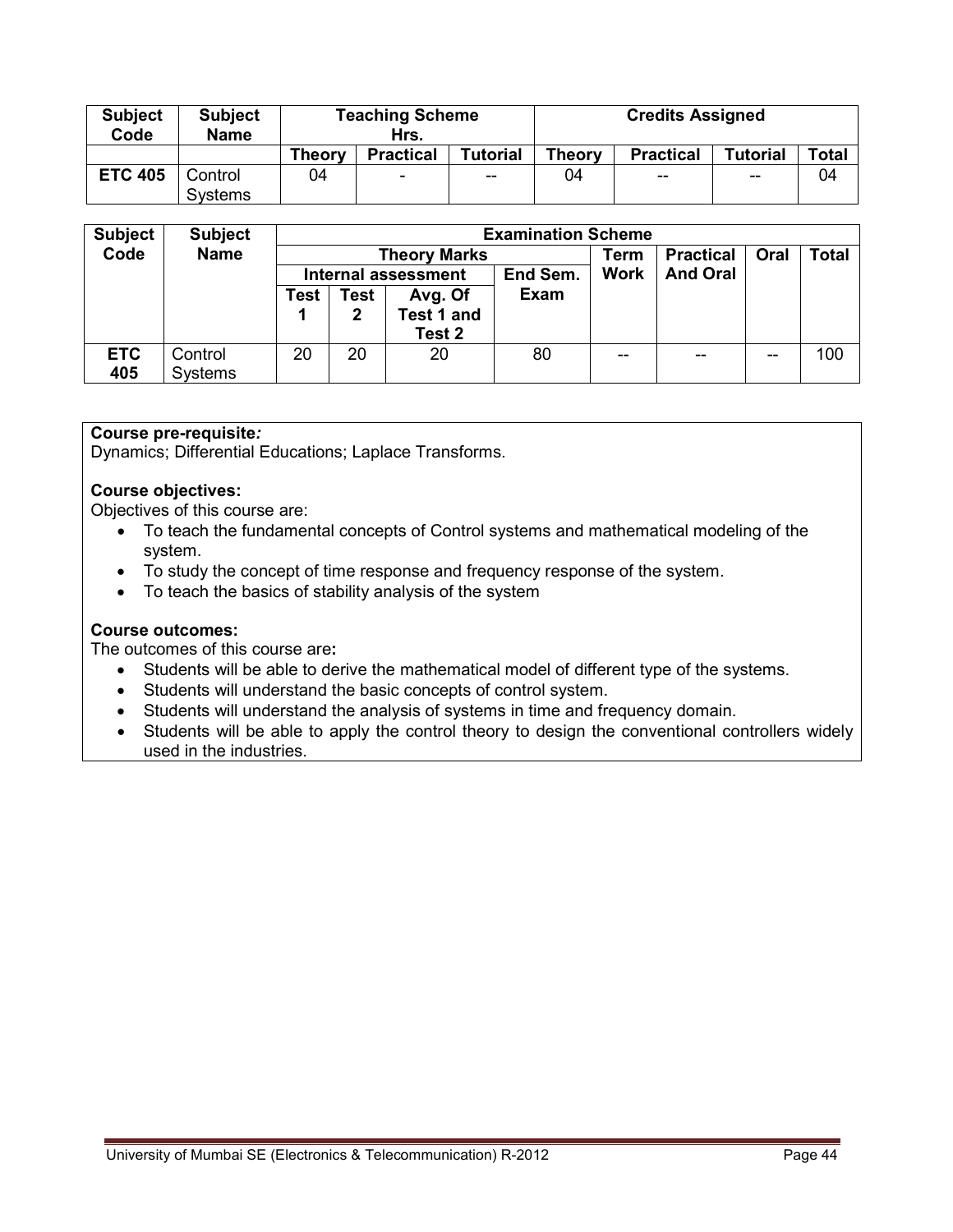| Subject Code | Subject Name | Teaching Scheme Hrs. | | | Credits Assigned | | | |
|---|---|---|---|---|---|---|---|---|
| | | Theory | Practical | Tutorial | Theory | Practical | Tutorial | Total |
| ETC 405 | Control Systems | 04 | - | -- | 04 | -- | -- | 04 |

| Subject Code | Subject Name | Examination Scheme | | | | | | | |
|---|---|---|---|---|---|---|---|---|---|
| | | Theory Marks | | | | Term Work | Practical And Oral | Oral | Total |
| | | Internal assessment | | | End Sem. Exam | | | | |
| | | Test 1 | Test 2 | Avg. Of Test 1 and Test 2 | | | | | |
| ETC 405 | Control Systems | 20 | 20 | 20 | 80 | -- | -- | -- | 100 |

**Course pre-requisite*:***
Dynamics; Differential Educations; Laplace Transforms.

**Course objectives:**
Objectives of this course are:

- To teach the fundamental concepts of Control systems and mathematical modeling of the system.
- To study the concept of time response and frequency response of the system.
- To teach the basics of stability analysis of the system

**Course outcomes:**
The outcomes of this course are**:**

- Students will be able to derive the mathematical model of different type of the systems.
- Students will understand the basic concepts of control system.
- Students will understand the analysis of systems in time and frequency domain.
- Students will be able to apply the control theory to design the conventional controllers widely used in the industries.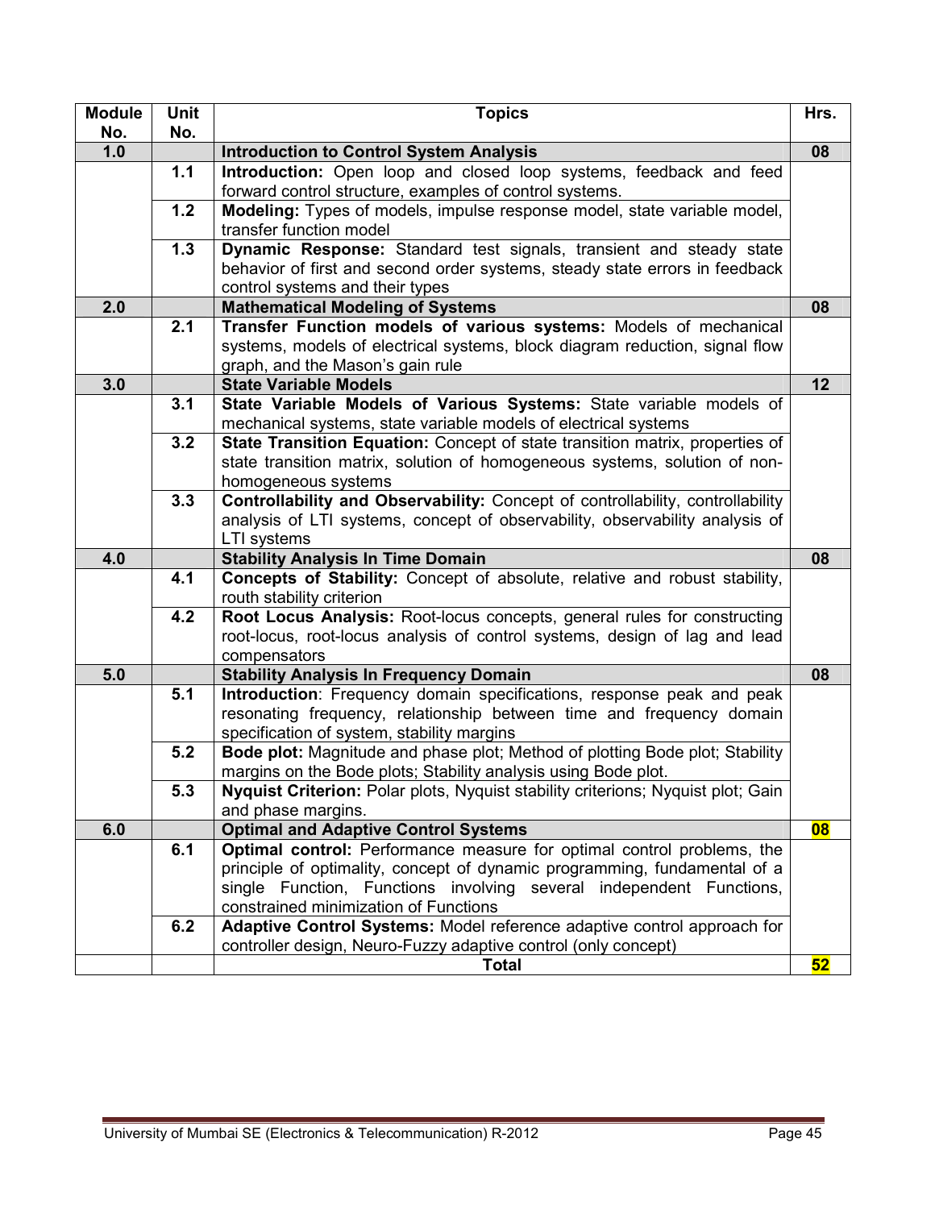| Module No. | Unit No. | Topics | Hrs. |
|---|---|---|---|
| **1.0** | | **Introduction to Control System Analysis** | **08** |
| | **1.1** | **Introduction:** Open loop and closed loop systems, feedback and feed forward control structure, examples of control systems. | |
| | **1.2** | **Modeling:** Types of models, impulse response model, state variable model, transfer function model | |
| | **1.3** | **Dynamic Response:** Standard test signals, transient and steady state behavior of first and second order systems, steady state errors in feedback control systems and their types | |
| **2.0** | | **Mathematical Modeling of Systems** | **08** |
| | **2.1** | **Transfer Function models of various systems:** Models of mechanical systems, models of electrical systems, block diagram reduction, signal flow graph, and the Mason's gain rule | |
| **3.0** | | **State Variable Models** | **12** |
| | **3.1** | **State Variable Models of Various Systems:** State variable models of mechanical systems, state variable models of electrical systems | |
| | **3.2** | **State Transition Equation:** Concept of state transition matrix, properties of state transition matrix, solution of homogeneous systems, solution of non-homogeneous systems | |
| | **3.3** | **Controllability and Observability:** Concept of controllability, controllability analysis of LTI systems, concept of observability, observability analysis of LTI systems | |
| **4.0** | | **Stability Analysis In Time Domain** | **08** |
| | **4.1** | **Concepts of Stability:** Concept of absolute, relative and robust stability, routh stability criterion | |
| | **4.2** | **Root Locus Analysis:** Root-locus concepts, general rules for constructing root-locus, root-locus analysis of control systems, design of lag and lead compensators | |
| **5.0** | | **Stability Analysis In Frequency Domain** | **08** |
| | **5.1** | **Introduction**: Frequency domain specifications, response peak and peak resonating frequency, relationship between time and frequency domain specification of system, stability margins | |
| | **5.2** | **Bode plot:** Magnitude and phase plot; Method of plotting Bode plot; Stability margins on the Bode plots; Stability analysis using Bode plot. | |
| | **5.3** | **Nyquist Criterion:** Polar plots, Nyquist stability criterions; Nyquist plot; Gain and phase margins. | |
| **6.0** | | **Optimal and Adaptive Control Systems** | **08** |
| | **6.1** | **Optimal control:** Performance measure for optimal control problems, the principle of optimality, concept of dynamic programming, fundamental of a single Function, Functions involving several independent Functions, constrained minimization of Functions | |
| | **6.2** | **Adaptive Control Systems:** Model reference adaptive control approach for controller design, Neuro-Fuzzy adaptive control (only concept) | |
| | | **Total** | **52** |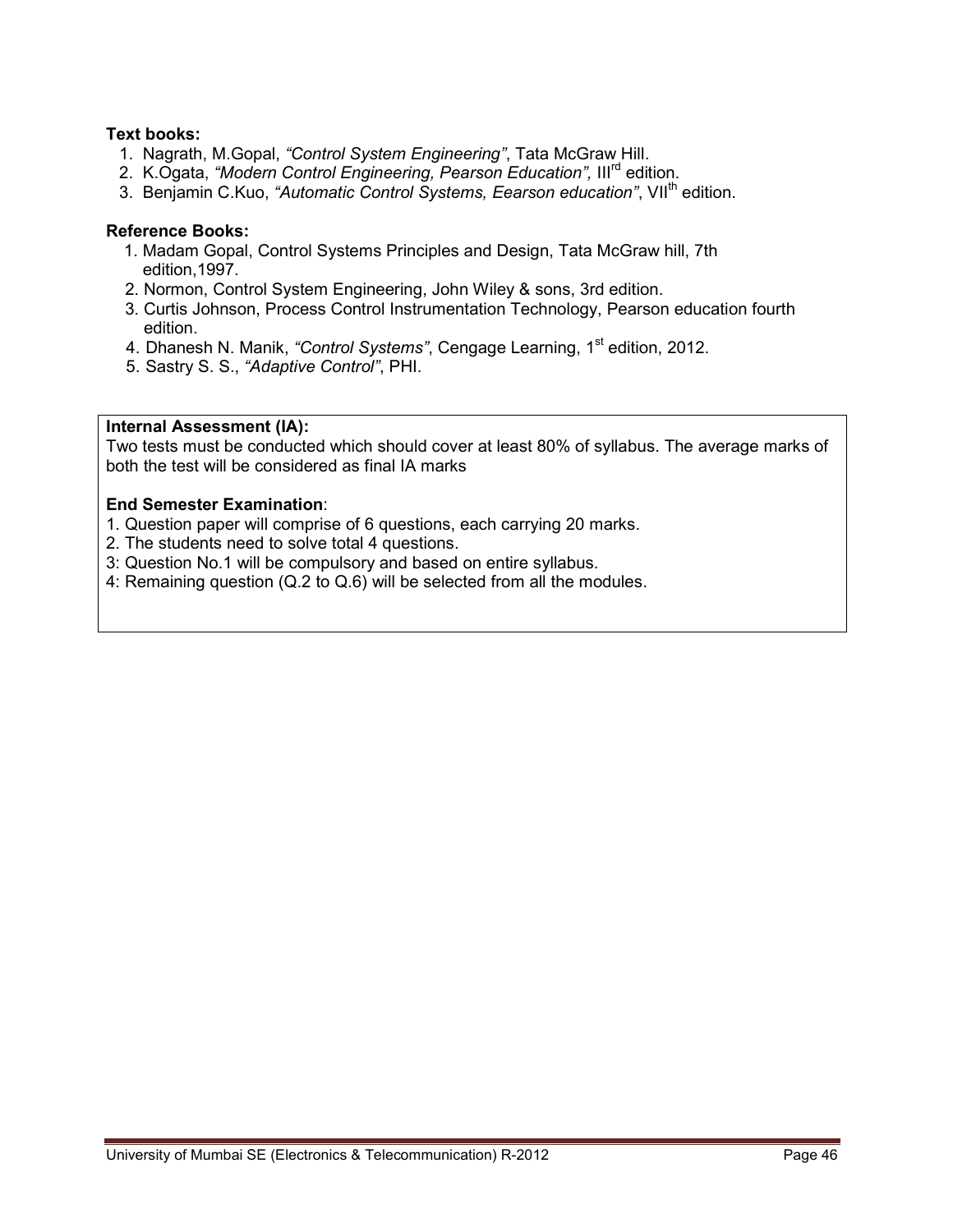**Text books:**

1. Nagrath, M.Gopal, *"Control System Engineering"*, Tata McGraw Hill.
2. K.Ogata, *"Modern Control Engineering, Pearson Education",* III$^{rd}$ edition.
3. Benjamin C.Kuo, *"Automatic Control Systems, Eearson education"*, VII$^{th}$ edition.

**Reference Books:**

1. Madam Gopal, Control Systems Principles and Design, Tata McGraw hill, 7th edition,1997.
2. Normon, Control System Engineering, John Wiley & sons, 3rd edition.
3. Curtis Johnson, Process Control Instrumentation Technology, Pearson education fourth edition.
4. Dhanesh N. Manik, *"Control Systems"*, Cengage Learning, 1$^{st}$ edition, 2012.
5. Sastry S. S., *"Adaptive Control"*, PHI.

**Internal Assessment (IA):**

Two tests must be conducted which should cover at least 80% of syllabus. The average marks of both the test will be considered as final IA marks

**End Semester Examination**:

1. Question paper will comprise of 6 questions, each carrying 20 marks.
2. The students need to solve total 4 questions.
3: Question No.1 will be compulsory and based on entire syllabus.
4: Remaining question (Q.2 to Q.6) will be selected from all the modules.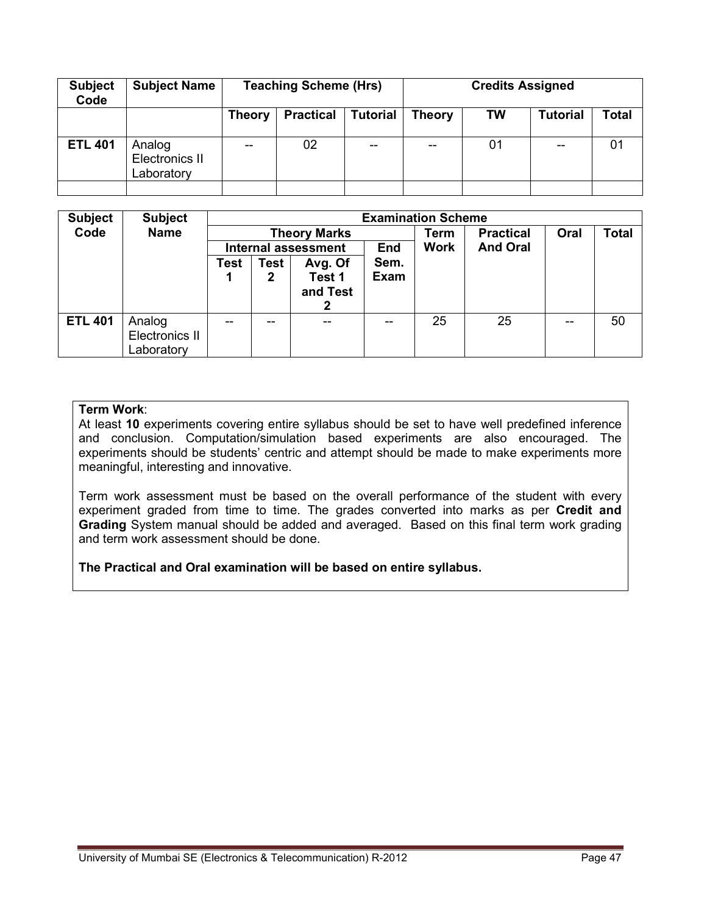| Subject Code | Subject Name | Teaching Scheme (Hrs) | | | Credits Assigned | | | |
|---|---|---|---|---|---|---|---|---|
| | | Theory | Practical | Tutorial | Theory | TW | Tutorial | Total |
| ETL 401 | Analog Electronics II Laboratory | -- | 02 | -- | -- | 01 | -- | 01 |
| | | | | | | | | |

| Subject Code | Subject Name | Examination Scheme | | | | | | | |
|---|---|---|---|---|---|---|---|---|---|
| | | Theory Marks | | | | Term Work | Practical And Oral | Oral | Total |
| | | Internal assessment | | | End Sem. Exam | | | | |
| | | Test 1 | Test 2 | Avg. Of Test 1 and Test 2 | | | | | |
| ETL 401 | Analog Electronics II Laboratory | -- | -- | -- | -- | 25 | 25 | -- | 50 |

**Term Work**:
At least **10** experiments covering entire syllabus should be set to have well predefined inference and conclusion. Computation/simulation based experiments are also encouraged. The experiments should be students' centric and attempt should be made to make experiments more meaningful, interesting and innovative.

Term work assessment must be based on the overall performance of the student with every experiment graded from time to time. The grades converted into marks as per **Credit and Grading** System manual should be added and averaged. Based on this final term work grading and term work assessment should be done.

**The Practical and Oral examination will be based on entire syllabus.**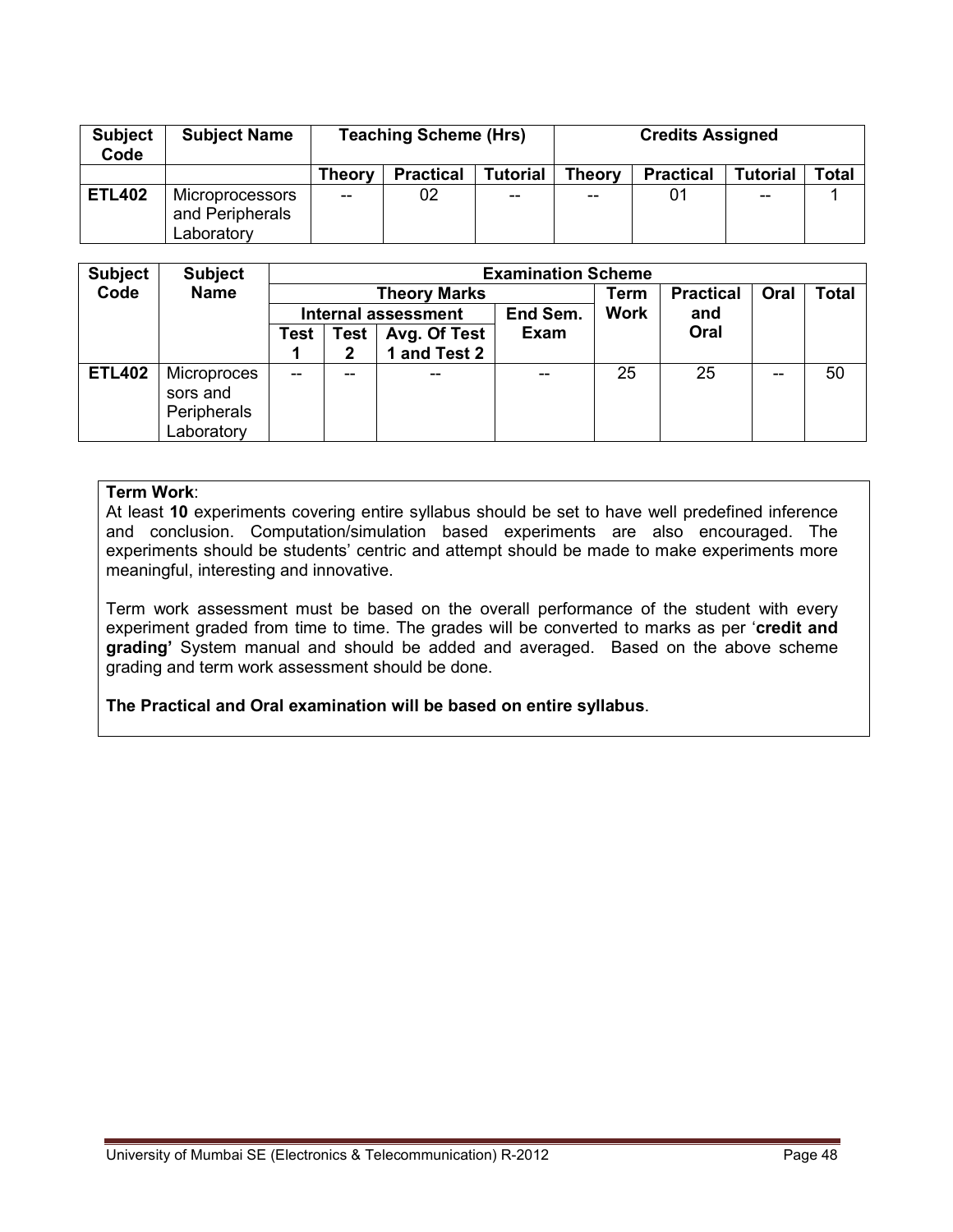| Subject Code | Subject Name | Teaching Scheme (Hrs) | | | Credits Assigned | | | |
|---|---|---|---|---|---|---|---|---|
| | | Theory | Practical | Tutorial | Theory | Practical | Tutorial | Total |
| ETL402 | Microprocessors and Peripherals Laboratory | -- | 02 | -- | -- | 01 | -- | 1 |

| Subject Code | Subject Name | Examination Scheme | | | | | | | |
|---|---|---|---|---|---|---|---|---|---|
| | | Theory Marks | | | | Term Work | Practical and Oral | Oral | Total |
| | | Internal assessment | | | End Sem. Exam | | | | |
| | | Test 1 | Test 2 | Avg. Of Test 1 and Test 2 | | | | | |
| ETL402 | Microprocessors and Peripherals Laboratory | -- | -- | -- | -- | 25 | 25 | -- | 50 |

**Term Work**:

At least **10** experiments covering entire syllabus should be set to have well predefined inference and conclusion. Computation/simulation based experiments are also encouraged. The experiments should be students' centric and attempt should be made to make experiments more meaningful, interesting and innovative.

Term work assessment must be based on the overall performance of the student with every experiment graded from time to time. The grades will be converted to marks as per '**credit and grading'** System manual and should be added and averaged. Based on the above scheme grading and term work assessment should be done.

**The Practical and Oral examination will be based on entire syllabus**.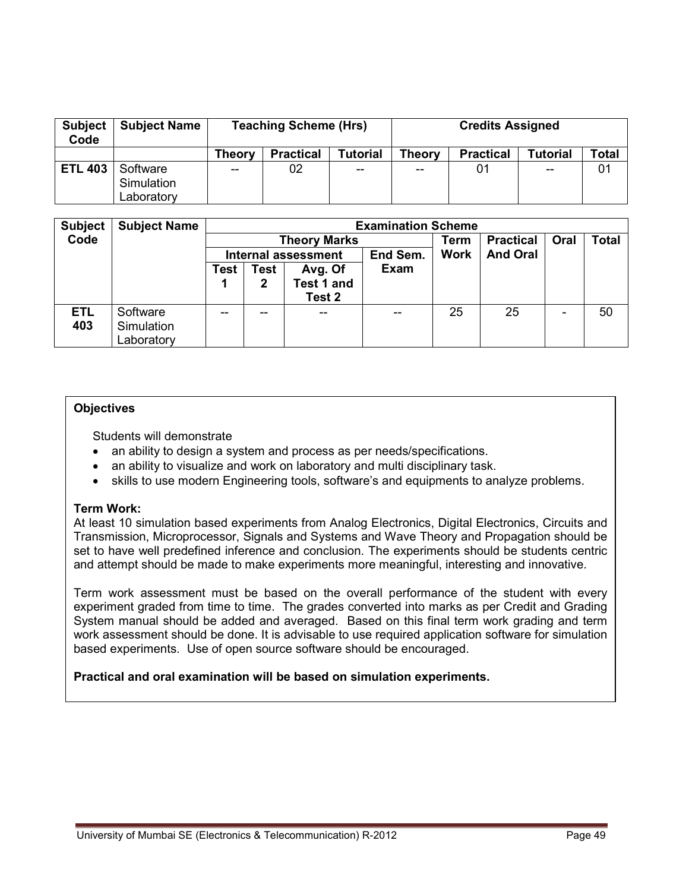| Subject Code | Subject Name | Teaching Scheme (Hrs) | | | Credits Assigned | | | |
|---|---|---|---|---|---|---|---|---|
| | | Theory | Practical | Tutorial | Theory | Practical | Tutorial | Total |
| ETL 403 | Software Simulation Laboratory | -- | 02 | -- | -- | 01 | -- | 01 |

| Subject Code | Subject Name | Examination Scheme | | | | | | | |
|---|---|---|---|---|---|---|---|---|---|
| | | Theory Marks | | | | Term Work | Practical And Oral | Oral | Total |
| | | Internal assessment | | | End Sem. Exam | | | | |
| | | Test 1 | Test 2 | Avg. Of Test 1 and Test 2 | | | | | |
| ETL 403 | Software Simulation Laboratory | -- | -- | -- | -- | 25 | 25 | - | 50 |

**Objectives**

Students will demonstrate

- an ability to design a system and process as per needs/specifications.
- an ability to visualize and work on laboratory and multi disciplinary task.
- skills to use modern Engineering tools, software's and equipments to analyze problems.

**Term Work:**

At least 10 simulation based experiments from Analog Electronics, Digital Electronics, Circuits and Transmission, Microprocessor, Signals and Systems and Wave Theory and Propagation should be set to have well predefined inference and conclusion. The experiments should be students centric and attempt should be made to make experiments more meaningful, interesting and innovative.

Term work assessment must be based on the overall performance of the student with every experiment graded from time to time. The grades converted into marks as per Credit and Grading System manual should be added and averaged. Based on this final term work grading and term work assessment should be done. It is advisable to use required application software for simulation based experiments. Use of open source software should be encouraged.

**Practical and oral examination will be based on simulation experiments.**